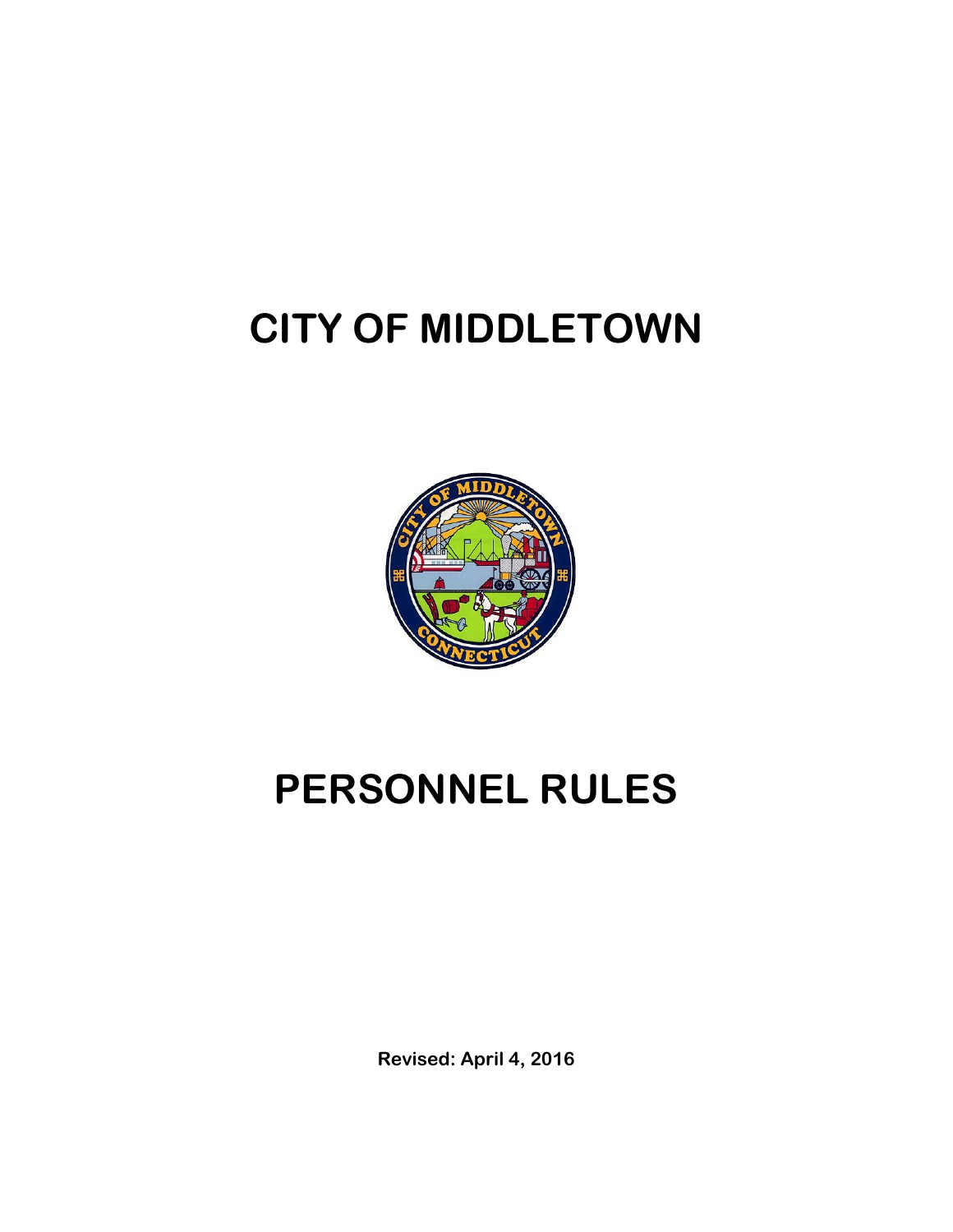# CITY OF MIDDLETOWN

# PERSONNEL RULES

**Revised: April 4, 2016**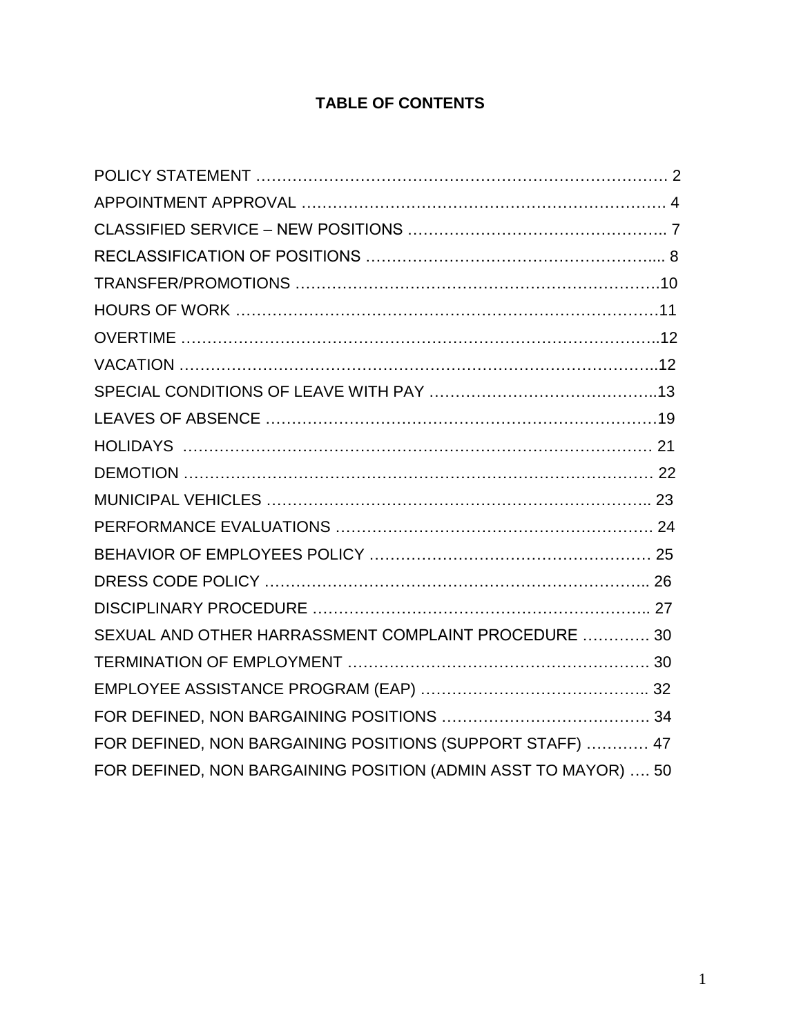# TABLE OF CONTENTS

POLICY STATEMENT ……………………………………………………………………… 2

APPOINTMENT APPROVAL …………………………………………………………… 4

CLASSIFIED SERVICE – NEW POSITIONS ………………………………………... 7

RECLASSIFICATION OF POSITIONS ……………………………………………..... 8

TRANSFER/PROMOTIONS ………………………………………………………….10

HOURS OF WORK …………………………………………………………………11

OVERTIME ………………………………………………………………………..12

VACATION ………………………………………………………………………...12

SPECIAL CONDITIONS OF LEAVE WITH PAY ……………………………………..13

LEAVES OF ABSENCE ……………………………………………………………19

HOLIDAYS …………………………………………………………………………… 21

DEMOTION ……………………………………………………………………………… 22

MUNICIPAL VEHICLES ……………………………………………………………….. 23

PERFORMANCE EVALUATIONS …………………………………………………. 24

BEHAVIOR OF EMPLOYEES POLICY ……………………………………………… 25

DRESS CODE POLICY ………………………………………………………….. 26

DISCIPLINARY PROCEDURE ……………………………………………………….. 27

SEXUAL AND OTHER HARRASSMENT COMPLAINT PROCEDURE …………. 30

TERMINATION OF EMPLOYMENT ……………………………………………. 30

EMPLOYEE ASSISTANCE PROGRAM (EAP) …………………………………….. 32

FOR DEFINED, NON BARGAINING POSITIONS ………………………………. 34

FOR DEFINED, NON BARGAINING POSITIONS (SUPPORT STAFF) ………… 47

FOR DEFINED, NON BARGAINING POSITION (ADMIN ASST TO MAYOR) …. 50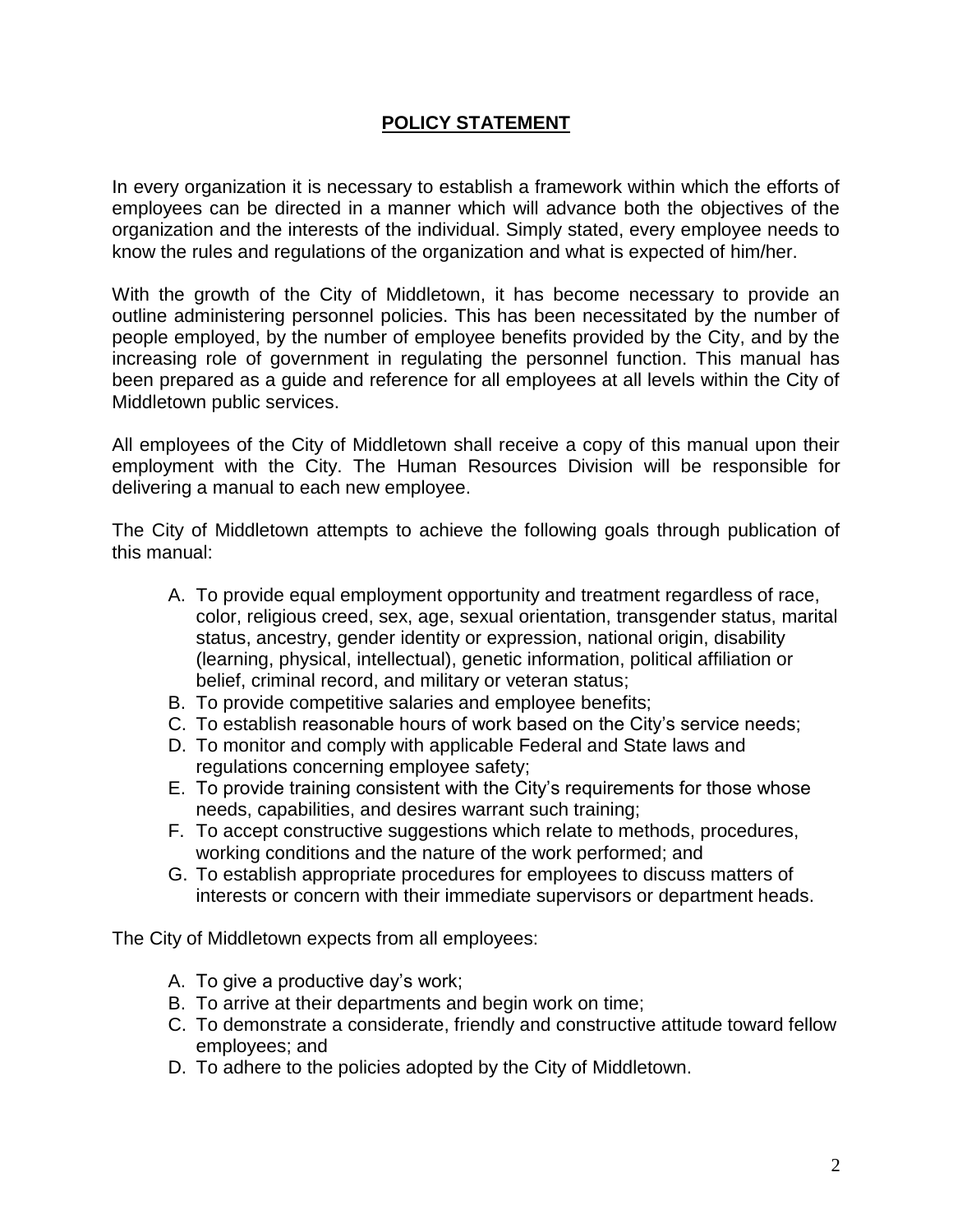## POLICY STATEMENT

In every organization it is necessary to establish a framework within which the efforts of employees can be directed in a manner which will advance both the objectives of the organization and the interests of the individual. Simply stated, every employee needs to know the rules and regulations of the organization and what is expected of him/her.

With the growth of the City of Middletown, it has become necessary to provide an outline administering personnel policies. This has been necessitated by the number of people employed, by the number of employee benefits provided by the City, and by the increasing role of government in regulating the personnel function. This manual has been prepared as a guide and reference for all employees at all levels within the City of Middletown public services.

All employees of the City of Middletown shall receive a copy of this manual upon their employment with the City. The Human Resources Division will be responsible for delivering a manual to each new employee.

The City of Middletown attempts to achieve the following goals through publication of this manual:

A. To provide equal employment opportunity and treatment regardless of race, color, religious creed, sex, age, sexual orientation, transgender status, marital status, ancestry, gender identity or expression, national origin, disability (learning, physical, intellectual), genetic information, political affiliation or belief, criminal record, and military or veteran status;
B. To provide competitive salaries and employee benefits;
C. To establish reasonable hours of work based on the City's service needs;
D. To monitor and comply with applicable Federal and State laws and regulations concerning employee safety;
E. To provide training consistent with the City's requirements for those whose needs, capabilities, and desires warrant such training;
F. To accept constructive suggestions which relate to methods, procedures, working conditions and the nature of the work performed; and
G. To establish appropriate procedures for employees to discuss matters of interests or concern with their immediate supervisors or department heads.

The City of Middletown expects from all employees:

A. To give a productive day's work;
B. To arrive at their departments and begin work on time;
C. To demonstrate a considerate, friendly and constructive attitude toward fellow employees; and
D. To adhere to the policies adopted by the City of Middletown.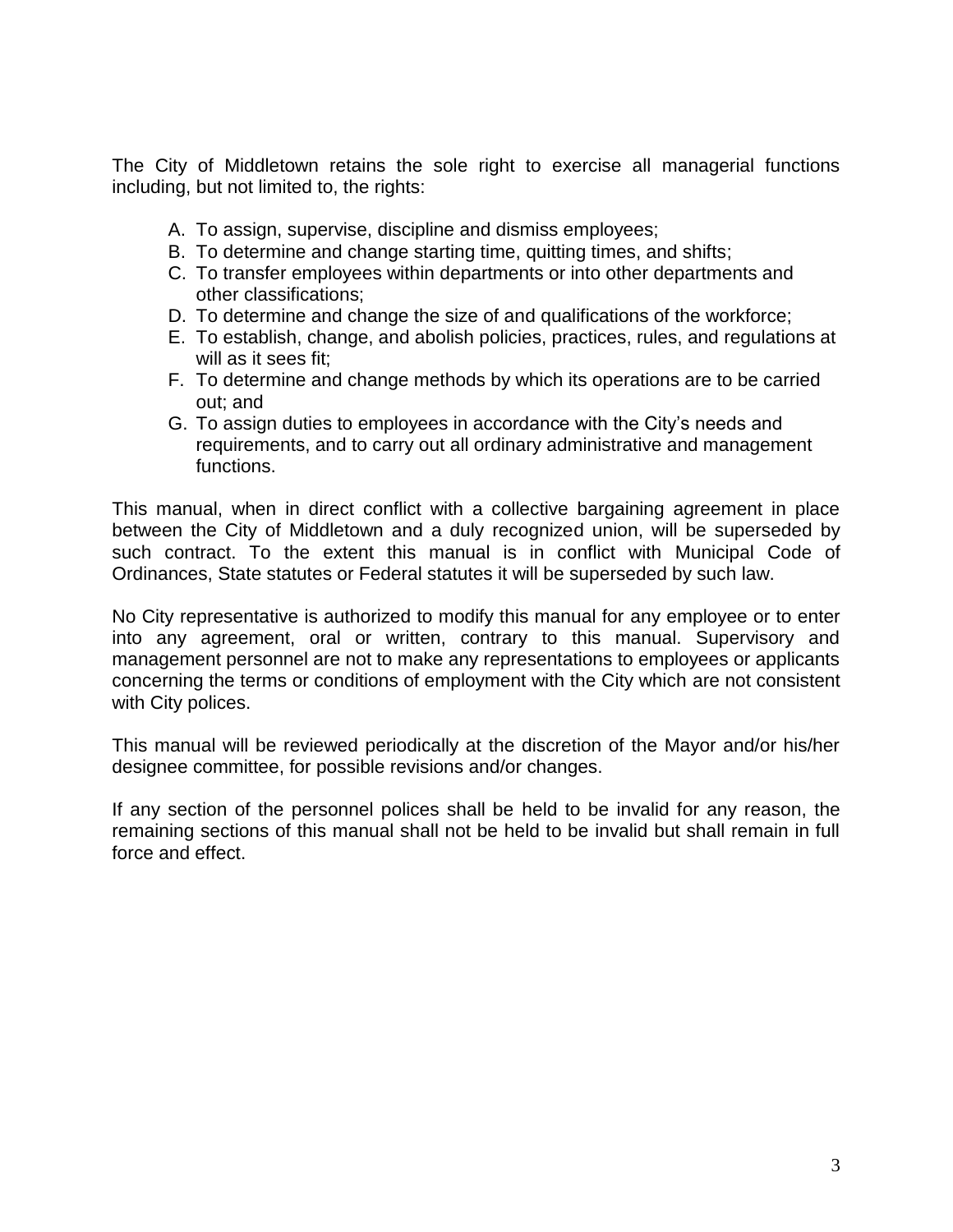The City of Middletown retains the sole right to exercise all managerial functions including, but not limited to, the rights:

A. To assign, supervise, discipline and dismiss employees;
B. To determine and change starting time, quitting times, and shifts;
C. To transfer employees within departments or into other departments and other classifications;
D. To determine and change the size of and qualifications of the workforce;
E. To establish, change, and abolish policies, practices, rules, and regulations at will as it sees fit;
F. To determine and change methods by which its operations are to be carried out; and
G. To assign duties to employees in accordance with the City's needs and requirements, and to carry out all ordinary administrative and management functions.

This manual, when in direct conflict with a collective bargaining agreement in place between the City of Middletown and a duly recognized union, will be superseded by such contract. To the extent this manual is in conflict with Municipal Code of Ordinances, State statutes or Federal statutes it will be superseded by such law.

No City representative is authorized to modify this manual for any employee or to enter into any agreement, oral or written, contrary to this manual. Supervisory and management personnel are not to make any representations to employees or applicants concerning the terms or conditions of employment with the City which are not consistent with City polices.

This manual will be reviewed periodically at the discretion of the Mayor and/or his/her designee committee, for possible revisions and/or changes.

If any section of the personnel polices shall be held to be invalid for any reason, the remaining sections of this manual shall not be held to be invalid but shall remain in full force and effect.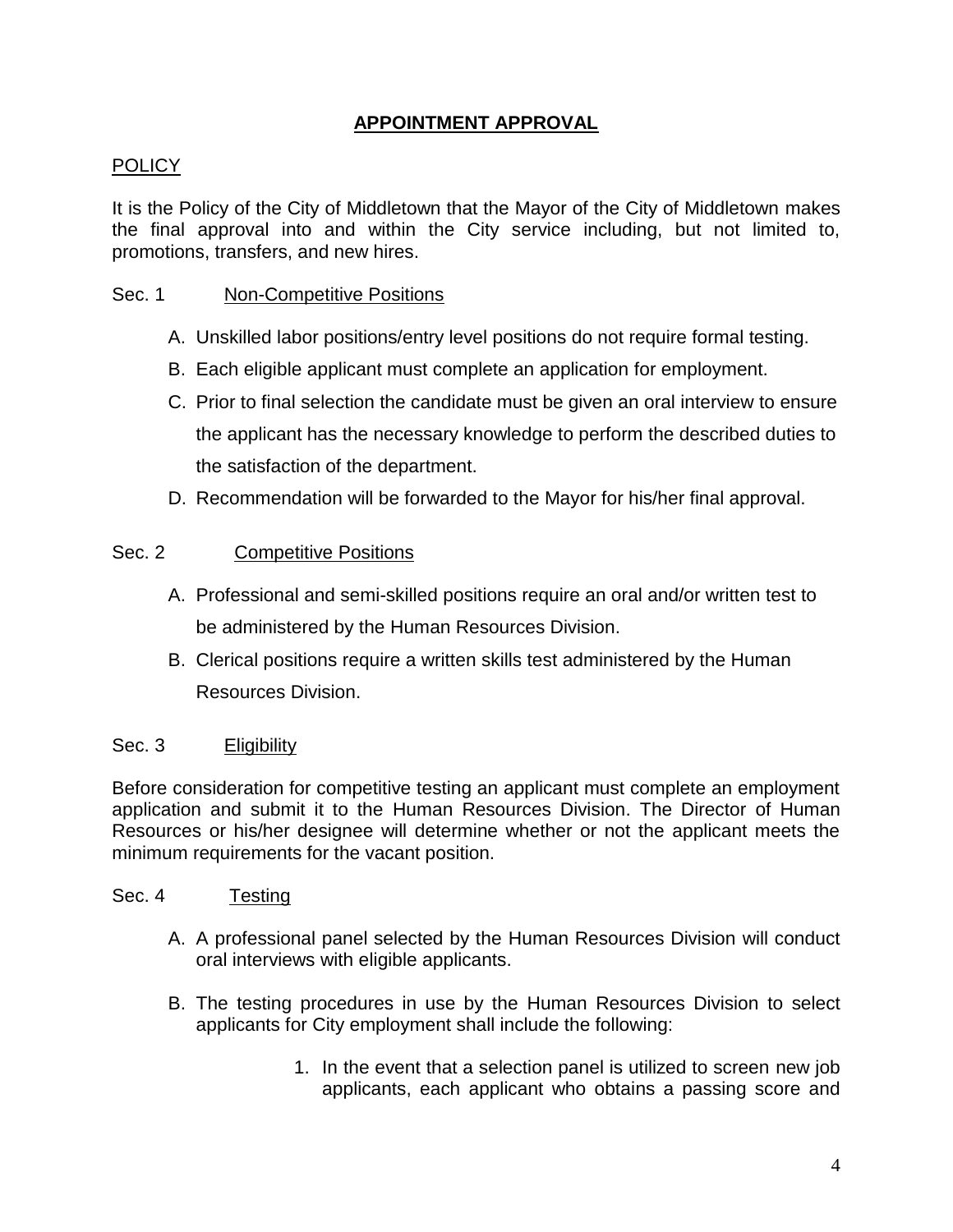# APPOINTMENT APPROVAL

## POLICY

It is the Policy of the City of Middletown that the Mayor of the City of Middletown makes the final approval into and within the City service including, but not limited to, promotions, transfers, and new hires.

### Sec. 1 Non-Competitive Positions

A. Unskilled labor positions/entry level positions do not require formal testing.

B. Each eligible applicant must complete an application for employment.

C. Prior to final selection the candidate must be given an oral interview to ensure the applicant has the necessary knowledge to perform the described duties to the satisfaction of the department.

D. Recommendation will be forwarded to the Mayor for his/her final approval.

### Sec. 2 Competitive Positions

A. Professional and semi-skilled positions require an oral and/or written test to be administered by the Human Resources Division.

B. Clerical positions require a written skills test administered by the Human Resources Division.

### Sec. 3 Eligibility

Before consideration for competitive testing an applicant must complete an employment application and submit it to the Human Resources Division. The Director of Human Resources or his/her designee will determine whether or not the applicant meets the minimum requirements for the vacant position.

### Sec. 4 Testing

A. A professional panel selected by the Human Resources Division will conduct oral interviews with eligible applicants.

B. The testing procedures in use by the Human Resources Division to select applicants for City employment shall include the following:

1. In the event that a selection panel is utilized to screen new job applicants, each applicant who obtains a passing score and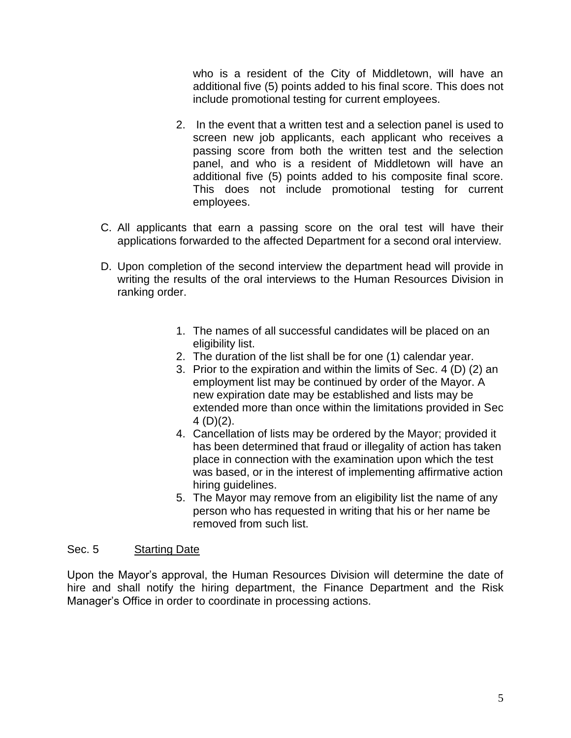who is a resident of the City of Middletown, will have an additional five (5) points added to his final score. This does not include promotional testing for current employees.

2. In the event that a written test and a selection panel is used to screen new job applicants, each applicant who receives a passing score from both the written test and the selection panel, and who is a resident of Middletown will have an additional five (5) points added to his composite final score. This does not include promotional testing for current employees.

C. All applicants that earn a passing score on the oral test will have their applications forwarded to the affected Department for a second oral interview.

D. Upon completion of the second interview the department head will provide in writing the results of the oral interviews to the Human Resources Division in ranking order.

1. The names of all successful candidates will be placed on an eligibility list.
2. The duration of the list shall be for one (1) calendar year.
3. Prior to the expiration and within the limits of Sec. 4 (D) (2) an employment list may be continued by order of the Mayor. A new expiration date may be established and lists may be extended more than once within the limitations provided in Sec 4 (D)(2).
4. Cancellation of lists may be ordered by the Mayor; provided it has been determined that fraud or illegality of action has taken place in connection with the examination upon which the test was based, or in the interest of implementing affirmative action hiring guidelines.
5. The Mayor may remove from an eligibility list the name of any person who has requested in writing that his or her name be removed from such list.

## Sec. 5 Starting Date

Upon the Mayor's approval, the Human Resources Division will determine the date of hire and shall notify the hiring department, the Finance Department and the Risk Manager's Office in order to coordinate in processing actions.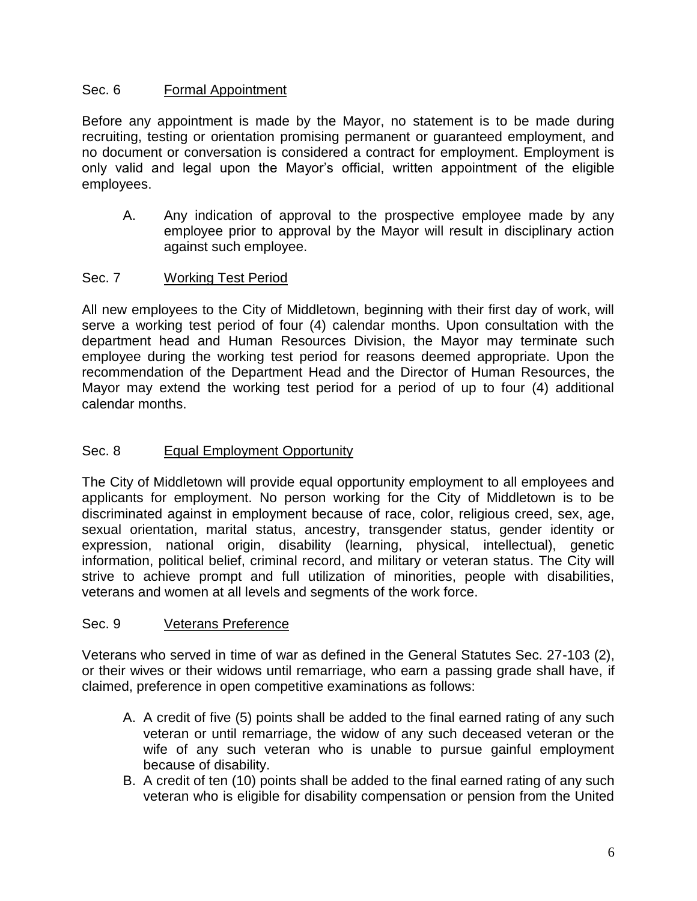## Sec. 6 Formal Appointment

Before any appointment is made by the Mayor, no statement is to be made during recruiting, testing or orientation promising permanent or guaranteed employment, and no document or conversation is considered a contract for employment. Employment is only valid and legal upon the Mayor's official, written appointment of the eligible employees.

A. Any indication of approval to the prospective employee made by any employee prior to approval by the Mayor will result in disciplinary action against such employee.

## Sec. 7 Working Test Period

All new employees to the City of Middletown, beginning with their first day of work, will serve a working test period of four (4) calendar months. Upon consultation with the department head and Human Resources Division, the Mayor may terminate such employee during the working test period for reasons deemed appropriate. Upon the recommendation of the Department Head and the Director of Human Resources, the Mayor may extend the working test period for a period of up to four (4) additional calendar months.

## Sec. 8 Equal Employment Opportunity

The City of Middletown will provide equal opportunity employment to all employees and applicants for employment. No person working for the City of Middletown is to be discriminated against in employment because of race, color, religious creed, sex, age, sexual orientation, marital status, ancestry, transgender status, gender identity or expression, national origin, disability (learning, physical, intellectual), genetic information, political belief, criminal record, and military or veteran status. The City will strive to achieve prompt and full utilization of minorities, people with disabilities, veterans and women at all levels and segments of the work force.

## Sec. 9 Veterans Preference

Veterans who served in time of war as defined in the General Statutes Sec. 27-103 (2), or their wives or their widows until remarriage, who earn a passing grade shall have, if claimed, preference in open competitive examinations as follows:

A. A credit of five (5) points shall be added to the final earned rating of any such veteran or until remarriage, the widow of any such deceased veteran or the wife of any such veteran who is unable to pursue gainful employment because of disability.
B. A credit of ten (10) points shall be added to the final earned rating of any such veteran who is eligible for disability compensation or pension from the United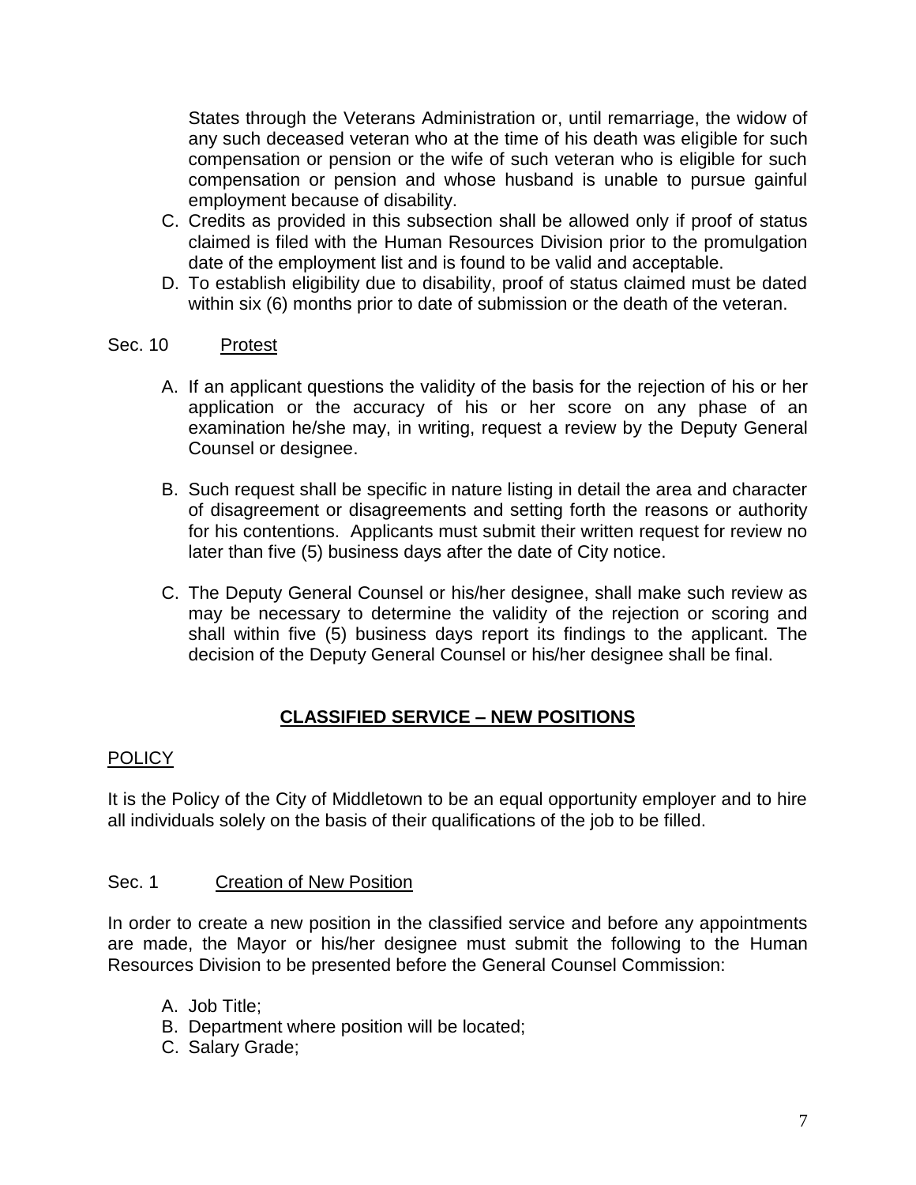States through the Veterans Administration or, until remarriage, the widow of any such deceased veteran who at the time of his death was eligible for such compensation or pension or the wife of such veteran who is eligible for such compensation or pension and whose husband is unable to pursue gainful employment because of disability.

C. Credits as provided in this subsection shall be allowed only if proof of status claimed is filed with the Human Resources Division prior to the promulgation date of the employment list and is found to be valid and acceptable.
D. To establish eligibility due to disability, proof of status claimed must be dated within six (6) months prior to date of submission or the death of the veteran.

Sec. 10 Protest

A. If an applicant questions the validity of the basis for the rejection of his or her application or the accuracy of his or her score on any phase of an examination he/she may, in writing, request a review by the Deputy General Counsel or designee.

B. Such request shall be specific in nature listing in detail the area and character of disagreement or disagreements and setting forth the reasons or authority for his contentions. Applicants must submit their written request for review no later than five (5) business days after the date of City notice.

C. The Deputy General Counsel or his/her designee, shall make such review as may be necessary to determine the validity of the rejection or scoring and shall within five (5) business days report its findings to the applicant. The decision of the Deputy General Counsel or his/her designee shall be final.

## CLASSIFIED SERVICE – NEW POSITIONS

POLICY

It is the Policy of the City of Middletown to be an equal opportunity employer and to hire all individuals solely on the basis of their qualifications of the job to be filled.

Sec. 1 Creation of New Position

In order to create a new position in the classified service and before any appointments are made, the Mayor or his/her designee must submit the following to the Human Resources Division to be presented before the General Counsel Commission:

A. Job Title;
B. Department where position will be located;
C. Salary Grade;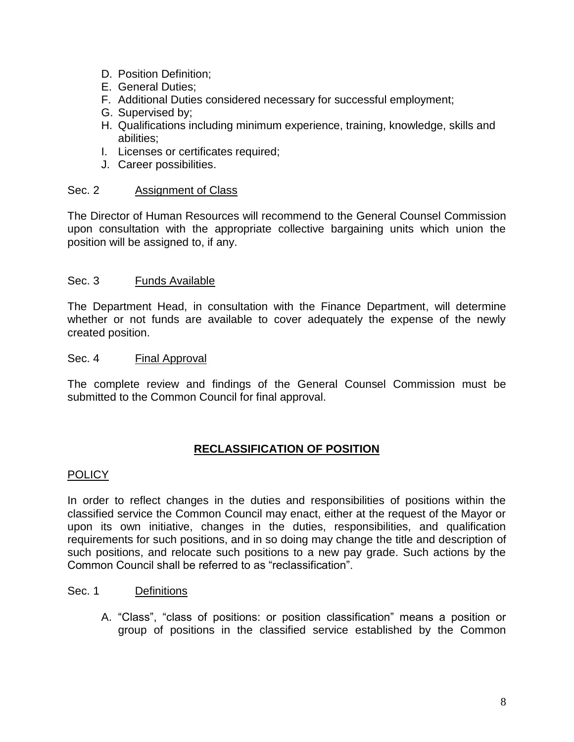D. Position Definition;
E. General Duties;
F. Additional Duties considered necessary for successful employment;
G. Supervised by;
H. Qualifications including minimum experience, training, knowledge, skills and abilities;
I. Licenses or certificates required;
J. Career possibilities.

Sec. 2 Assignment of Class

The Director of Human Resources will recommend to the General Counsel Commission upon consultation with the appropriate collective bargaining units which union the position will be assigned to, if any.

Sec. 3 Funds Available

The Department Head, in consultation with the Finance Department, will determine whether or not funds are available to cover adequately the expense of the newly created position.

Sec. 4 Final Approval

The complete review and findings of the General Counsel Commission must be submitted to the Common Council for final approval.

## RECLASSIFICATION OF POSITION

POLICY

In order to reflect changes in the duties and responsibilities of positions within the classified service the Common Council may enact, either at the request of the Mayor or upon its own initiative, changes in the duties, responsibilities, and qualification requirements for such positions, and in so doing may change the title and description of such positions, and relocate such positions to a new pay grade. Such actions by the Common Council shall be referred to as "reclassification".

Sec. 1 Definitions

A. "Class", "class of positions: or position classification" means a position or group of positions in the classified service established by the Common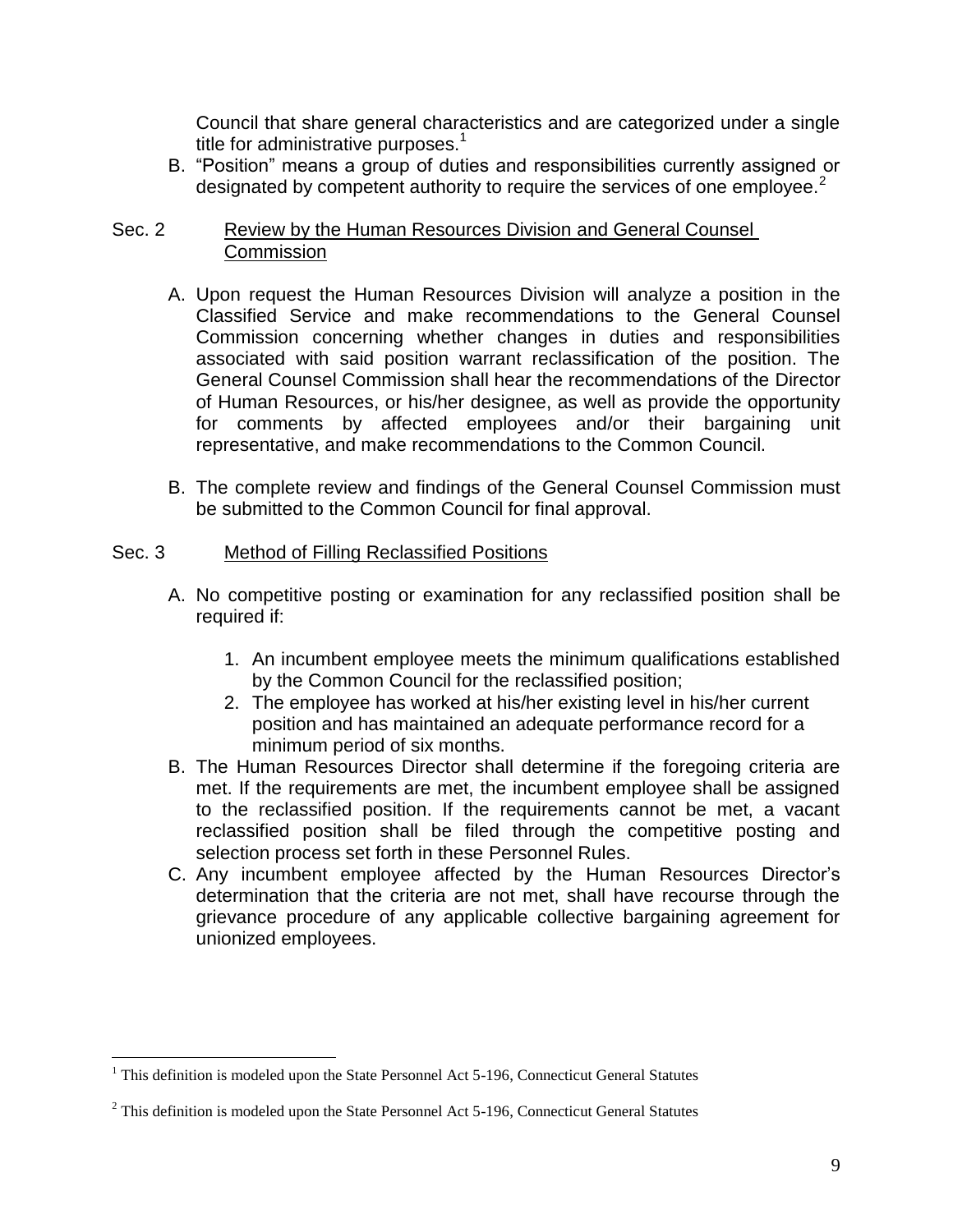Council that share general characteristics and are categorized under a single title for administrative purposes.[1]

B. "Position" means a group of duties and responsibilities currently assigned or designated by competent authority to require the services of one employee.[2]

## Sec. 2 Review by the Human Resources Division and General Counsel Commission

A. Upon request the Human Resources Division will analyze a position in the Classified Service and make recommendations to the General Counsel Commission concerning whether changes in duties and responsibilities associated with said position warrant reclassification of the position. The General Counsel Commission shall hear the recommendations of the Director of Human Resources, or his/her designee, as well as provide the opportunity for comments by affected employees and/or their bargaining unit representative, and make recommendations to the Common Council.

B. The complete review and findings of the General Counsel Commission must be submitted to the Common Council for final approval.

## Sec. 3 Method of Filling Reclassified Positions

A. No competitive posting or examination for any reclassified position shall be required if:

   1. An incumbent employee meets the minimum qualifications established by the Common Council for the reclassified position;
   2. The employee has worked at his/her existing level in his/her current position and has maintained an adequate performance record for a minimum period of six months.

B. The Human Resources Director shall determine if the foregoing criteria are met. If the requirements are met, the incumbent employee shall be assigned to the reclassified position. If the requirements cannot be met, a vacant reclassified position shall be filed through the competitive posting and selection process set forth in these Personnel Rules.

C. Any incumbent employee affected by the Human Resources Director's determination that the criteria are not met, shall have recourse through the grievance procedure of any applicable collective bargaining agreement for unionized employees.

---

[1] This definition is modeled upon the State Personnel Act 5-196, Connecticut General Statutes

[2] This definition is modeled upon the State Personnel Act 5-196, Connecticut General Statutes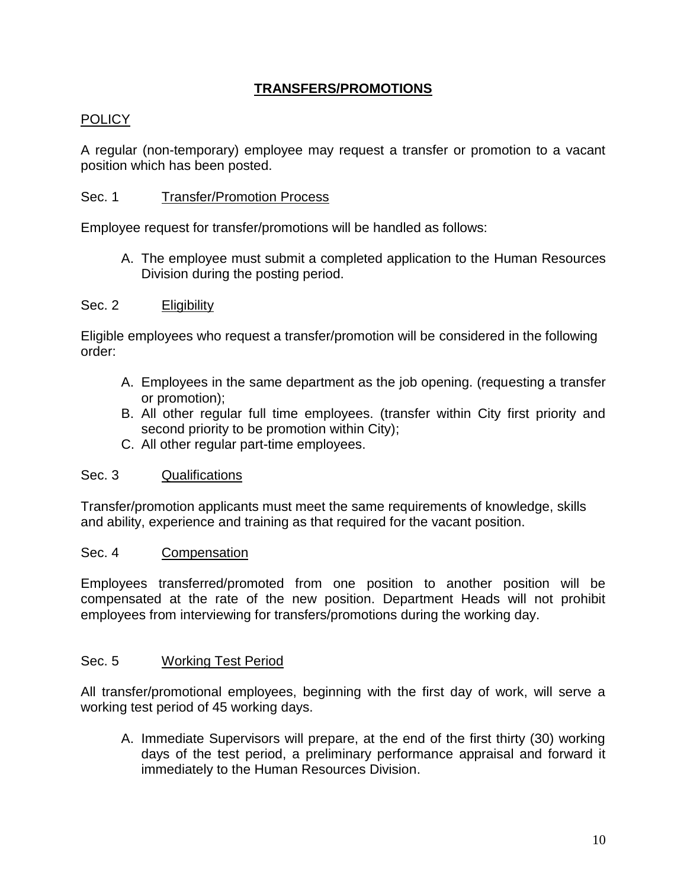## TRANSFERS/PROMOTIONS

### POLICY

A regular (non-temporary) employee may request a transfer or promotion to a vacant position which has been posted.

### Sec. 1 Transfer/Promotion Process

Employee request for transfer/promotions will be handled as follows:

A. The employee must submit a completed application to the Human Resources Division during the posting period.

### Sec. 2 Eligibility

Eligible employees who request a transfer/promotion will be considered in the following order:

A. Employees in the same department as the job opening. (requesting a transfer or promotion);
B. All other regular full time employees. (transfer within City first priority and second priority to be promotion within City);
C. All other regular part-time employees.

### Sec. 3 Qualifications

Transfer/promotion applicants must meet the same requirements of knowledge, skills and ability, experience and training as that required for the vacant position.

### Sec. 4 Compensation

Employees transferred/promoted from one position to another position will be compensated at the rate of the new position. Department Heads will not prohibit employees from interviewing for transfers/promotions during the working day.

### Sec. 5 Working Test Period

All transfer/promotional employees, beginning with the first day of work, will serve a working test period of 45 working days.

A. Immediate Supervisors will prepare, at the end of the first thirty (30) working days of the test period, a preliminary performance appraisal and forward it immediately to the Human Resources Division.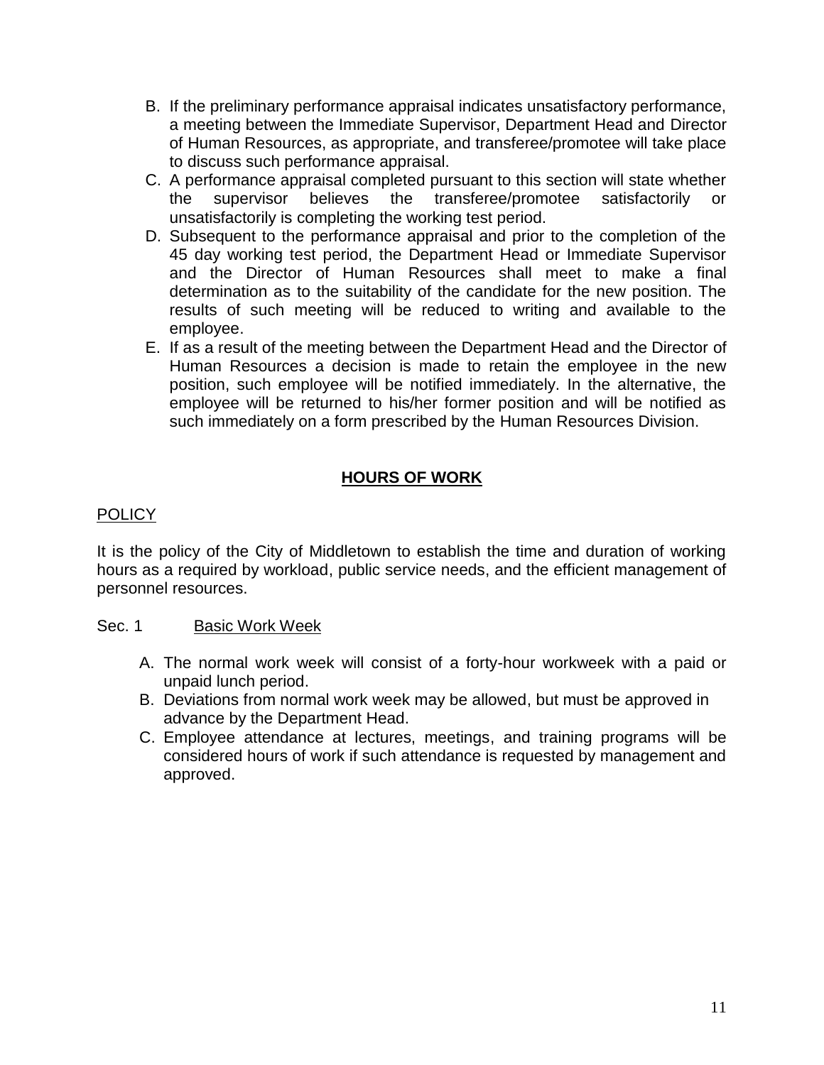B. If the preliminary performance appraisal indicates unsatisfactory performance, a meeting between the Immediate Supervisor, Department Head and Director of Human Resources, as appropriate, and transferee/promotee will take place to discuss such performance appraisal.
C. A performance appraisal completed pursuant to this section will state whether the supervisor believes the transferee/promotee satisfactorily or unsatisfactorily is completing the working test period.
D. Subsequent to the performance appraisal and prior to the completion of the 45 day working test period, the Department Head or Immediate Supervisor and the Director of Human Resources shall meet to make a final determination as to the suitability of the candidate for the new position. The results of such meeting will be reduced to writing and available to the employee.
E. If as a result of the meeting between the Department Head and the Director of Human Resources a decision is made to retain the employee in the new position, such employee will be notified immediately. In the alternative, the employee will be returned to his/her former position and will be notified as such immediately on a form prescribed by the Human Resources Division.

## HOURS OF WORK

POLICY

It is the policy of the City of Middletown to establish the time and duration of working hours as a required by workload, public service needs, and the efficient management of personnel resources.

Sec. 1 Basic Work Week

A. The normal work week will consist of a forty-hour workweek with a paid or unpaid lunch period.
B. Deviations from normal work week may be allowed, but must be approved in advance by the Department Head.
C. Employee attendance at lectures, meetings, and training programs will be considered hours of work if such attendance is requested by management and approved.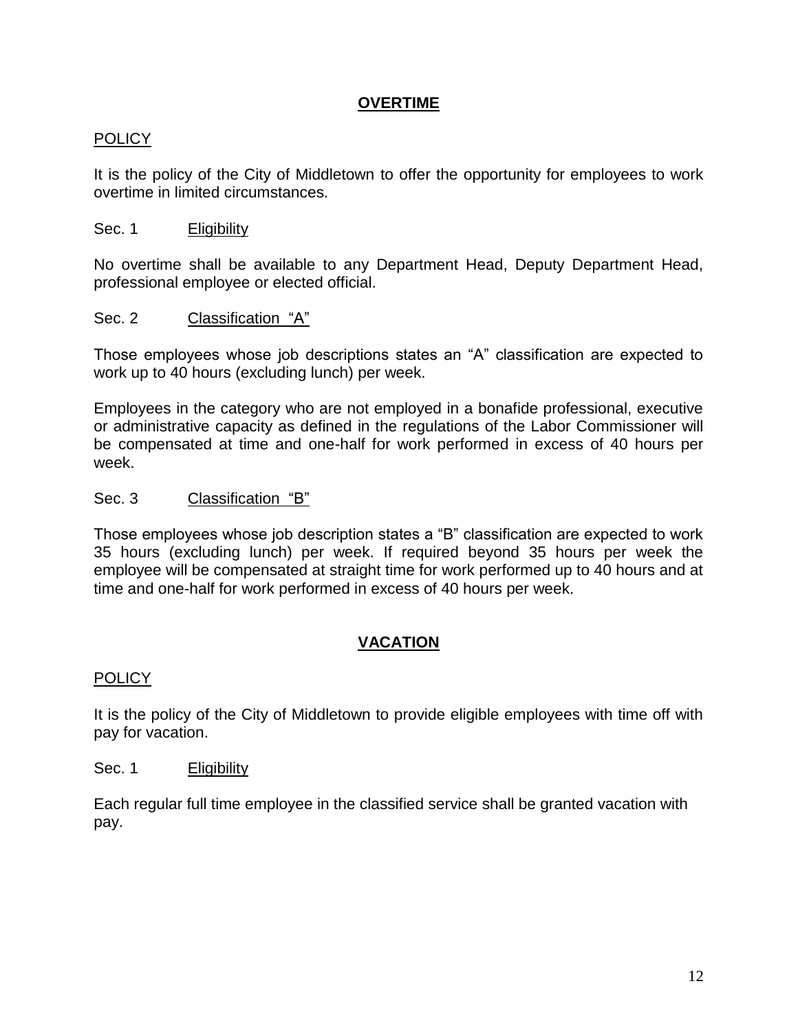## **OVERTIME**

POLICY

It is the policy of the City of Middletown to offer the opportunity for employees to work overtime in limited circumstances.

Sec. 1 Eligibility

No overtime shall be available to any Department Head, Deputy Department Head, professional employee or elected official.

Sec. 2 Classification "A"

Those employees whose job descriptions states an "A" classification are expected to work up to 40 hours (excluding lunch) per week.

Employees in the category who are not employed in a bonafide professional, executive or administrative capacity as defined in the regulations of the Labor Commissioner will be compensated at time and one-half for work performed in excess of 40 hours per week.

Sec. 3 Classification "B"

Those employees whose job description states a "B" classification are expected to work 35 hours (excluding lunch) per week. If required beyond 35 hours per week the employee will be compensated at straight time for work performed up to 40 hours and at time and one-half for work performed in excess of 40 hours per week.

## **VACATION**

POLICY

It is the policy of the City of Middletown to provide eligible employees with time off with pay for vacation.

Sec. 1 Eligibility

Each regular full time employee in the classified service shall be granted vacation with pay.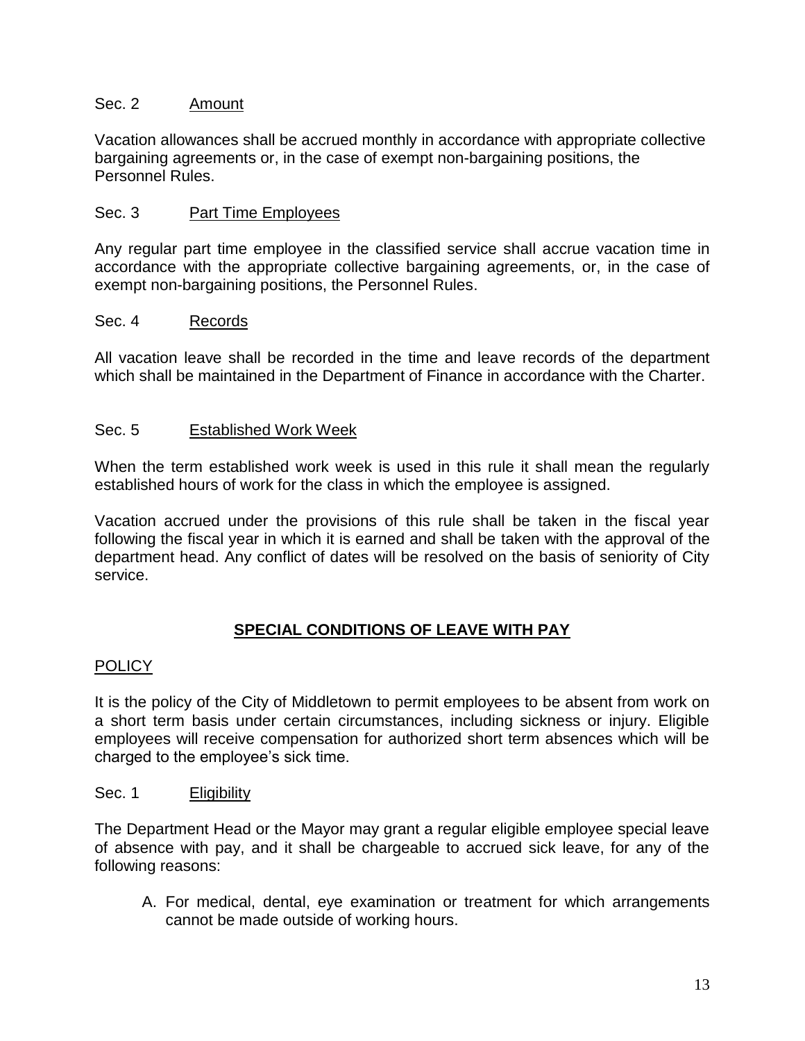Sec. 2 Amount

Vacation allowances shall be accrued monthly in accordance with appropriate collective bargaining agreements or, in the case of exempt non-bargaining positions, the Personnel Rules.

Sec. 3 Part Time Employees

Any regular part time employee in the classified service shall accrue vacation time in accordance with the appropriate collective bargaining agreements, or, in the case of exempt non-bargaining positions, the Personnel Rules.

Sec. 4 Records

All vacation leave shall be recorded in the time and leave records of the department which shall be maintained in the Department of Finance in accordance with the Charter.

Sec. 5 Established Work Week

When the term established work week is used in this rule it shall mean the regularly established hours of work for the class in which the employee is assigned.

Vacation accrued under the provisions of this rule shall be taken in the fiscal year following the fiscal year in which it is earned and shall be taken with the approval of the department head. Any conflict of dates will be resolved on the basis of seniority of City service.

## SPECIAL CONDITIONS OF LEAVE WITH PAY

POLICY

It is the policy of the City of Middletown to permit employees to be absent from work on a short term basis under certain circumstances, including sickness or injury. Eligible employees will receive compensation for authorized short term absences which will be charged to the employee's sick time.

Sec. 1 Eligibility

The Department Head or the Mayor may grant a regular eligible employee special leave of absence with pay, and it shall be chargeable to accrued sick leave, for any of the following reasons:

A. For medical, dental, eye examination or treatment for which arrangements cannot be made outside of working hours.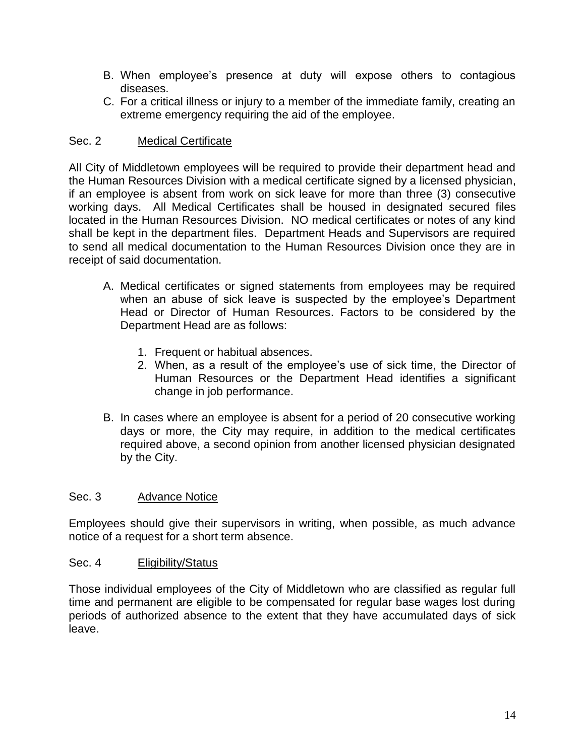B. When employee's presence at duty will expose others to contagious diseases.
C. For a critical illness or injury to a member of the immediate family, creating an extreme emergency requiring the aid of the employee.

Sec. 2 Medical Certificate

All City of Middletown employees will be required to provide their department head and the Human Resources Division with a medical certificate signed by a licensed physician, if an employee is absent from work on sick leave for more than three (3) consecutive working days. All Medical Certificates shall be housed in designated secured files located in the Human Resources Division. NO medical certificates or notes of any kind shall be kept in the department files. Department Heads and Supervisors are required to send all medical documentation to the Human Resources Division once they are in receipt of said documentation.

A. Medical certificates or signed statements from employees may be required when an abuse of sick leave is suspected by the employee's Department Head or Director of Human Resources. Factors to be considered by the Department Head are as follows:

   1. Frequent or habitual absences.
   2. When, as a result of the employee's use of sick time, the Director of Human Resources or the Department Head identifies a significant change in job performance.

B. In cases where an employee is absent for a period of 20 consecutive working days or more, the City may require, in addition to the medical certificates required above, a second opinion from another licensed physician designated by the City.

Sec. 3 Advance Notice

Employees should give their supervisors in writing, when possible, as much advance notice of a request for a short term absence.

Sec. 4 Eligibility/Status

Those individual employees of the City of Middletown who are classified as regular full time and permanent are eligible to be compensated for regular base wages lost during periods of authorized absence to the extent that they have accumulated days of sick leave.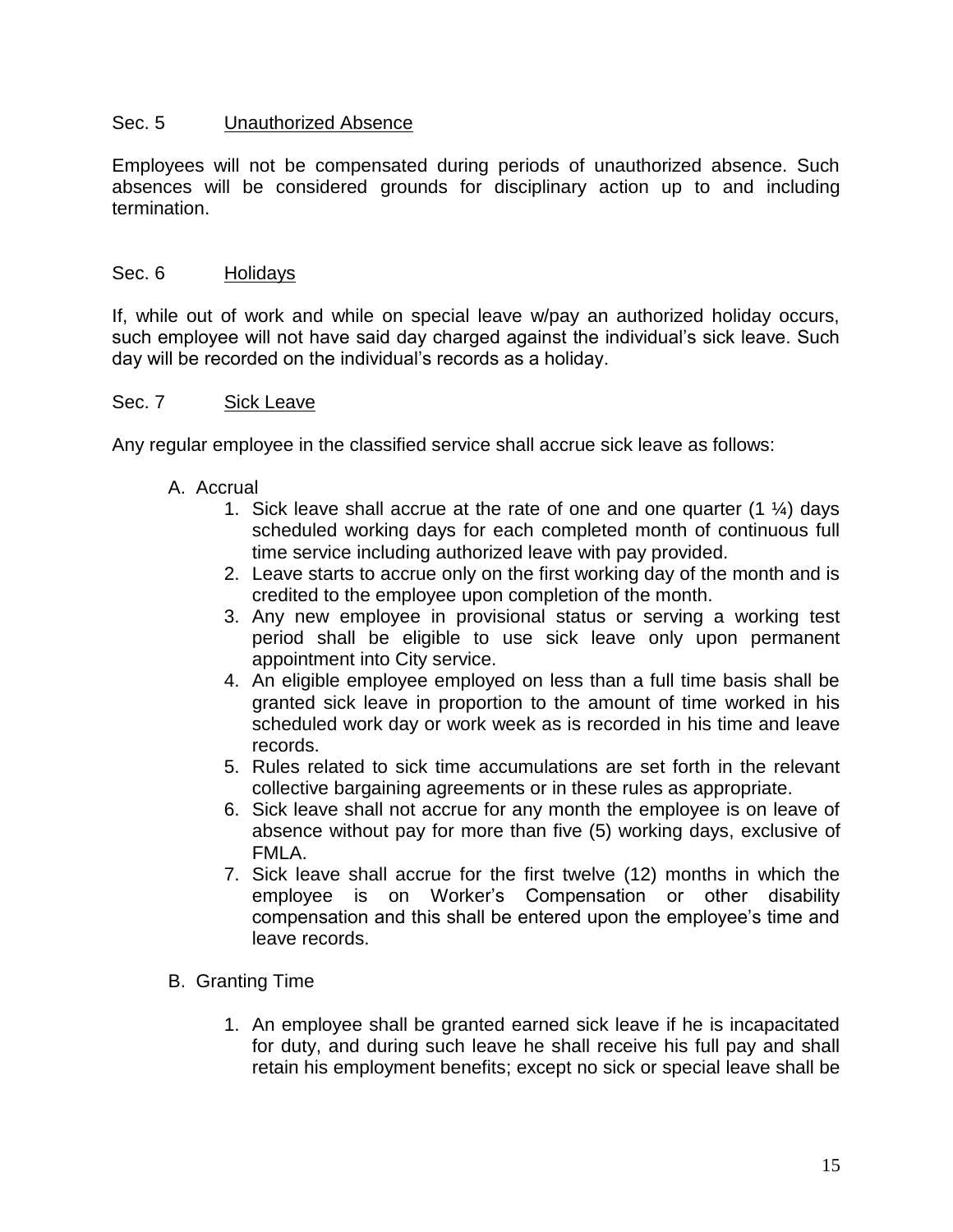## Sec. 5 Unauthorized Absence

Employees will not be compensated during periods of unauthorized absence. Such absences will be considered grounds for disciplinary action up to and including termination.

## Sec. 6 Holidays

If, while out of work and while on special leave w/pay an authorized holiday occurs, such employee will not have said day charged against the individual's sick leave. Such day will be recorded on the individual's records as a holiday.

## Sec. 7 Sick Leave

Any regular employee in the classified service shall accrue sick leave as follows:

A. Accrual

1. Sick leave shall accrue at the rate of one and one quarter (1 ¼) days scheduled working days for each completed month of continuous full time service including authorized leave with pay provided.
2. Leave starts to accrue only on the first working day of the month and is credited to the employee upon completion of the month.
3. Any new employee in provisional status or serving a working test period shall be eligible to use sick leave only upon permanent appointment into City service.
4. An eligible employee employed on less than a full time basis shall be granted sick leave in proportion to the amount of time worked in his scheduled work day or work week as is recorded in his time and leave records.
5. Rules related to sick time accumulations are set forth in the relevant collective bargaining agreements or in these rules as appropriate.
6. Sick leave shall not accrue for any month the employee is on leave of absence without pay for more than five (5) working days, exclusive of FMLA.
7. Sick leave shall accrue for the first twelve (12) months in which the employee is on Worker's Compensation or other disability compensation and this shall be entered upon the employee's time and leave records.

B. Granting Time

1. An employee shall be granted earned sick leave if he is incapacitated for duty, and during such leave he shall receive his full pay and shall retain his employment benefits; except no sick or special leave shall be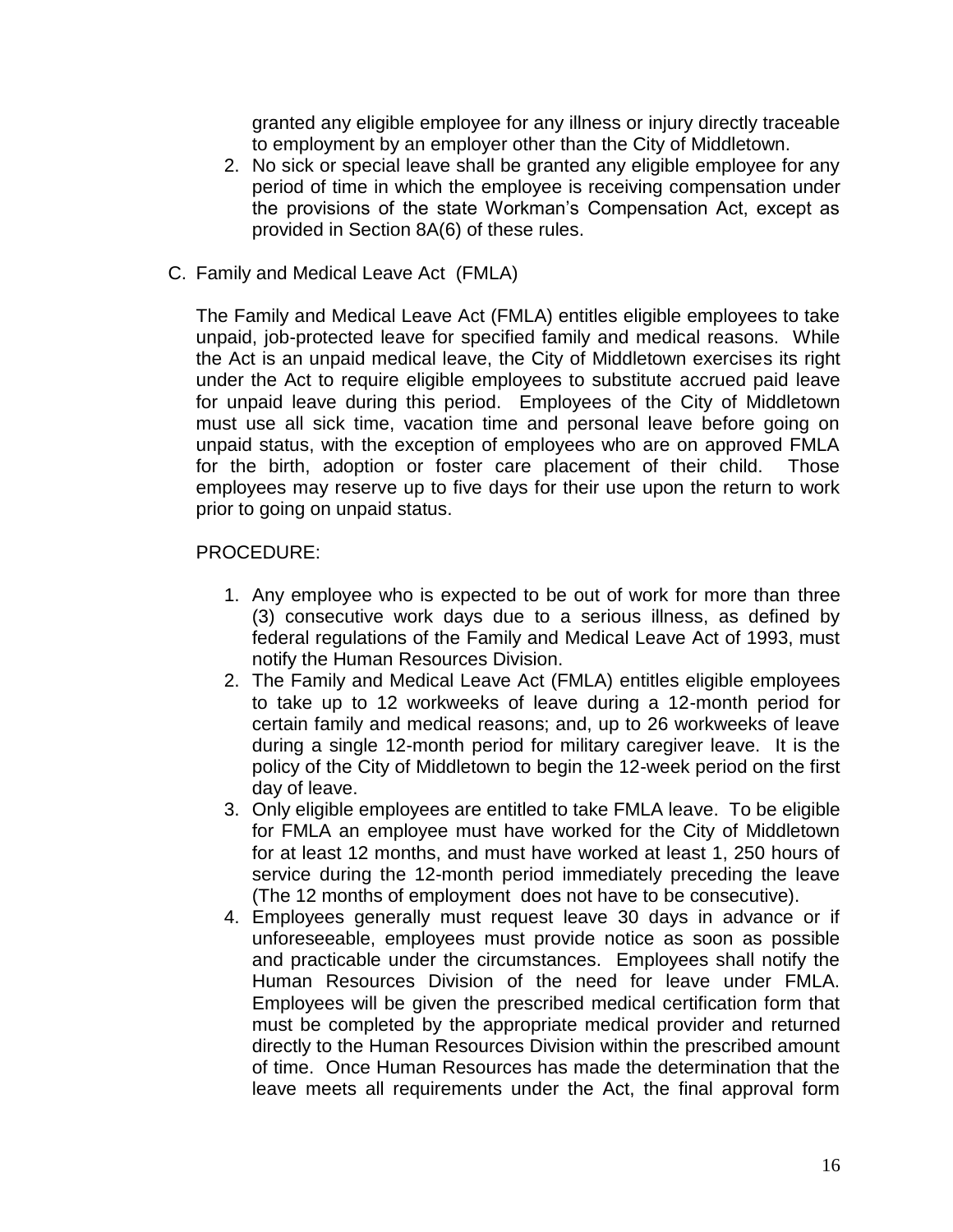granted any eligible employee for any illness or injury directly traceable to employment by an employer other than the City of Middletown.

2. No sick or special leave shall be granted any eligible employee for any period of time in which the employee is receiving compensation under the provisions of the state Workman's Compensation Act, except as provided in Section 8A(6) of these rules.

C. Family and Medical Leave Act (FMLA)

The Family and Medical Leave Act (FMLA) entitles eligible employees to take unpaid, job-protected leave for specified family and medical reasons. While the Act is an unpaid medical leave, the City of Middletown exercises its right under the Act to require eligible employees to substitute accrued paid leave for unpaid leave during this period. Employees of the City of Middletown must use all sick time, vacation time and personal leave before going on unpaid status, with the exception of employees who are on approved FMLA for the birth, adoption or foster care placement of their child. Those employees may reserve up to five days for their use upon the return to work prior to going on unpaid status.

PROCEDURE:

1. Any employee who is expected to be out of work for more than three (3) consecutive work days due to a serious illness, as defined by federal regulations of the Family and Medical Leave Act of 1993, must notify the Human Resources Division.
2. The Family and Medical Leave Act (FMLA) entitles eligible employees to take up to 12 workweeks of leave during a 12-month period for certain family and medical reasons; and, up to 26 workweeks of leave during a single 12-month period for military caregiver leave. It is the policy of the City of Middletown to begin the 12-week period on the first day of leave.
3. Only eligible employees are entitled to take FMLA leave. To be eligible for FMLA an employee must have worked for the City of Middletown for at least 12 months, and must have worked at least 1, 250 hours of service during the 12-month period immediately preceding the leave (The 12 months of employment does not have to be consecutive).
4. Employees generally must request leave 30 days in advance or if unforeseeable, employees must provide notice as soon as possible and practicable under the circumstances. Employees shall notify the Human Resources Division of the need for leave under FMLA. Employees will be given the prescribed medical certification form that must be completed by the appropriate medical provider and returned directly to the Human Resources Division within the prescribed amount of time. Once Human Resources has made the determination that the leave meets all requirements under the Act, the final approval form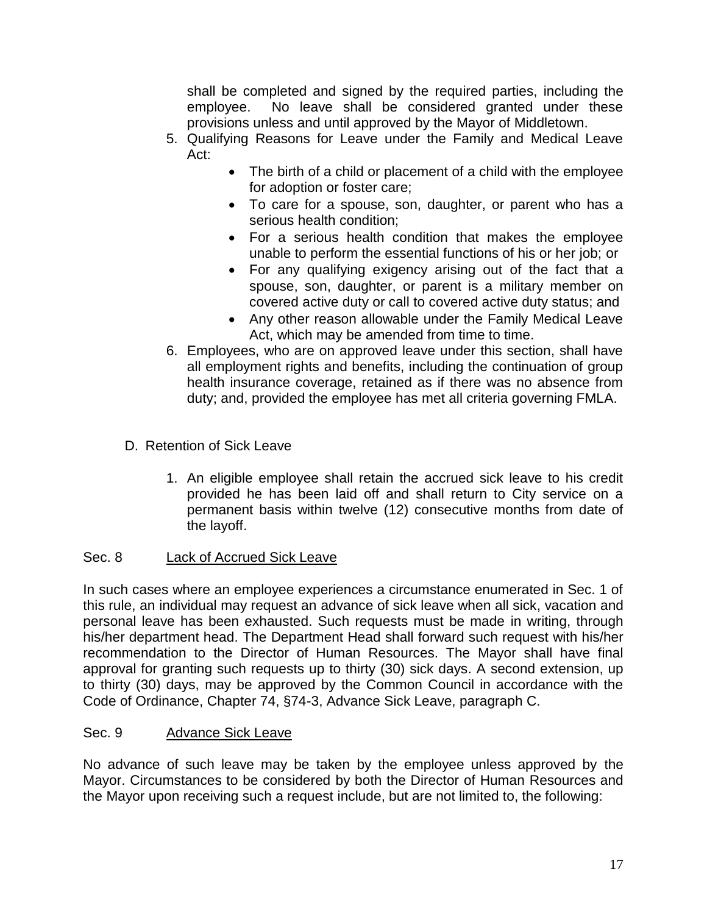shall be completed and signed by the required parties, including the employee. No leave shall be considered granted under these provisions unless and until approved by the Mayor of Middletown.

5. Qualifying Reasons for Leave under the Family and Medical Leave Act:
   - The birth of a child or placement of a child with the employee for adoption or foster care;
   - To care for a spouse, son, daughter, or parent who has a serious health condition;
   - For a serious health condition that makes the employee unable to perform the essential functions of his or her job; or
   - For any qualifying exigency arising out of the fact that a spouse, son, daughter, or parent is a military member on covered active duty or call to covered active duty status; and
   - Any other reason allowable under the Family Medical Leave Act, which may be amended from time to time.
6. Employees, who are on approved leave under this section, shall have all employment rights and benefits, including the continuation of group health insurance coverage, retained as if there was no absence from duty; and, provided the employee has met all criteria governing FMLA.

D. Retention of Sick Leave

1. An eligible employee shall retain the accrued sick leave to his credit provided he has been laid off and shall return to City service on a permanent basis within twelve (12) consecutive months from date of the layoff.

## Sec. 8 Lack of Accrued Sick Leave

In such cases where an employee experiences a circumstance enumerated in Sec. 1 of this rule, an individual may request an advance of sick leave when all sick, vacation and personal leave has been exhausted. Such requests must be made in writing, through his/her department head. The Department Head shall forward such request with his/her recommendation to the Director of Human Resources. The Mayor shall have final approval for granting such requests up to thirty (30) sick days. A second extension, up to thirty (30) days, may be approved by the Common Council in accordance with the Code of Ordinance, Chapter 74, §74-3, Advance Sick Leave, paragraph C.

## Sec. 9 Advance Sick Leave

No advance of such leave may be taken by the employee unless approved by the Mayor. Circumstances to be considered by both the Director of Human Resources and the Mayor upon receiving such a request include, but are not limited to, the following: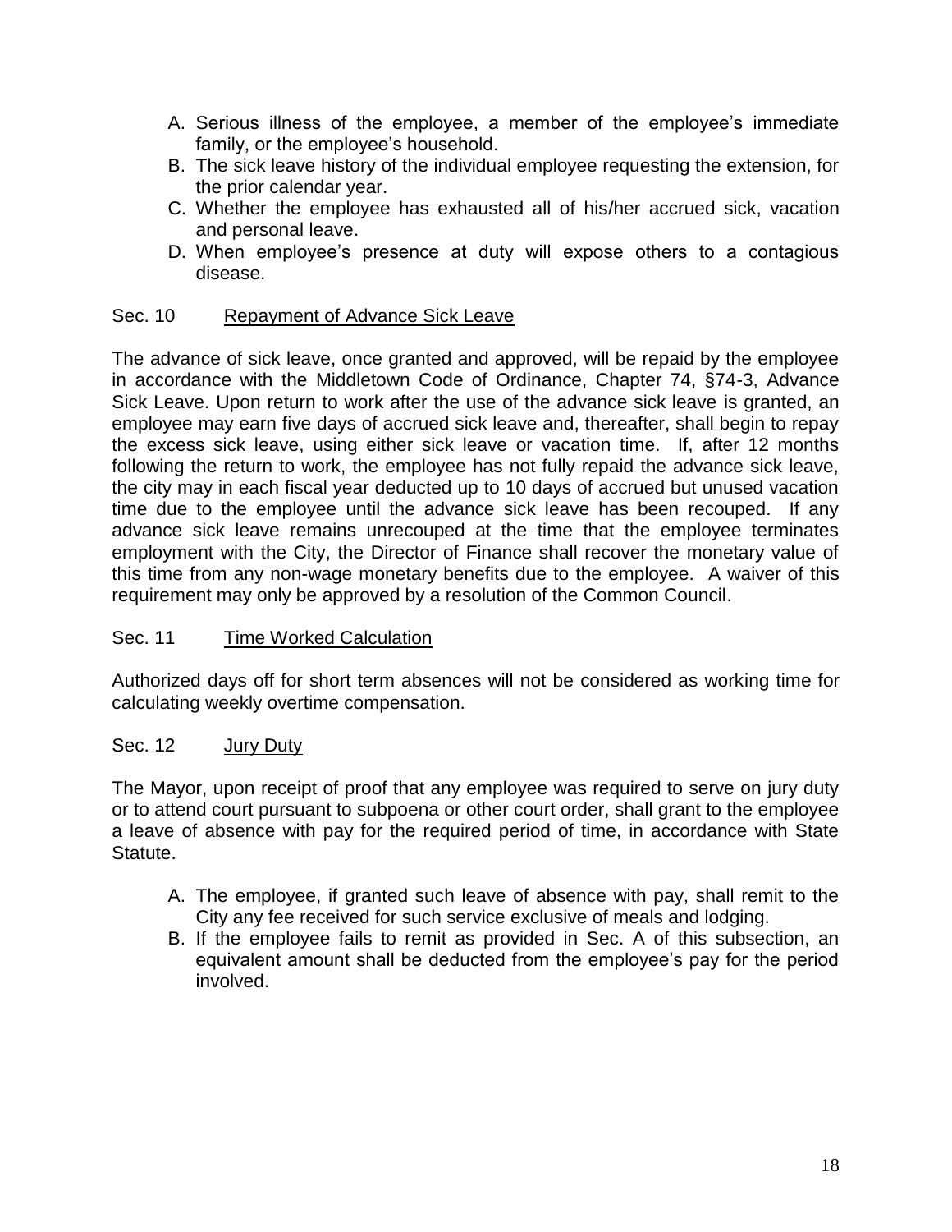A. Serious illness of the employee, a member of the employee's immediate family, or the employee's household.
B. The sick leave history of the individual employee requesting the extension, for the prior calendar year.
C. Whether the employee has exhausted all of his/her accrued sick, vacation and personal leave.
D. When employee's presence at duty will expose others to a contagious disease.

## Sec. 10 Repayment of Advance Sick Leave

The advance of sick leave, once granted and approved, will be repaid by the employee in accordance with the Middletown Code of Ordinance, Chapter 74, §74-3, Advance Sick Leave. Upon return to work after the use of the advance sick leave is granted, an employee may earn five days of accrued sick leave and, thereafter, shall begin to repay the excess sick leave, using either sick leave or vacation time. If, after 12 months following the return to work, the employee has not fully repaid the advance sick leave, the city may in each fiscal year deducted up to 10 days of accrued but unused vacation time due to the employee until the advance sick leave has been recouped. If any advance sick leave remains unrecouped at the time that the employee terminates employment with the City, the Director of Finance shall recover the monetary value of this time from any non-wage monetary benefits due to the employee. A waiver of this requirement may only be approved by a resolution of the Common Council.

## Sec. 11 Time Worked Calculation

Authorized days off for short term absences will not be considered as working time for calculating weekly overtime compensation.

## Sec. 12 Jury Duty

The Mayor, upon receipt of proof that any employee was required to serve on jury duty or to attend court pursuant to subpoena or other court order, shall grant to the employee a leave of absence with pay for the required period of time, in accordance with State Statute.

A. The employee, if granted such leave of absence with pay, shall remit to the City any fee received for such service exclusive of meals and lodging.
B. If the employee fails to remit as provided in Sec. A of this subsection, an equivalent amount shall be deducted from the employee's pay for the period involved.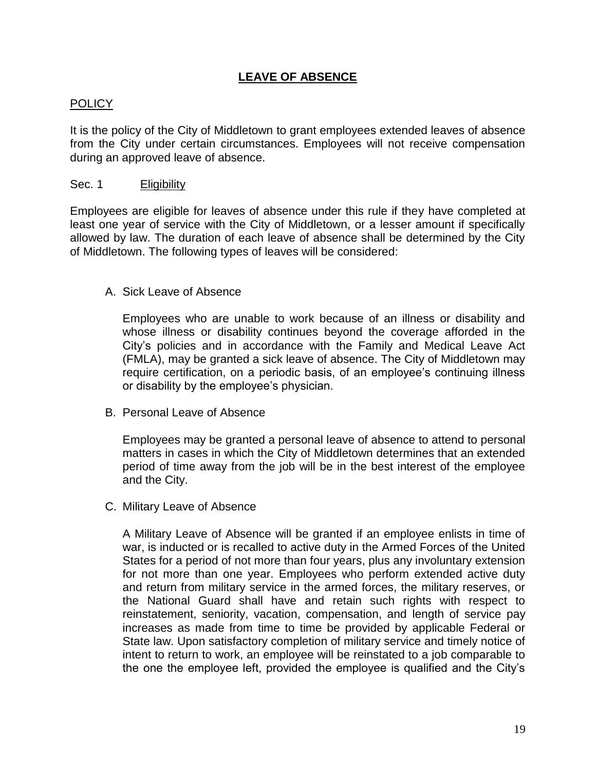# **LEAVE OF ABSENCE**

## POLICY

It is the policy of the City of Middletown to grant employees extended leaves of absence from the City under certain circumstances. Employees will not receive compensation during an approved leave of absence.

### Sec. 1 Eligibility

Employees are eligible for leaves of absence under this rule if they have completed at least one year of service with the City of Middletown, or a lesser amount if specifically allowed by law. The duration of each leave of absence shall be determined by the City of Middletown. The following types of leaves will be considered:

A. Sick Leave of Absence

   Employees who are unable to work because of an illness or disability and whose illness or disability continues beyond the coverage afforded in the City's policies and in accordance with the Family and Medical Leave Act (FMLA), may be granted a sick leave of absence. The City of Middletown may require certification, on a periodic basis, of an employee's continuing illness or disability by the employee's physician.

B. Personal Leave of Absence

   Employees may be granted a personal leave of absence to attend to personal matters in cases in which the City of Middletown determines that an extended period of time away from the job will be in the best interest of the employee and the City.

C. Military Leave of Absence

   A Military Leave of Absence will be granted if an employee enlists in time of war, is inducted or is recalled to active duty in the Armed Forces of the United States for a period of not more than four years, plus any involuntary extension for not more than one year. Employees who perform extended active duty and return from military service in the armed forces, the military reserves, or the National Guard shall have and retain such rights with respect to reinstatement, seniority, vacation, compensation, and length of service pay increases as made from time to time be provided by applicable Federal or State law. Upon satisfactory completion of military service and timely notice of intent to return to work, an employee will be reinstated to a job comparable to the one the employee left, provided the employee is qualified and the City's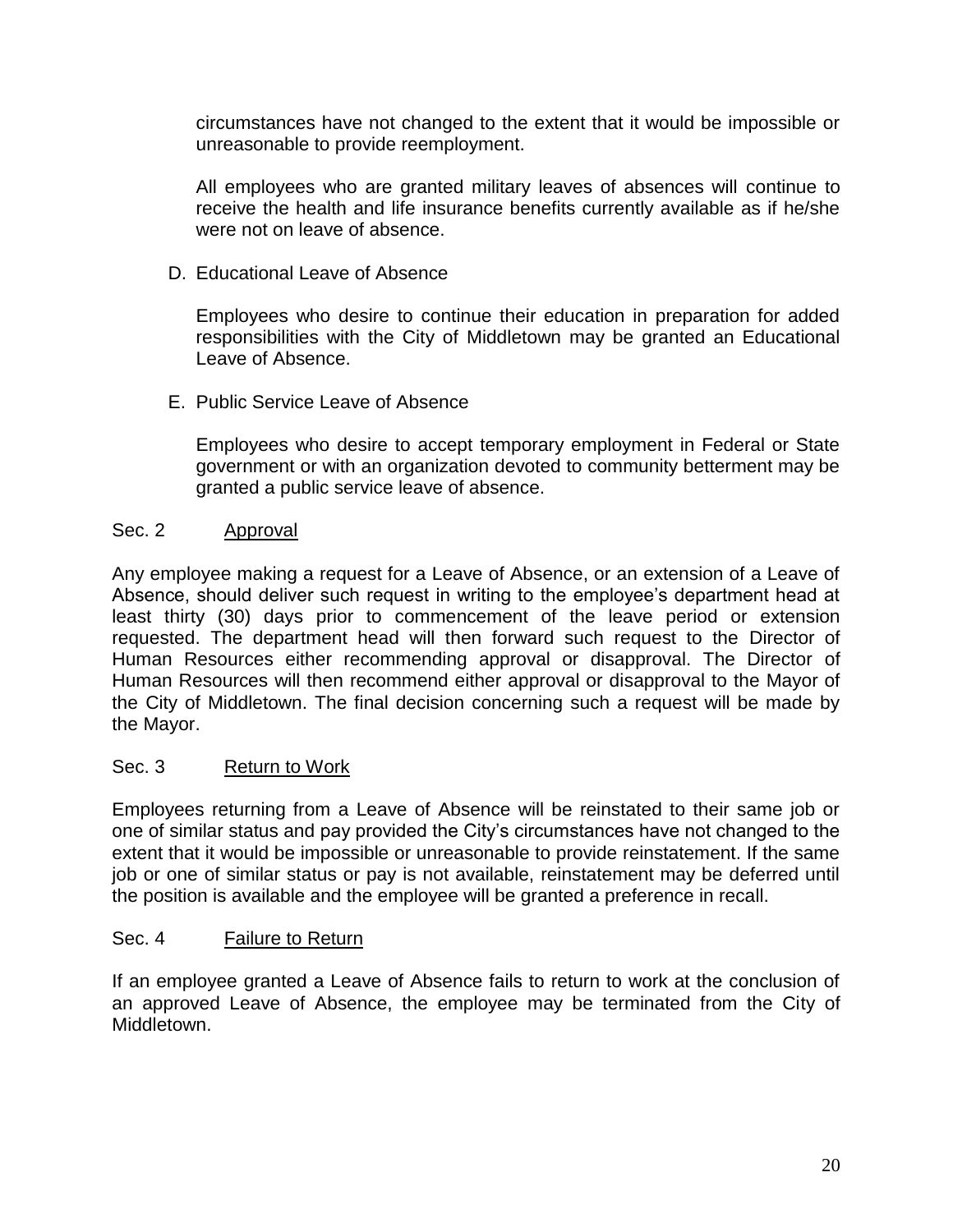circumstances have not changed to the extent that it would be impossible or unreasonable to provide reemployment.

All employees who are granted military leaves of absences will continue to receive the health and life insurance benefits currently available as if he/she were not on leave of absence.

D. Educational Leave of Absence

Employees who desire to continue their education in preparation for added responsibilities with the City of Middletown may be granted an Educational Leave of Absence.

E. Public Service Leave of Absence

Employees who desire to accept temporary employment in Federal or State government or with an organization devoted to community betterment may be granted a public service leave of absence.

### Sec. 2 Approval

Any employee making a request for a Leave of Absence, or an extension of a Leave of Absence, should deliver such request in writing to the employee's department head at least thirty (30) days prior to commencement of the leave period or extension requested. The department head will then forward such request to the Director of Human Resources either recommending approval or disapproval. The Director of Human Resources will then recommend either approval or disapproval to the Mayor of the City of Middletown. The final decision concerning such a request will be made by the Mayor.

### Sec. 3 Return to Work

Employees returning from a Leave of Absence will be reinstated to their same job or one of similar status and pay provided the City's circumstances have not changed to the extent that it would be impossible or unreasonable to provide reinstatement. If the same job or one of similar status or pay is not available, reinstatement may be deferred until the position is available and the employee will be granted a preference in recall.

### Sec. 4 Failure to Return

If an employee granted a Leave of Absence fails to return to work at the conclusion of an approved Leave of Absence, the employee may be terminated from the City of Middletown.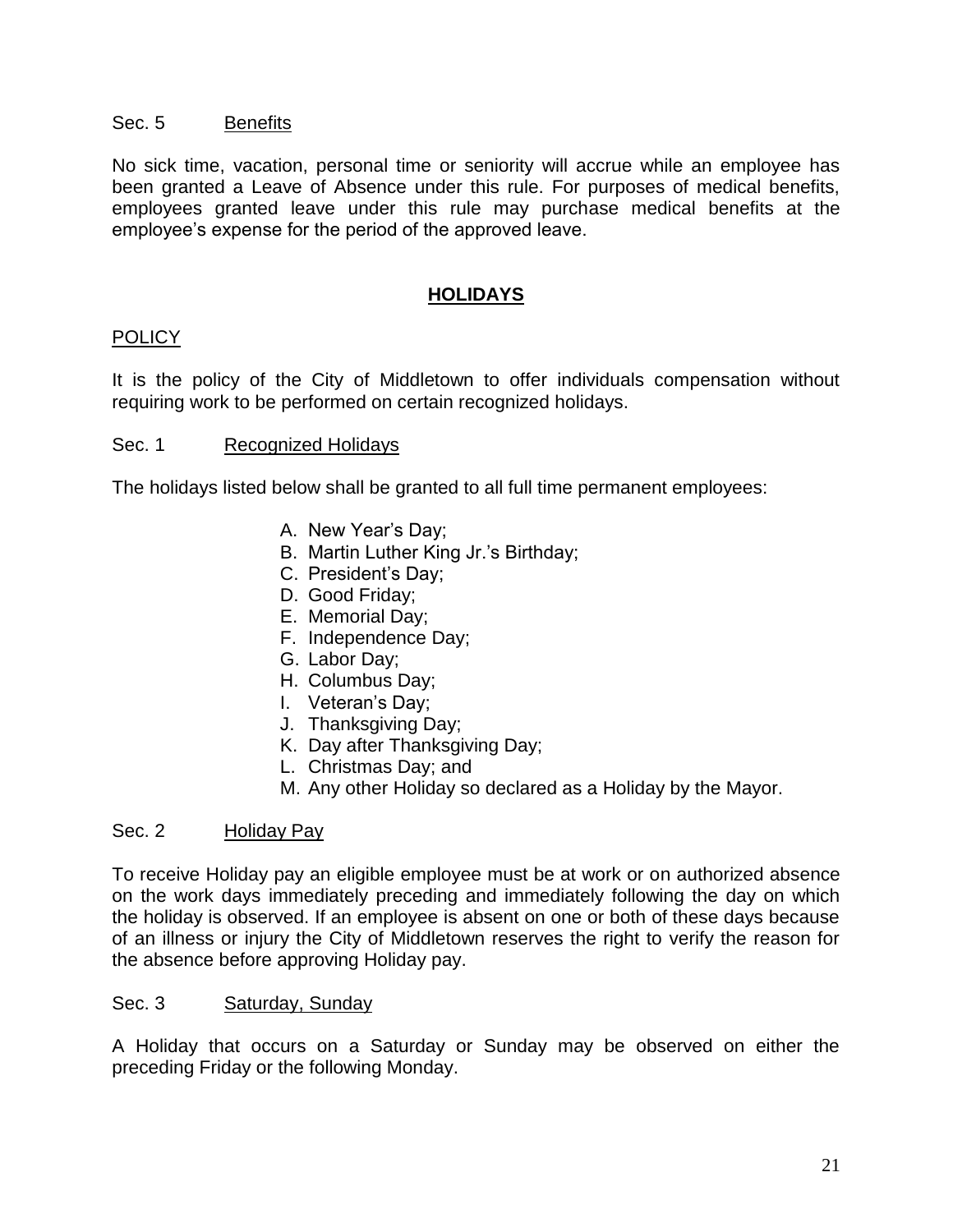Sec. 5 Benefits

No sick time, vacation, personal time or seniority will accrue while an employee has been granted a Leave of Absence under this rule. For purposes of medical benefits, employees granted leave under this rule may purchase medical benefits at the employee's expense for the period of the approved leave.

## HOLIDAYS

POLICY

It is the policy of the City of Middletown to offer individuals compensation without requiring work to be performed on certain recognized holidays.

Sec. 1 Recognized Holidays

The holidays listed below shall be granted to all full time permanent employees:

A. New Year's Day;
B. Martin Luther King Jr.'s Birthday;
C. President's Day;
D. Good Friday;
E. Memorial Day;
F. Independence Day;
G. Labor Day;
H. Columbus Day;
I. Veteran's Day;
J. Thanksgiving Day;
K. Day after Thanksgiving Day;
L. Christmas Day; and
M. Any other Holiday so declared as a Holiday by the Mayor.

Sec. 2 Holiday Pay

To receive Holiday pay an eligible employee must be at work or on authorized absence on the work days immediately preceding and immediately following the day on which the holiday is observed. If an employee is absent on one or both of these days because of an illness or injury the City of Middletown reserves the right to verify the reason for the absence before approving Holiday pay.

Sec. 3 Saturday, Sunday

A Holiday that occurs on a Saturday or Sunday may be observed on either the preceding Friday or the following Monday.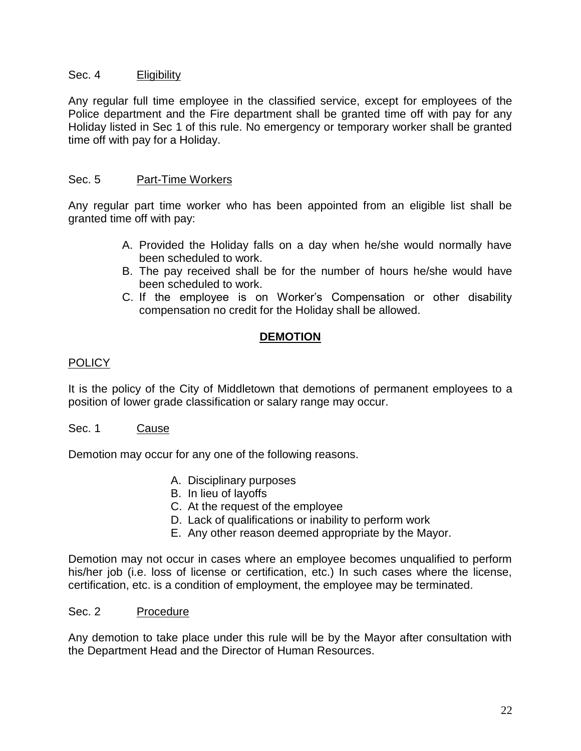Sec. 4 Eligibility

Any regular full time employee in the classified service, except for employees of the Police department and the Fire department shall be granted time off with pay for any Holiday listed in Sec 1 of this rule. No emergency or temporary worker shall be granted time off with pay for a Holiday.

Sec. 5 Part-Time Workers

Any regular part time worker who has been appointed from an eligible list shall be granted time off with pay:

A. Provided the Holiday falls on a day when he/she would normally have been scheduled to work.
B. The pay received shall be for the number of hours he/she would have been scheduled to work.
C. If the employee is on Worker's Compensation or other disability compensation no credit for the Holiday shall be allowed.

## DEMOTION

POLICY

It is the policy of the City of Middletown that demotions of permanent employees to a position of lower grade classification or salary range may occur.

Sec. 1 Cause

Demotion may occur for any one of the following reasons.

A. Disciplinary purposes
B. In lieu of layoffs
C. At the request of the employee
D. Lack of qualifications or inability to perform work
E. Any other reason deemed appropriate by the Mayor.

Demotion may not occur in cases where an employee becomes unqualified to perform his/her job (i.e. loss of license or certification, etc.) In such cases where the license, certification, etc. is a condition of employment, the employee may be terminated.

Sec. 2 Procedure

Any demotion to take place under this rule will be by the Mayor after consultation with the Department Head and the Director of Human Resources.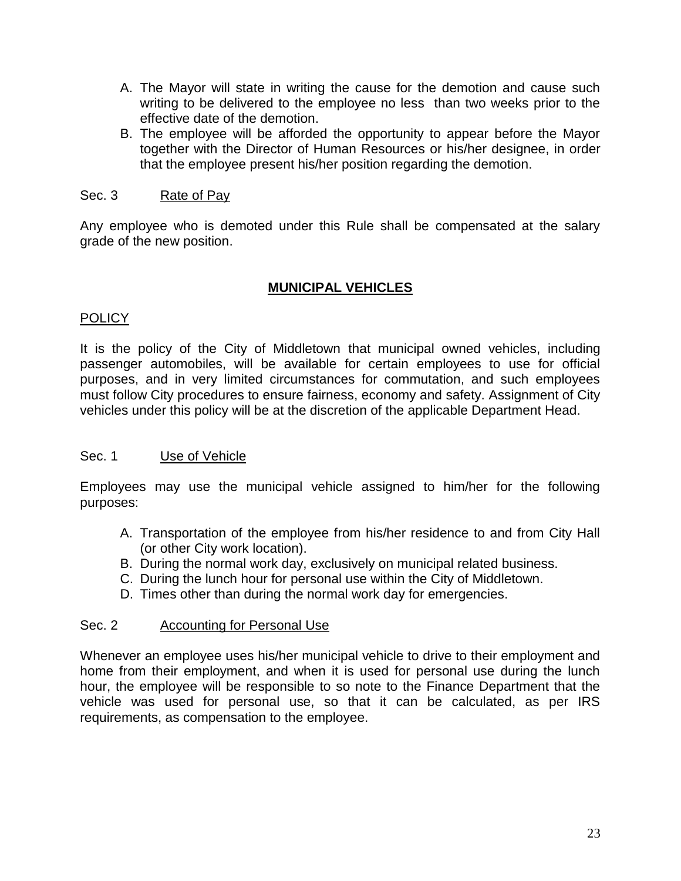A. The Mayor will state in writing the cause for the demotion and cause such writing to be delivered to the employee no less than two weeks prior to the effective date of the demotion.
B. The employee will be afforded the opportunity to appear before the Mayor together with the Director of Human Resources or his/her designee, in order that the employee present his/her position regarding the demotion.

Sec. 3 Rate of Pay

Any employee who is demoted under this Rule shall be compensated at the salary grade of the new position.

## MUNICIPAL VEHICLES

POLICY

It is the policy of the City of Middletown that municipal owned vehicles, including passenger automobiles, will be available for certain employees to use for official purposes, and in very limited circumstances for commutation, and such employees must follow City procedures to ensure fairness, economy and safety. Assignment of City vehicles under this policy will be at the discretion of the applicable Department Head.

Sec. 1 Use of Vehicle

Employees may use the municipal vehicle assigned to him/her for the following purposes:

A. Transportation of the employee from his/her residence to and from City Hall (or other City work location).
B. During the normal work day, exclusively on municipal related business.
C. During the lunch hour for personal use within the City of Middletown.
D. Times other than during the normal work day for emergencies.

Sec. 2 Accounting for Personal Use

Whenever an employee uses his/her municipal vehicle to drive to their employment and home from their employment, and when it is used for personal use during the lunch hour, the employee will be responsible to so note to the Finance Department that the vehicle was used for personal use, so that it can be calculated, as per IRS requirements, as compensation to the employee.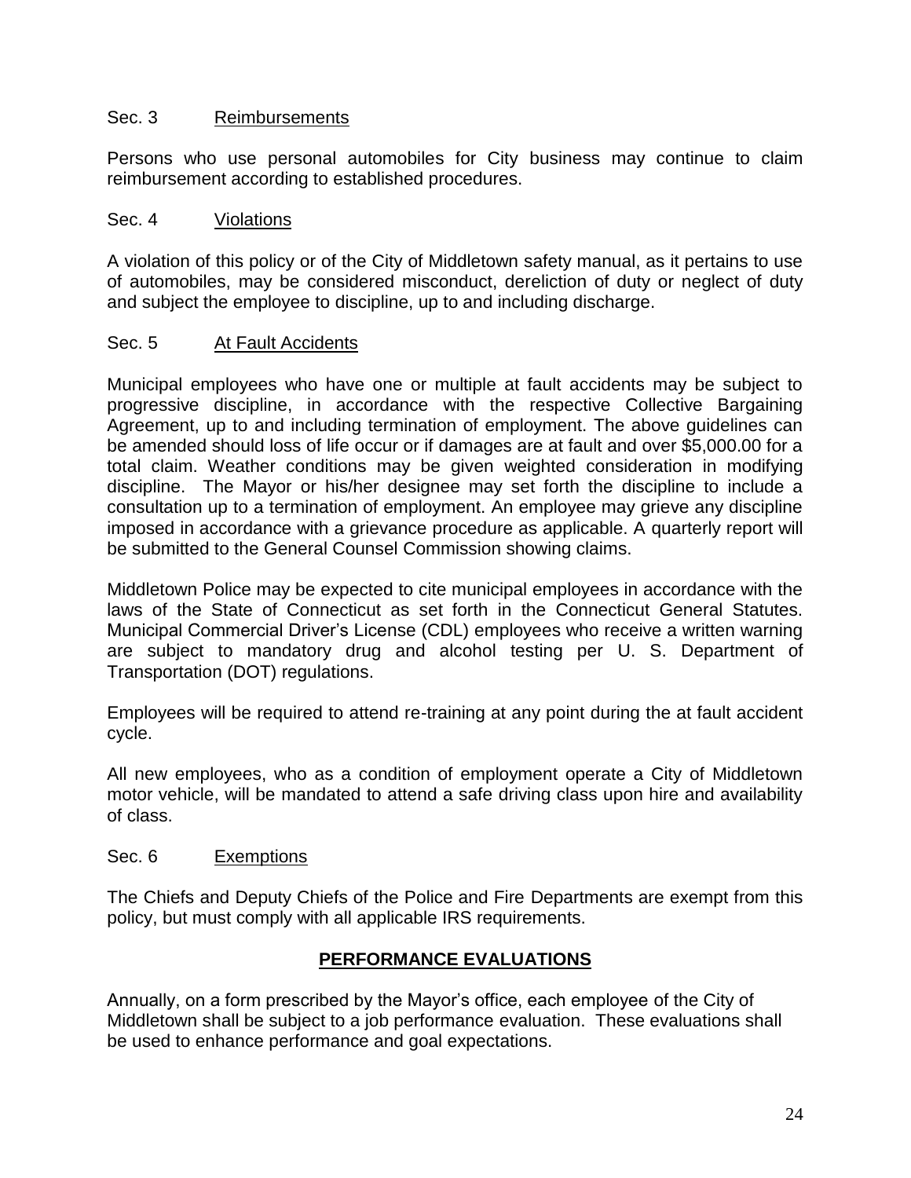### Sec. 3 Reimbursements

Persons who use personal automobiles for City business may continue to claim reimbursement according to established procedures.

### Sec. 4 Violations

A violation of this policy or of the City of Middletown safety manual, as it pertains to use of automobiles, may be considered misconduct, dereliction of duty or neglect of duty and subject the employee to discipline, up to and including discharge.

### Sec. 5 At Fault Accidents

Municipal employees who have one or multiple at fault accidents may be subject to progressive discipline, in accordance with the respective Collective Bargaining Agreement, up to and including termination of employment. The above guidelines can be amended should loss of life occur or if damages are at fault and over $5,000.00 for a total claim. Weather conditions may be given weighted consideration in modifying discipline. The Mayor or his/her designee may set forth the discipline to include a consultation up to a termination of employment. An employee may grieve any discipline imposed in accordance with a grievance procedure as applicable. A quarterly report will be submitted to the General Counsel Commission showing claims.

Middletown Police may be expected to cite municipal employees in accordance with the laws of the State of Connecticut as set forth in the Connecticut General Statutes. Municipal Commercial Driver's License (CDL) employees who receive a written warning are subject to mandatory drug and alcohol testing per U. S. Department of Transportation (DOT) regulations.

Employees will be required to attend re-training at any point during the at fault accident cycle.

All new employees, who as a condition of employment operate a City of Middletown motor vehicle, will be mandated to attend a safe driving class upon hire and availability of class.

### Sec. 6 Exemptions

The Chiefs and Deputy Chiefs of the Police and Fire Departments are exempt from this policy, but must comply with all applicable IRS requirements.

## PERFORMANCE EVALUATIONS

Annually, on a form prescribed by the Mayor's office, each employee of the City of Middletown shall be subject to a job performance evaluation. These evaluations shall be used to enhance performance and goal expectations.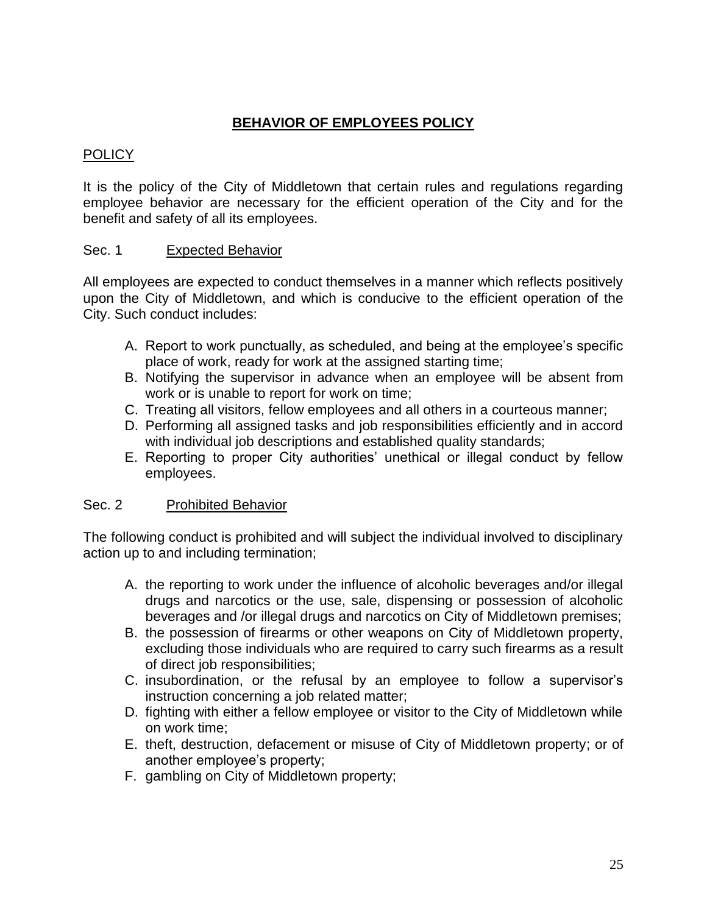# BEHAVIOR OF EMPLOYEES POLICY

## POLICY

It is the policy of the City of Middletown that certain rules and regulations regarding employee behavior are necessary for the efficient operation of the City and for the benefit and safety of all its employees.

### Sec. 1 Expected Behavior

All employees are expected to conduct themselves in a manner which reflects positively upon the City of Middletown, and which is conducive to the efficient operation of the City. Such conduct includes:

A. Report to work punctually, as scheduled, and being at the employee's specific place of work, ready for work at the assigned starting time;
B. Notifying the supervisor in advance when an employee will be absent from work or is unable to report for work on time;
C. Treating all visitors, fellow employees and all others in a courteous manner;
D. Performing all assigned tasks and job responsibilities efficiently and in accord with individual job descriptions and established quality standards;
E. Reporting to proper City authorities' unethical or illegal conduct by fellow employees.

### Sec. 2 Prohibited Behavior

The following conduct is prohibited and will subject the individual involved to disciplinary action up to and including termination;

A. the reporting to work under the influence of alcoholic beverages and/or illegal drugs and narcotics or the use, sale, dispensing or possession of alcoholic beverages and /or illegal drugs and narcotics on City of Middletown premises;
B. the possession of firearms or other weapons on City of Middletown property, excluding those individuals who are required to carry such firearms as a result of direct job responsibilities;
C. insubordination, or the refusal by an employee to follow a supervisor's instruction concerning a job related matter;
D. fighting with either a fellow employee or visitor to the City of Middletown while on work time;
E. theft, destruction, defacement or misuse of City of Middletown property; or of another employee's property;
F. gambling on City of Middletown property;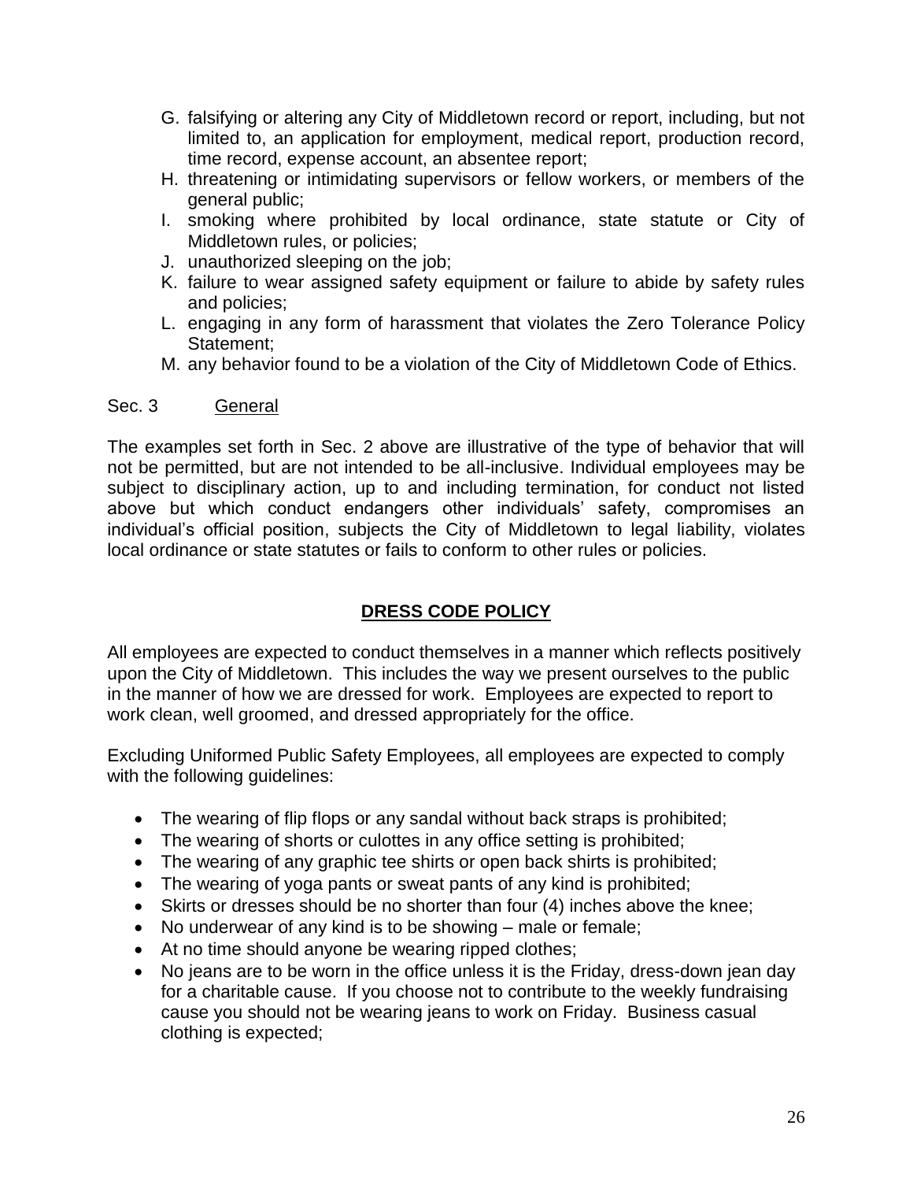G. falsifying or altering any City of Middletown record or report, including, but not limited to, an application for employment, medical report, production record, time record, expense account, an absentee report;
H. threatening or intimidating supervisors or fellow workers, or members of the general public;
I. smoking where prohibited by local ordinance, state statute or City of Middletown rules, or policies;
J. unauthorized sleeping on the job;
K. failure to wear assigned safety equipment or failure to abide by safety rules and policies;
L. engaging in any form of harassment that violates the Zero Tolerance Policy Statement;
M. any behavior found to be a violation of the City of Middletown Code of Ethics.

Sec. 3 General

The examples set forth in Sec. 2 above are illustrative of the type of behavior that will not be permitted, but are not intended to be all-inclusive. Individual employees may be subject to disciplinary action, up to and including termination, for conduct not listed above but which conduct endangers other individuals' safety, compromises an individual's official position, subjects the City of Middletown to legal liability, violates local ordinance or state statutes or fails to conform to other rules or policies.

## DRESS CODE POLICY

All employees are expected to conduct themselves in a manner which reflects positively upon the City of Middletown. This includes the way we present ourselves to the public in the manner of how we are dressed for work. Employees are expected to report to work clean, well groomed, and dressed appropriately for the office.

Excluding Uniformed Public Safety Employees, all employees are expected to comply with the following guidelines:

- The wearing of flip flops or any sandal without back straps is prohibited;
- The wearing of shorts or culottes in any office setting is prohibited;
- The wearing of any graphic tee shirts or open back shirts is prohibited;
- The wearing of yoga pants or sweat pants of any kind is prohibited;
- Skirts or dresses should be no shorter than four (4) inches above the knee;
- No underwear of any kind is to be showing – male or female;
- At no time should anyone be wearing ripped clothes;
- No jeans are to be worn in the office unless it is the Friday, dress-down jean day for a charitable cause. If you choose not to contribute to the weekly fundraising cause you should not be wearing jeans to work on Friday. Business casual clothing is expected;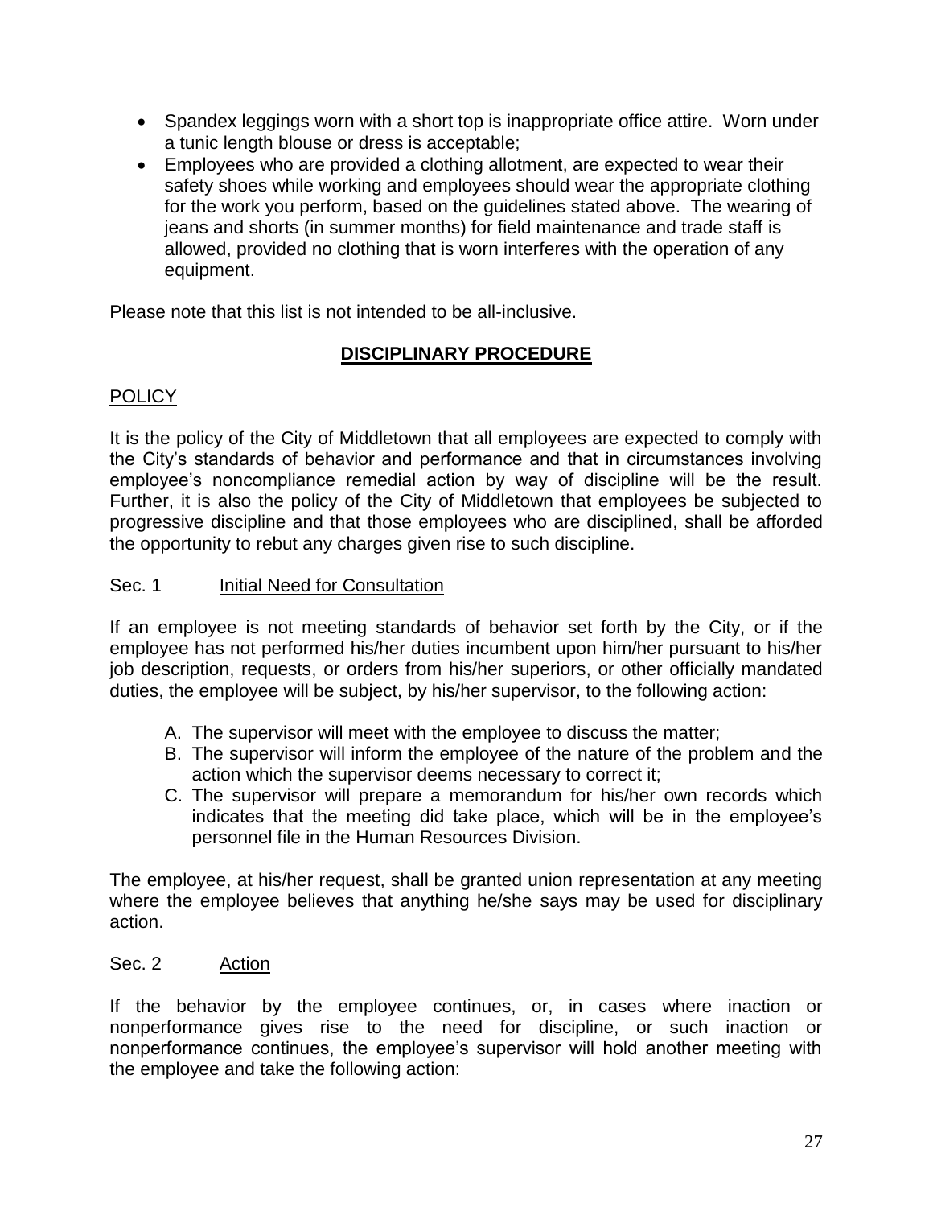- Spandex leggings worn with a short top is inappropriate office attire. Worn under a tunic length blouse or dress is acceptable;
- Employees who are provided a clothing allotment, are expected to wear their safety shoes while working and employees should wear the appropriate clothing for the work you perform, based on the guidelines stated above. The wearing of jeans and shorts (in summer months) for field maintenance and trade staff is allowed, provided no clothing that is worn interferes with the operation of any equipment.

Please note that this list is not intended to be all-inclusive.

## DISCIPLINARY PROCEDURE

### POLICY

It is the policy of the City of Middletown that all employees are expected to comply with the City's standards of behavior and performance and that in circumstances involving employee's noncompliance remedial action by way of discipline will be the result. Further, it is also the policy of the City of Middletown that employees be subjected to progressive discipline and that those employees who are disciplined, shall be afforded the opportunity to rebut any charges given rise to such discipline.

### Sec. 1 Initial Need for Consultation

If an employee is not meeting standards of behavior set forth by the City, or if the employee has not performed his/her duties incumbent upon him/her pursuant to his/her job description, requests, or orders from his/her superiors, or other officially mandated duties, the employee will be subject, by his/her supervisor, to the following action:

A. The supervisor will meet with the employee to discuss the matter;
B. The supervisor will inform the employee of the nature of the problem and the action which the supervisor deems necessary to correct it;
C. The supervisor will prepare a memorandum for his/her own records which indicates that the meeting did take place, which will be in the employee's personnel file in the Human Resources Division.

The employee, at his/her request, shall be granted union representation at any meeting where the employee believes that anything he/she says may be used for disciplinary action.

### Sec. 2 Action

If the behavior by the employee continues, or, in cases where inaction or nonperformance gives rise to the need for discipline, or such inaction or nonperformance continues, the employee's supervisor will hold another meeting with the employee and take the following action: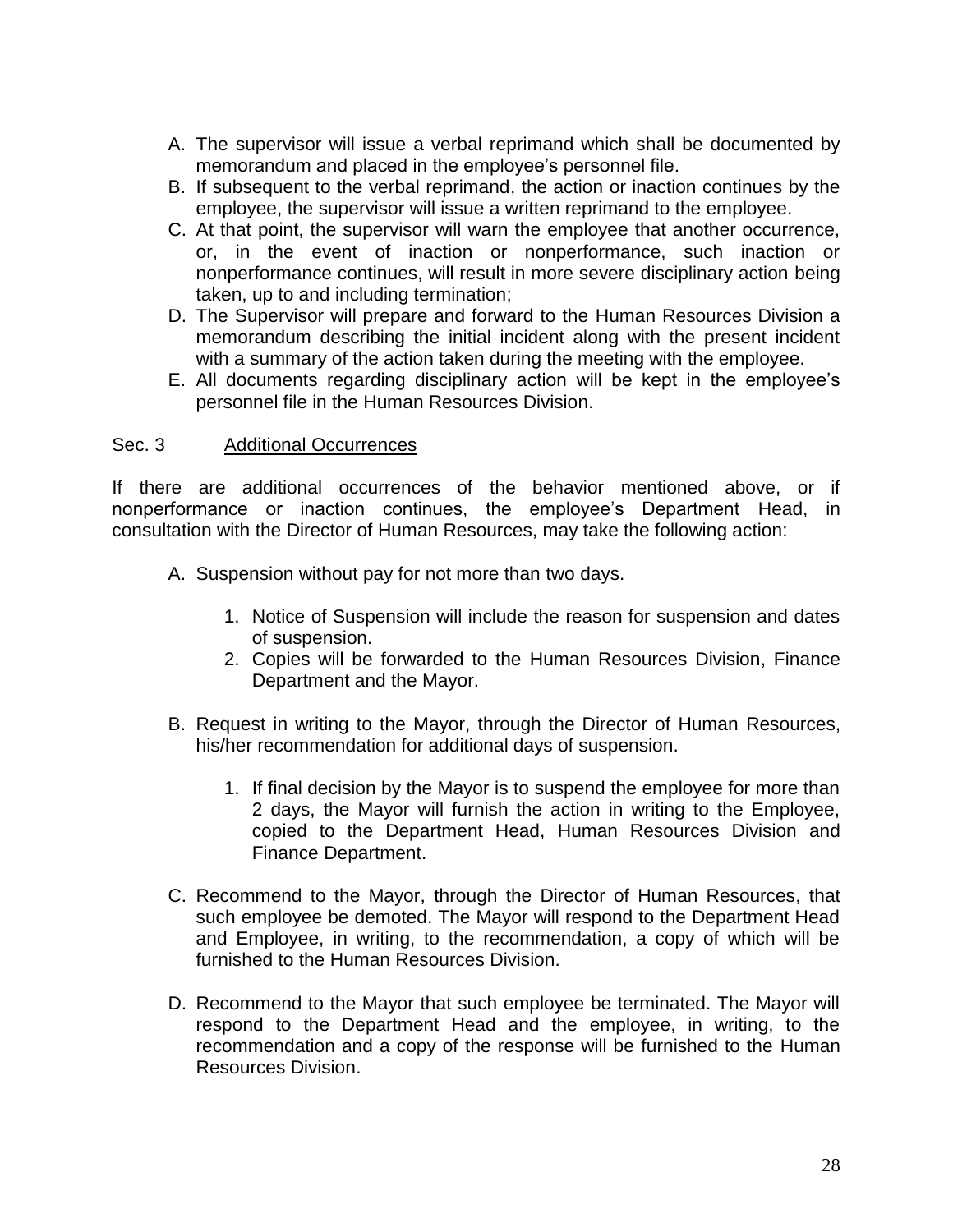A. The supervisor will issue a verbal reprimand which shall be documented by memorandum and placed in the employee's personnel file.
B. If subsequent to the verbal reprimand, the action or inaction continues by the employee, the supervisor will issue a written reprimand to the employee.
C. At that point, the supervisor will warn the employee that another occurrence, or, in the event of inaction or nonperformance, such inaction or nonperformance continues, will result in more severe disciplinary action being taken, up to and including termination;
D. The Supervisor will prepare and forward to the Human Resources Division a memorandum describing the initial incident along with the present incident with a summary of the action taken during the meeting with the employee.
E. All documents regarding disciplinary action will be kept in the employee's personnel file in the Human Resources Division.

Sec. 3 Additional Occurrences

If there are additional occurrences of the behavior mentioned above, or if nonperformance or inaction continues, the employee's Department Head, in consultation with the Director of Human Resources, may take the following action:

A. Suspension without pay for not more than two days.

   1. Notice of Suspension will include the reason for suspension and dates of suspension.
   2. Copies will be forwarded to the Human Resources Division, Finance Department and the Mayor.

B. Request in writing to the Mayor, through the Director of Human Resources, his/her recommendation for additional days of suspension.

   1. If final decision by the Mayor is to suspend the employee for more than 2 days, the Mayor will furnish the action in writing to the Employee, copied to the Department Head, Human Resources Division and Finance Department.

C. Recommend to the Mayor, through the Director of Human Resources, that such employee be demoted. The Mayor will respond to the Department Head and Employee, in writing, to the recommendation, a copy of which will be furnished to the Human Resources Division.

D. Recommend to the Mayor that such employee be terminated. The Mayor will respond to the Department Head and the employee, in writing, to the recommendation and a copy of the response will be furnished to the Human Resources Division.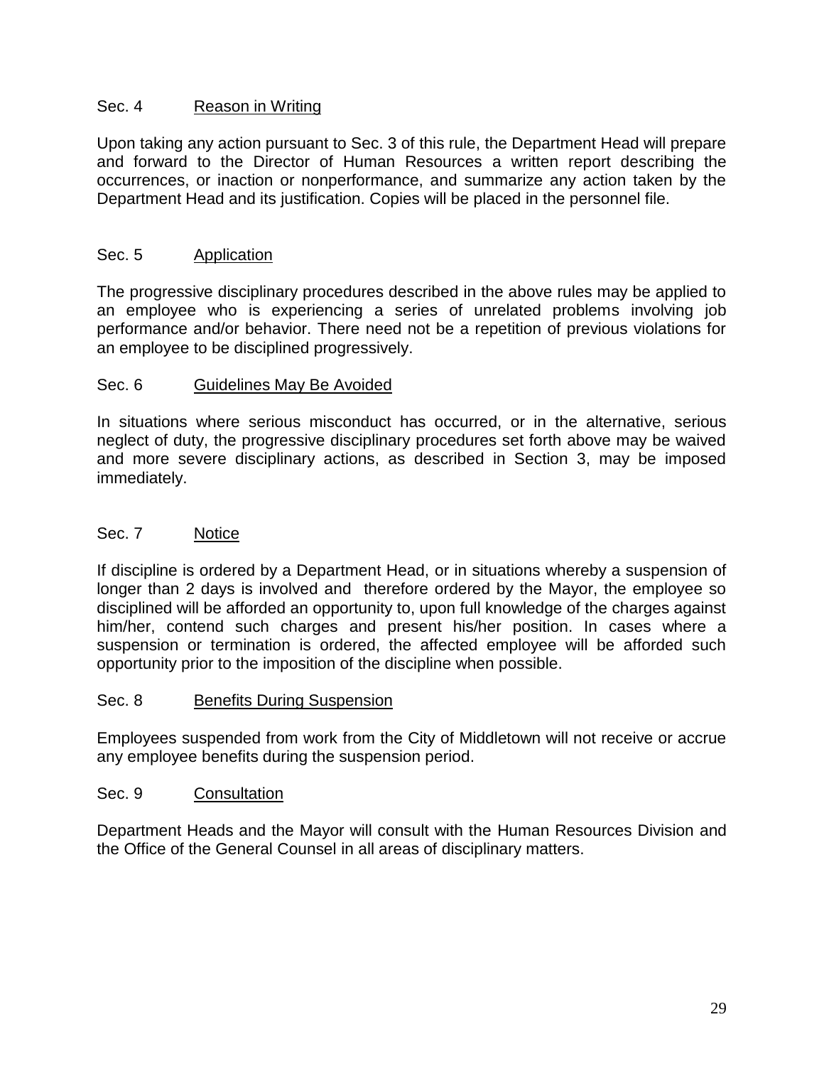### Sec. 4 Reason in Writing

Upon taking any action pursuant to Sec. 3 of this rule, the Department Head will prepare and forward to the Director of Human Resources a written report describing the occurrences, or inaction or nonperformance, and summarize any action taken by the Department Head and its justification. Copies will be placed in the personnel file.

### Sec. 5 Application

The progressive disciplinary procedures described in the above rules may be applied to an employee who is experiencing a series of unrelated problems involving job performance and/or behavior. There need not be a repetition of previous violations for an employee to be disciplined progressively.

### Sec. 6 Guidelines May Be Avoided

In situations where serious misconduct has occurred, or in the alternative, serious neglect of duty, the progressive disciplinary procedures set forth above may be waived and more severe disciplinary actions, as described in Section 3, may be imposed immediately.

### Sec. 7 Notice

If discipline is ordered by a Department Head, or in situations whereby a suspension of longer than 2 days is involved and therefore ordered by the Mayor, the employee so disciplined will be afforded an opportunity to, upon full knowledge of the charges against him/her, contend such charges and present his/her position. In cases where a suspension or termination is ordered, the affected employee will be afforded such opportunity prior to the imposition of the discipline when possible.

### Sec. 8 Benefits During Suspension

Employees suspended from work from the City of Middletown will not receive or accrue any employee benefits during the suspension period.

### Sec. 9 Consultation

Department Heads and the Mayor will consult with the Human Resources Division and the Office of the General Counsel in all areas of disciplinary matters.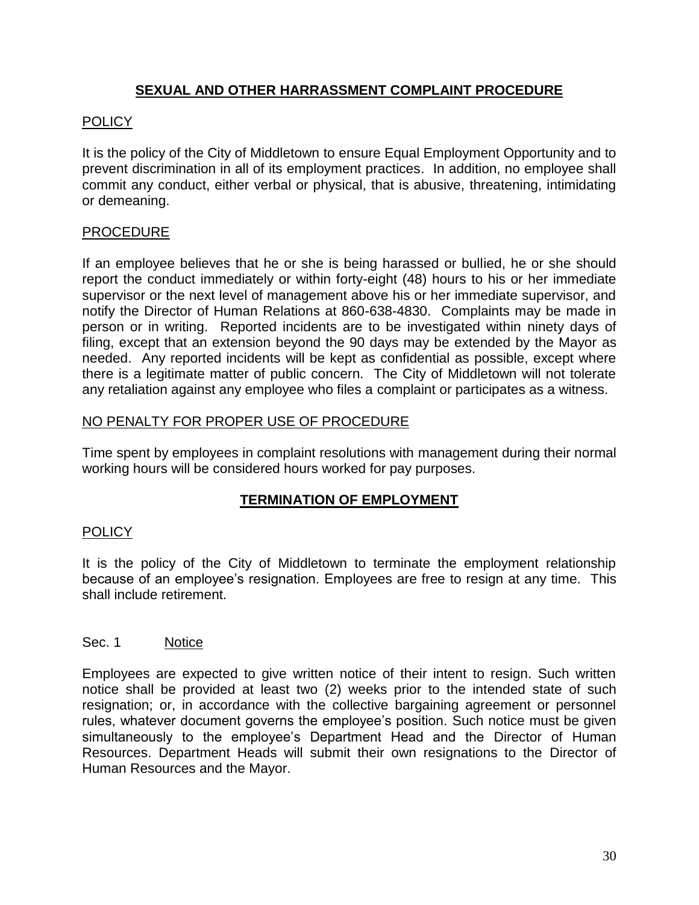## SEXUAL AND OTHER HARRASSMENT COMPLAINT PROCEDURE

### POLICY

It is the policy of the City of Middletown to ensure Equal Employment Opportunity and to prevent discrimination in all of its employment practices. In addition, no employee shall commit any conduct, either verbal or physical, that is abusive, threatening, intimidating or demeaning.

### PROCEDURE

If an employee believes that he or she is being harassed or bullied, he or she should report the conduct immediately or within forty-eight (48) hours to his or her immediate supervisor or the next level of management above his or her immediate supervisor, and notify the Director of Human Relations at 860-638-4830. Complaints may be made in person or in writing. Reported incidents are to be investigated within ninety days of filing, except that an extension beyond the 90 days may be extended by the Mayor as needed. Any reported incidents will be kept as confidential as possible, except where there is a legitimate matter of public concern. The City of Middletown will not tolerate any retaliation against any employee who files a complaint or participates as a witness.

### NO PENALTY FOR PROPER USE OF PROCEDURE

Time spent by employees in complaint resolutions with management during their normal working hours will be considered hours worked for pay purposes.

## TERMINATION OF EMPLOYMENT

### POLICY

It is the policy of the City of Middletown to terminate the employment relationship because of an employee's resignation. Employees are free to resign at any time. This shall include retirement.

### Sec. 1 Notice

Employees are expected to give written notice of their intent to resign. Such written notice shall be provided at least two (2) weeks prior to the intended state of such resignation; or, in accordance with the collective bargaining agreement or personnel rules, whatever document governs the employee's position. Such notice must be given simultaneously to the employee's Department Head and the Director of Human Resources. Department Heads will submit their own resignations to the Director of Human Resources and the Mayor.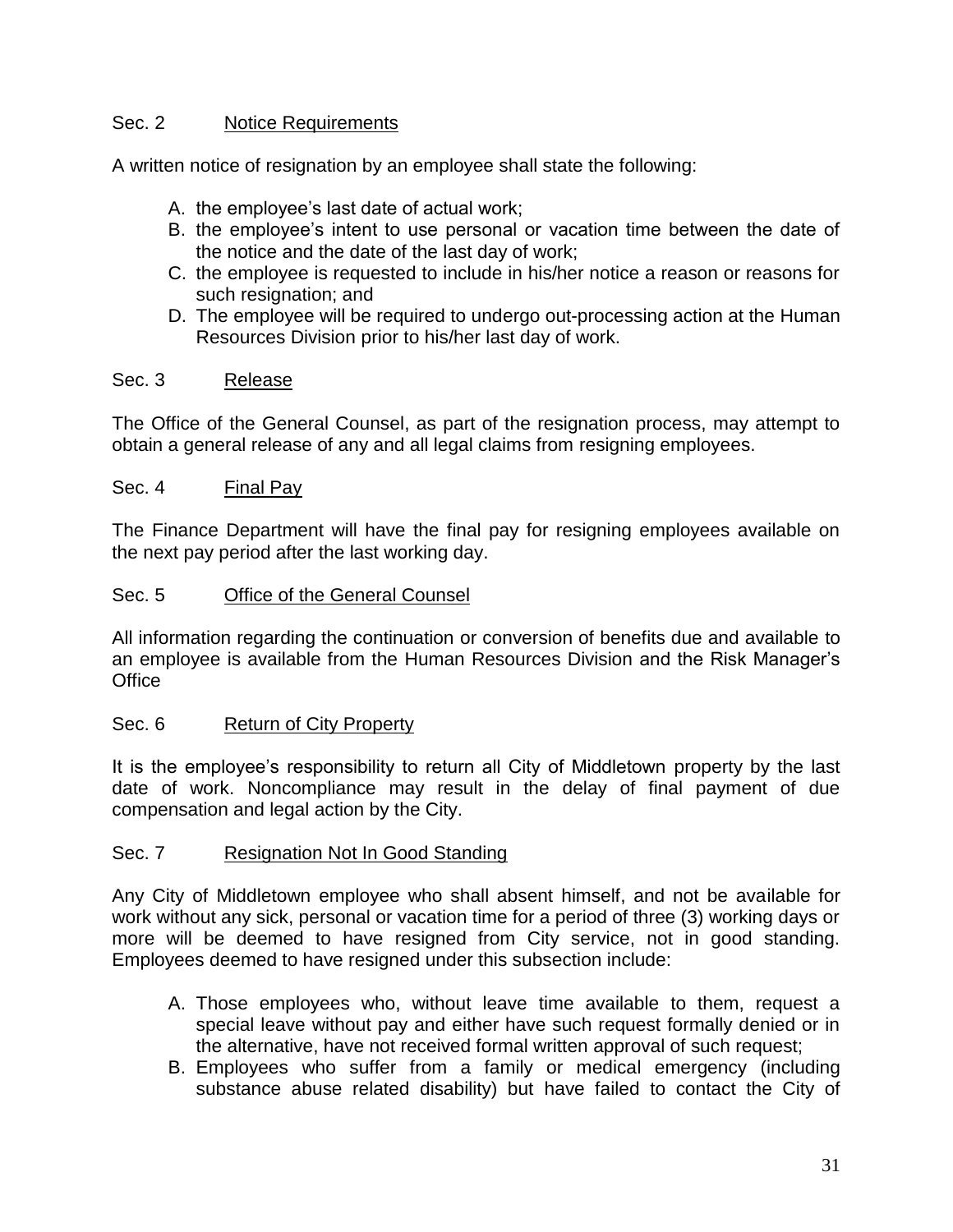Sec. 2 <u>Notice Requirements</u>

A written notice of resignation by an employee shall state the following:

A. the employee's last date of actual work;
B. the employee's intent to use personal or vacation time between the date of the notice and the date of the last day of work;
C. the employee is requested to include in his/her notice a reason or reasons for such resignation; and
D. The employee will be required to undergo out-processing action at the Human Resources Division prior to his/her last day of work.

Sec. 3 <u>Release</u>

The Office of the General Counsel, as part of the resignation process, may attempt to obtain a general release of any and all legal claims from resigning employees.

Sec. 4 <u>Final Pay</u>

The Finance Department will have the final pay for resigning employees available on the next pay period after the last working day.

Sec. 5 <u>Office of the General Counsel</u>

All information regarding the continuation or conversion of benefits due and available to an employee is available from the Human Resources Division and the Risk Manager's Office

Sec. 6 <u>Return of City Property</u>

It is the employee's responsibility to return all City of Middletown property by the last date of work. Noncompliance may result in the delay of final payment of due compensation and legal action by the City.

Sec. 7 <u>Resignation Not In Good Standing</u>

Any City of Middletown employee who shall absent himself, and not be available for work without any sick, personal or vacation time for a period of three (3) working days or more will be deemed to have resigned from City service, not in good standing. Employees deemed to have resigned under this subsection include:

A. Those employees who, without leave time available to them, request a special leave without pay and either have such request formally denied or in the alternative, have not received formal written approval of such request;
B. Employees who suffer from a family or medical emergency (including substance abuse related disability) but have failed to contact the City of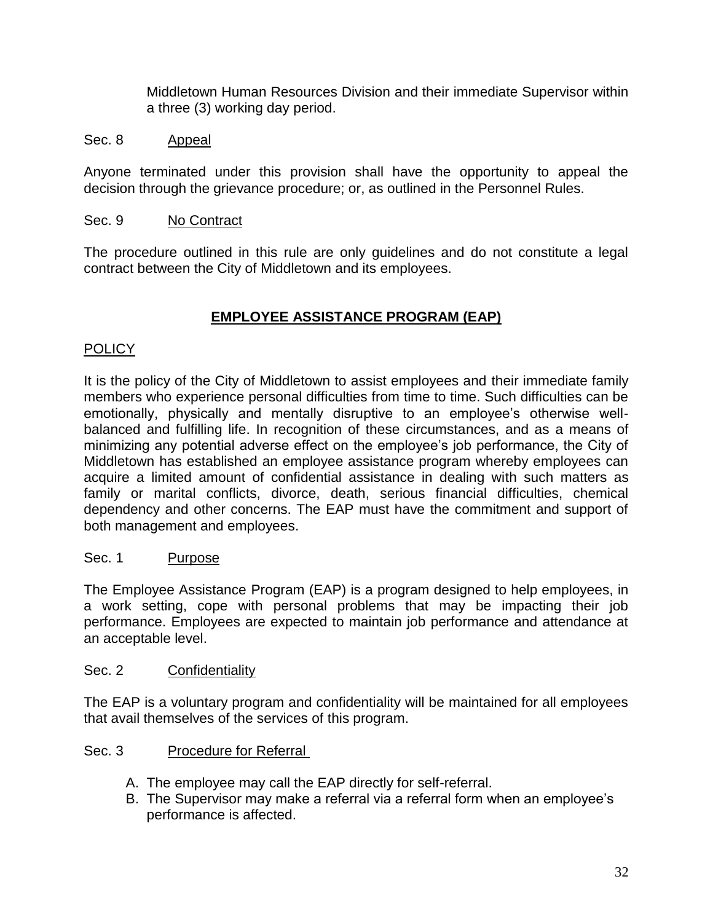Middletown Human Resources Division and their immediate Supervisor within a three (3) working day period.

Sec. 8 Appeal

Anyone terminated under this provision shall have the opportunity to appeal the decision through the grievance procedure; or, as outlined in the Personnel Rules.

Sec. 9 No Contract

The procedure outlined in this rule are only guidelines and do not constitute a legal contract between the City of Middletown and its employees.

## EMPLOYEE ASSISTANCE PROGRAM (EAP)

POLICY

It is the policy of the City of Middletown to assist employees and their immediate family members who experience personal difficulties from time to time. Such difficulties can be emotionally, physically and mentally disruptive to an employee's otherwise well-balanced and fulfilling life. In recognition of these circumstances, and as a means of minimizing any potential adverse effect on the employee's job performance, the City of Middletown has established an employee assistance program whereby employees can acquire a limited amount of confidential assistance in dealing with such matters as family or marital conflicts, divorce, death, serious financial difficulties, chemical dependency and other concerns. The EAP must have the commitment and support of both management and employees.

Sec. 1 Purpose

The Employee Assistance Program (EAP) is a program designed to help employees, in a work setting, cope with personal problems that may be impacting their job performance. Employees are expected to maintain job performance and attendance at an acceptable level.

Sec. 2 Confidentiality

The EAP is a voluntary program and confidentiality will be maintained for all employees that avail themselves of the services of this program.

Sec. 3 Procedure for Referral

A. The employee may call the EAP directly for self-referral.
B. The Supervisor may make a referral via a referral form when an employee's performance is affected.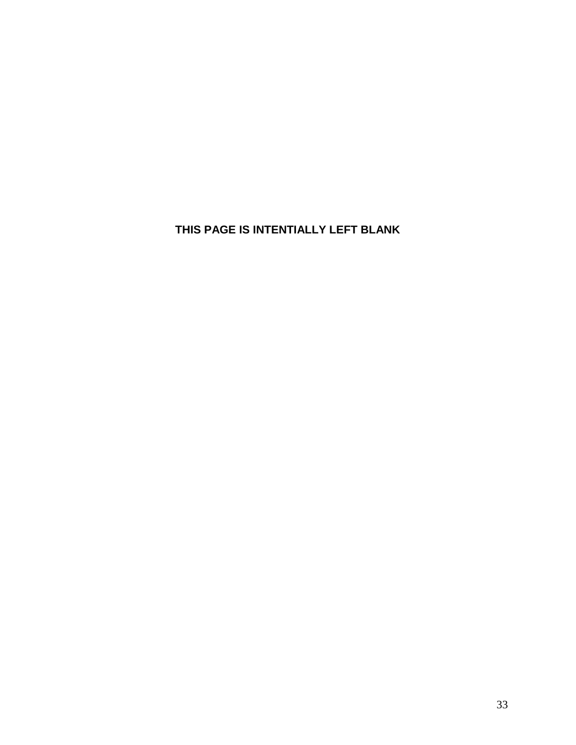**THIS PAGE IS INTENTIALLY LEFT BLANK**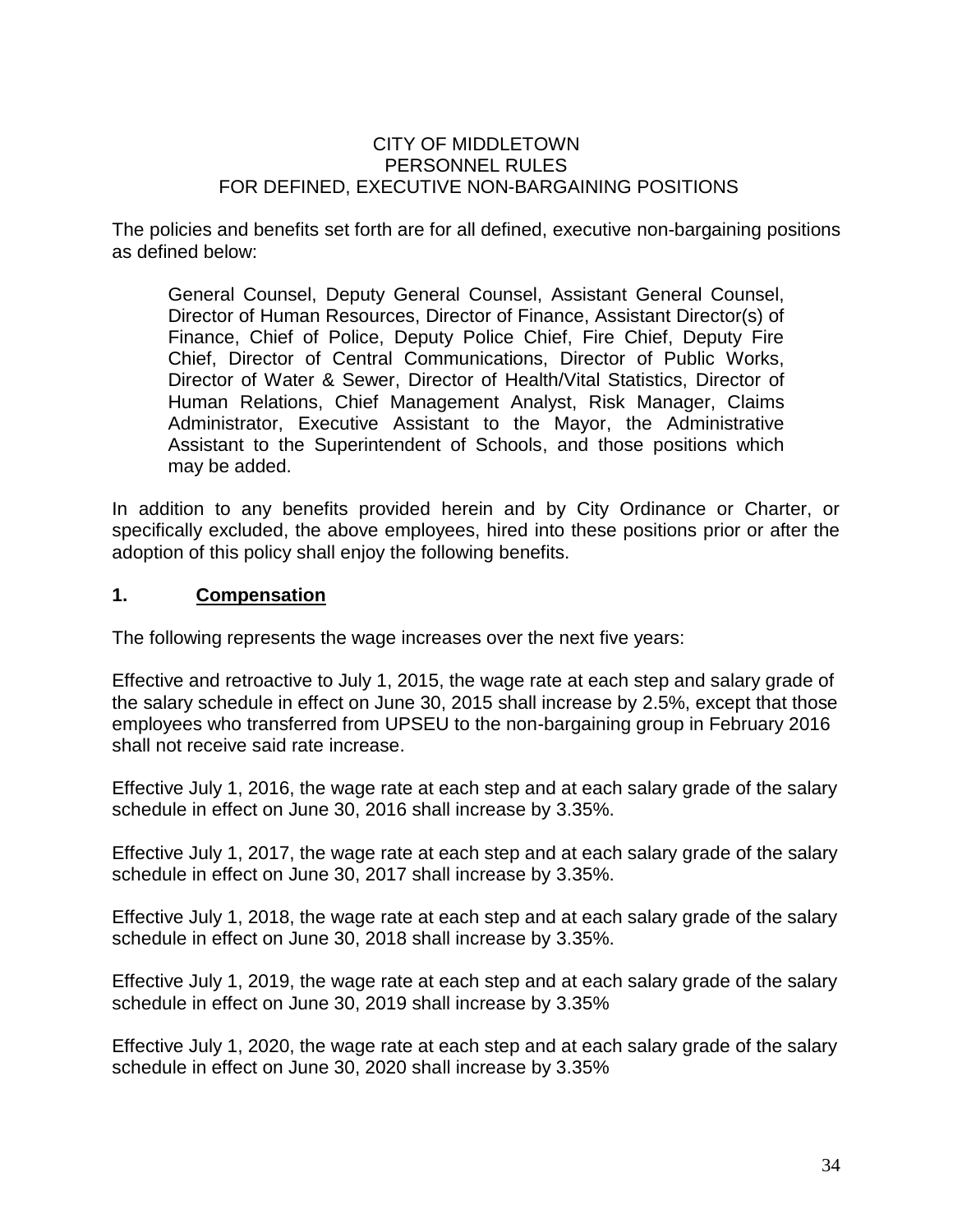CITY OF MIDDLETOWN
PERSONNEL RULES
FOR DEFINED, EXECUTIVE NON-BARGAINING POSITIONS

The policies and benefits set forth are for all defined, executive non-bargaining positions as defined below:

> General Counsel, Deputy General Counsel, Assistant General Counsel, Director of Human Resources, Director of Finance, Assistant Director(s) of Finance, Chief of Police, Deputy Police Chief, Fire Chief, Deputy Fire Chief, Director of Central Communications, Director of Public Works, Director of Water & Sewer, Director of Health/Vital Statistics, Director of Human Relations, Chief Management Analyst, Risk Manager, Claims Administrator, Executive Assistant to the Mayor, the Administrative Assistant to the Superintendent of Schools, and those positions which may be added.

In addition to any benefits provided herein and by City Ordinance or Charter, or specifically excluded, the above employees, hired into these positions prior or after the adoption of this policy shall enjoy the following benefits.

## 1. Compensation

The following represents the wage increases over the next five years:

Effective and retroactive to July 1, 2015, the wage rate at each step and salary grade of the salary schedule in effect on June 30, 2015 shall increase by 2.5%, except that those employees who transferred from UPSEU to the non-bargaining group in February 2016 shall not receive said rate increase.

Effective July 1, 2016, the wage rate at each step and at each salary grade of the salary schedule in effect on June 30, 2016 shall increase by 3.35%.

Effective July 1, 2017, the wage rate at each step and at each salary grade of the salary schedule in effect on June 30, 2017 shall increase by 3.35%.

Effective July 1, 2018, the wage rate at each step and at each salary grade of the salary schedule in effect on June 30, 2018 shall increase by 3.35%.

Effective July 1, 2019, the wage rate at each step and at each salary grade of the salary schedule in effect on June 30, 2019 shall increase by 3.35%

Effective July 1, 2020, the wage rate at each step and at each salary grade of the salary schedule in effect on June 30, 2020 shall increase by 3.35%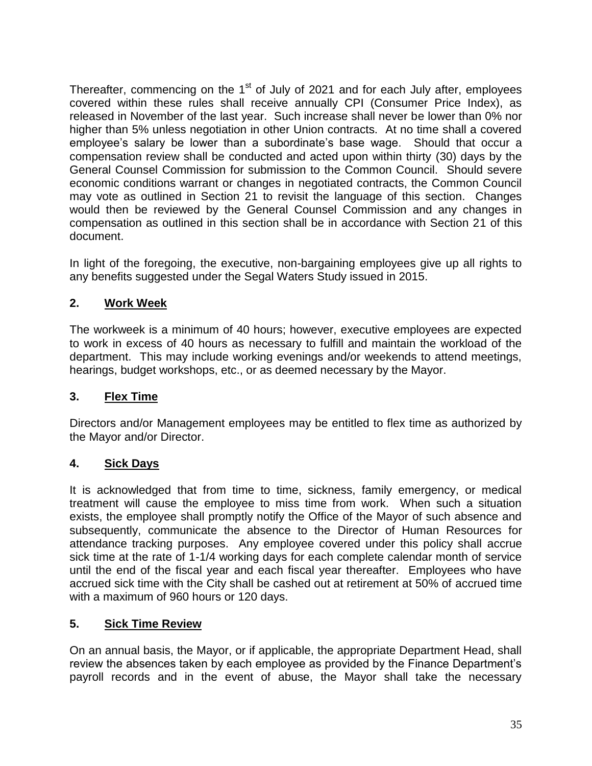Thereafter, commencing on the 1st of July of 2021 and for each July after, employees covered within these rules shall receive annually CPI (Consumer Price Index), as released in November of the last year. Such increase shall never be lower than 0% nor higher than 5% unless negotiation in other Union contracts. At no time shall a covered employee's salary be lower than a subordinate's base wage. Should that occur a compensation review shall be conducted and acted upon within thirty (30) days by the General Counsel Commission for submission to the Common Council. Should severe economic conditions warrant or changes in negotiated contracts, the Common Council may vote as outlined in Section 21 to revisit the language of this section. Changes would then be reviewed by the General Counsel Commission and any changes in compensation as outlined in this section shall be in accordance with Section 21 of this document.

In light of the foregoing, the executive, non-bargaining employees give up all rights to any benefits suggested under the Segal Waters Study issued in 2015.

### 2. Work Week

The workweek is a minimum of 40 hours; however, executive employees are expected to work in excess of 40 hours as necessary to fulfill and maintain the workload of the department. This may include working evenings and/or weekends to attend meetings, hearings, budget workshops, etc., or as deemed necessary by the Mayor.

### 3. Flex Time

Directors and/or Management employees may be entitled to flex time as authorized by the Mayor and/or Director.

### 4. Sick Days

It is acknowledged that from time to time, sickness, family emergency, or medical treatment will cause the employee to miss time from work. When such a situation exists, the employee shall promptly notify the Office of the Mayor of such absence and subsequently, communicate the absence to the Director of Human Resources for attendance tracking purposes. Any employee covered under this policy shall accrue sick time at the rate of 1-1/4 working days for each complete calendar month of service until the end of the fiscal year and each fiscal year thereafter. Employees who have accrued sick time with the City shall be cashed out at retirement at 50% of accrued time with a maximum of 960 hours or 120 days.

### 5. Sick Time Review

On an annual basis, the Mayor, or if applicable, the appropriate Department Head, shall review the absences taken by each employee as provided by the Finance Department's payroll records and in the event of abuse, the Mayor shall take the necessary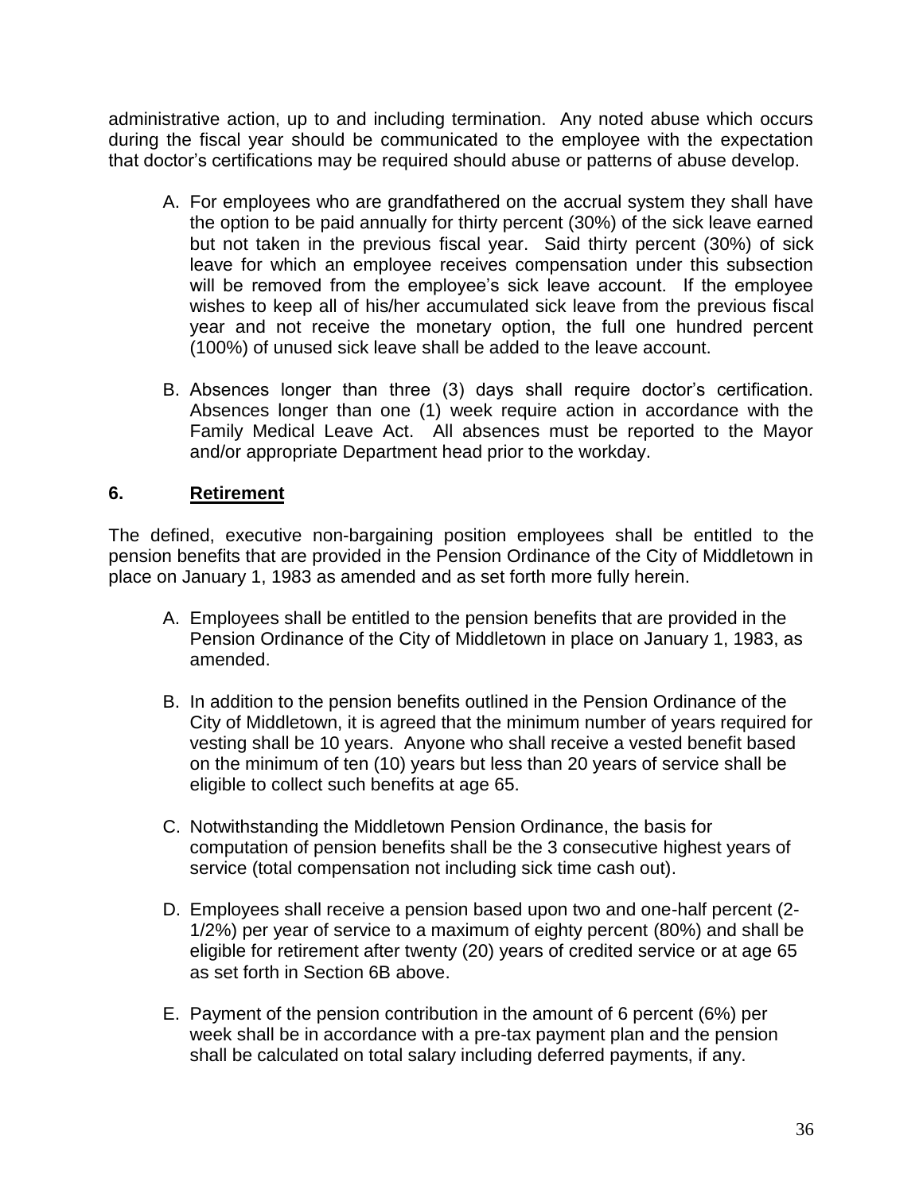administrative action, up to and including termination. Any noted abuse which occurs during the fiscal year should be communicated to the employee with the expectation that doctor's certifications may be required should abuse or patterns of abuse develop.

A. For employees who are grandfathered on the accrual system they shall have the option to be paid annually for thirty percent (30%) of the sick leave earned but not taken in the previous fiscal year. Said thirty percent (30%) of sick leave for which an employee receives compensation under this subsection will be removed from the employee's sick leave account. If the employee wishes to keep all of his/her accumulated sick leave from the previous fiscal year and not receive the monetary option, the full one hundred percent (100%) of unused sick leave shall be added to the leave account.

B. Absences longer than three (3) days shall require doctor's certification. Absences longer than one (1) week require action in accordance with the Family Medical Leave Act. All absences must be reported to the Mayor and/or appropriate Department head prior to the workday.

## 6. Retirement

The defined, executive non-bargaining position employees shall be entitled to the pension benefits that are provided in the Pension Ordinance of the City of Middletown in place on January 1, 1983 as amended and as set forth more fully herein.

A. Employees shall be entitled to the pension benefits that are provided in the Pension Ordinance of the City of Middletown in place on January 1, 1983, as amended.

B. In addition to the pension benefits outlined in the Pension Ordinance of the City of Middletown, it is agreed that the minimum number of years required for vesting shall be 10 years. Anyone who shall receive a vested benefit based on the minimum of ten (10) years but less than 20 years of service shall be eligible to collect such benefits at age 65.

C. Notwithstanding the Middletown Pension Ordinance, the basis for computation of pension benefits shall be the 3 consecutive highest years of service (total compensation not including sick time cash out).

D. Employees shall receive a pension based upon two and one-half percent (2-1/2%) per year of service to a maximum of eighty percent (80%) and shall be eligible for retirement after twenty (20) years of credited service or at age 65 as set forth in Section 6B above.

E. Payment of the pension contribution in the amount of 6 percent (6%) per week shall be in accordance with a pre-tax payment plan and the pension shall be calculated on total salary including deferred payments, if any.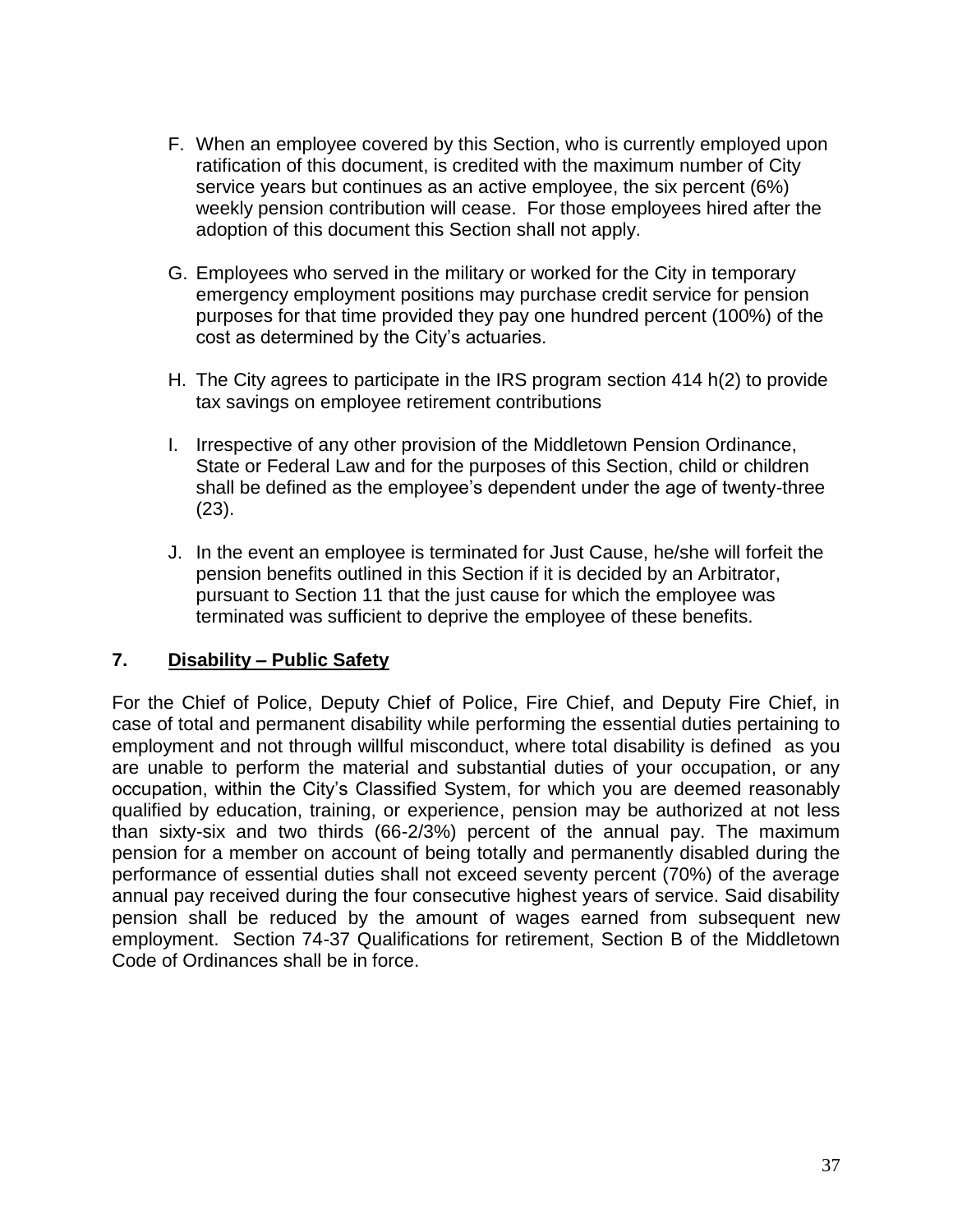F. When an employee covered by this Section, who is currently employed upon ratification of this document, is credited with the maximum number of City service years but continues as an active employee, the six percent (6%) weekly pension contribution will cease. For those employees hired after the adoption of this document this Section shall not apply.

G. Employees who served in the military or worked for the City in temporary emergency employment positions may purchase credit service for pension purposes for that time provided they pay one hundred percent (100%) of the cost as determined by the City's actuaries.

H. The City agrees to participate in the IRS program section 414 h(2) to provide tax savings on employee retirement contributions

I. Irrespective of any other provision of the Middletown Pension Ordinance, State or Federal Law and for the purposes of this Section, child or children shall be defined as the employee's dependent under the age of twenty-three (23).

J. In the event an employee is terminated for Just Cause, he/she will forfeit the pension benefits outlined in this Section if it is decided by an Arbitrator, pursuant to Section 11 that the just cause for which the employee was terminated was sufficient to deprive the employee of these benefits.

## 7. Disability – Public Safety

For the Chief of Police, Deputy Chief of Police, Fire Chief, and Deputy Fire Chief, in case of total and permanent disability while performing the essential duties pertaining to employment and not through willful misconduct, where total disability is defined as you are unable to perform the material and substantial duties of your occupation, or any occupation, within the City's Classified System, for which you are deemed reasonably qualified by education, training, or experience, pension may be authorized at not less than sixty-six and two thirds (66-2/3%) percent of the annual pay. The maximum pension for a member on account of being totally and permanently disabled during the performance of essential duties shall not exceed seventy percent (70%) of the average annual pay received during the four consecutive highest years of service. Said disability pension shall be reduced by the amount of wages earned from subsequent new employment. Section 74-37 Qualifications for retirement, Section B of the Middletown Code of Ordinances shall be in force.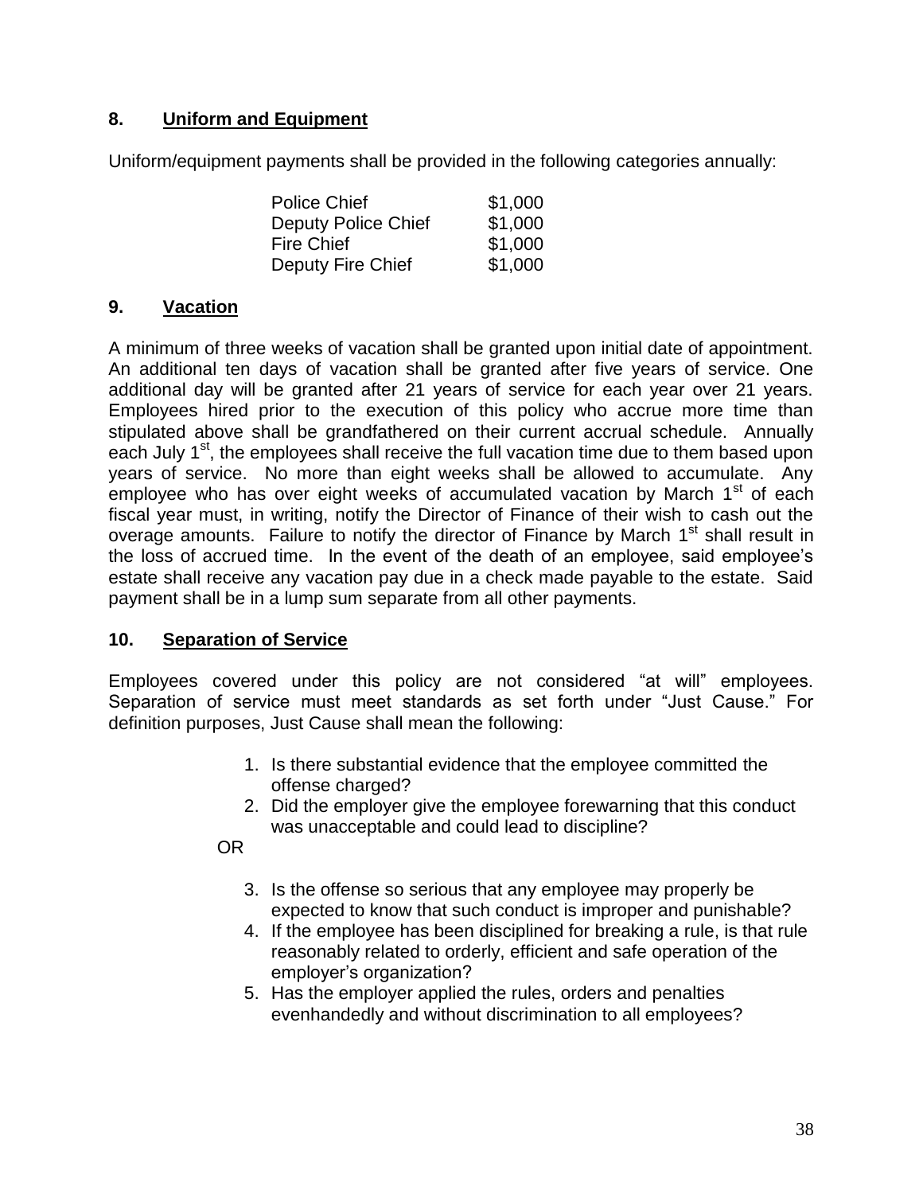### 8. Uniform and Equipment

Uniform/equipment payments shall be provided in the following categories annually:

| | |
|---|---|
| Police Chief | $1,000 |
| Deputy Police Chief | $1,000 |
| Fire Chief | $1,000 |
| Deputy Fire Chief | $1,000 |

### 9. Vacation

A minimum of three weeks of vacation shall be granted upon initial date of appointment. An additional ten days of vacation shall be granted after five years of service. One additional day will be granted after 21 years of service for each year over 21 years. Employees hired prior to the execution of this policy who accrue more time than stipulated above shall be grandfathered on their current accrual schedule. Annually each July 1st, the employees shall receive the full vacation time due to them based upon years of service. No more than eight weeks shall be allowed to accumulate. Any employee who has over eight weeks of accumulated vacation by March 1st of each fiscal year must, in writing, notify the Director of Finance of their wish to cash out the overage amounts. Failure to notify the director of Finance by March 1st shall result in the loss of accrued time. In the event of the death of an employee, said employee's estate shall receive any vacation pay due in a check made payable to the estate. Said payment shall be in a lump sum separate from all other payments.

### 10. Separation of Service

Employees covered under this policy are not considered "at will" employees. Separation of service must meet standards as set forth under "Just Cause." For definition purposes, Just Cause shall mean the following:

1. Is there substantial evidence that the employee committed the offense charged?
2. Did the employer give the employee forewarning that this conduct was unacceptable and could lead to discipline?

OR

3. Is the offense so serious that any employee may properly be expected to know that such conduct is improper and punishable?
4. If the employee has been disciplined for breaking a rule, is that rule reasonably related to orderly, efficient and safe operation of the employer's organization?
5. Has the employer applied the rules, orders and penalties evenhandedly and without discrimination to all employees?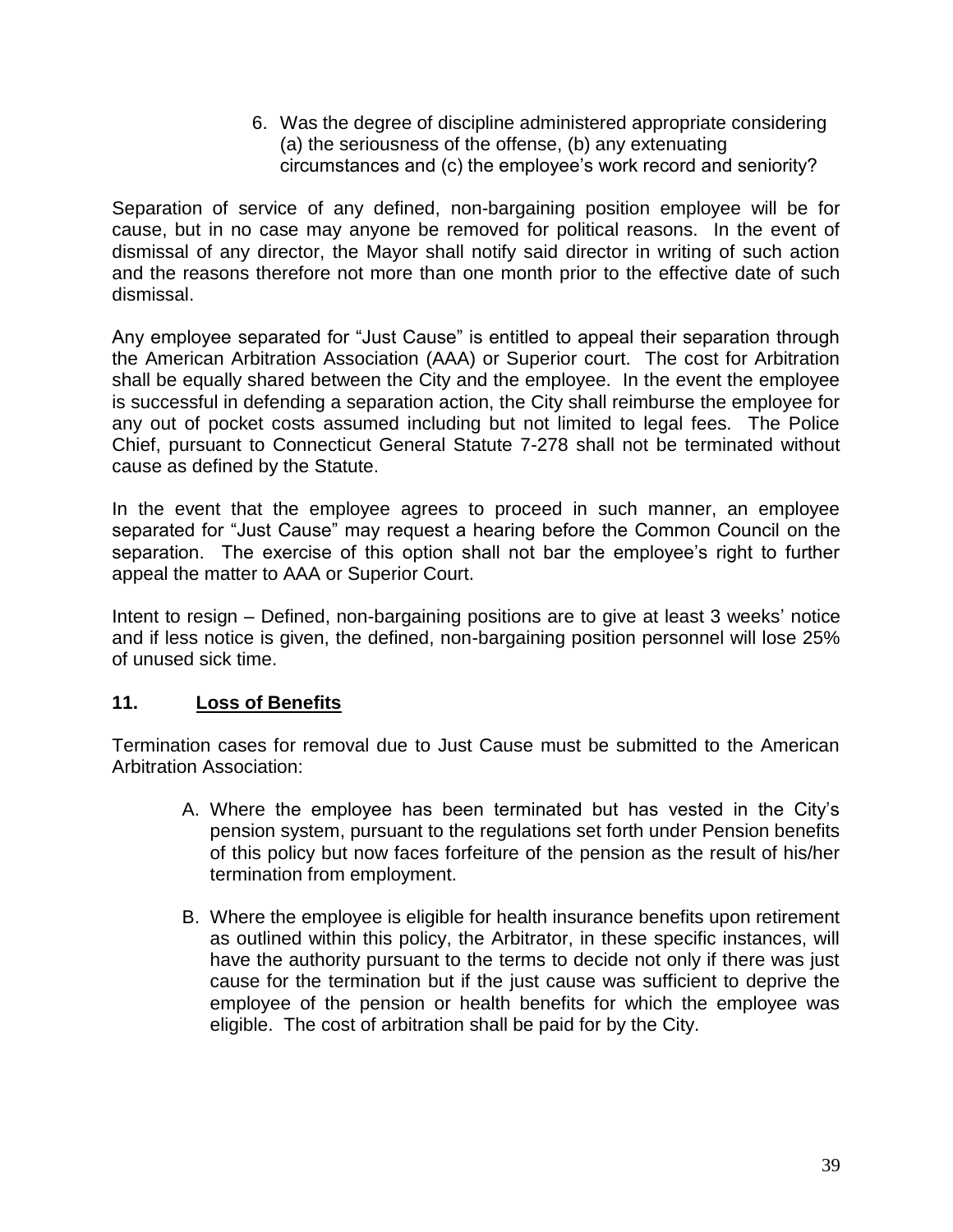6. Was the degree of discipline administered appropriate considering (a) the seriousness of the offense, (b) any extenuating circumstances and (c) the employee's work record and seniority?

Separation of service of any defined, non-bargaining position employee will be for cause, but in no case may anyone be removed for political reasons. In the event of dismissal of any director, the Mayor shall notify said director in writing of such action and the reasons therefore not more than one month prior to the effective date of such dismissal.

Any employee separated for "Just Cause" is entitled to appeal their separation through the American Arbitration Association (AAA) or Superior court. The cost for Arbitration shall be equally shared between the City and the employee. In the event the employee is successful in defending a separation action, the City shall reimburse the employee for any out of pocket costs assumed including but not limited to legal fees. The Police Chief, pursuant to Connecticut General Statute 7-278 shall not be terminated without cause as defined by the Statute.

In the event that the employee agrees to proceed in such manner, an employee separated for "Just Cause" may request a hearing before the Common Council on the separation. The exercise of this option shall not bar the employee's right to further appeal the matter to AAA or Superior Court.

Intent to resign – Defined, non-bargaining positions are to give at least 3 weeks' notice and if less notice is given, the defined, non-bargaining position personnel will lose 25% of unused sick time.

## 11. Loss of Benefits

Termination cases for removal due to Just Cause must be submitted to the American Arbitration Association:

A. Where the employee has been terminated but has vested in the City's pension system, pursuant to the regulations set forth under Pension benefits of this policy but now faces forfeiture of the pension as the result of his/her termination from employment.

B. Where the employee is eligible for health insurance benefits upon retirement as outlined within this policy, the Arbitrator, in these specific instances, will have the authority pursuant to the terms to decide not only if there was just cause for the termination but if the just cause was sufficient to deprive the employee of the pension or health benefits for which the employee was eligible. The cost of arbitration shall be paid for by the City.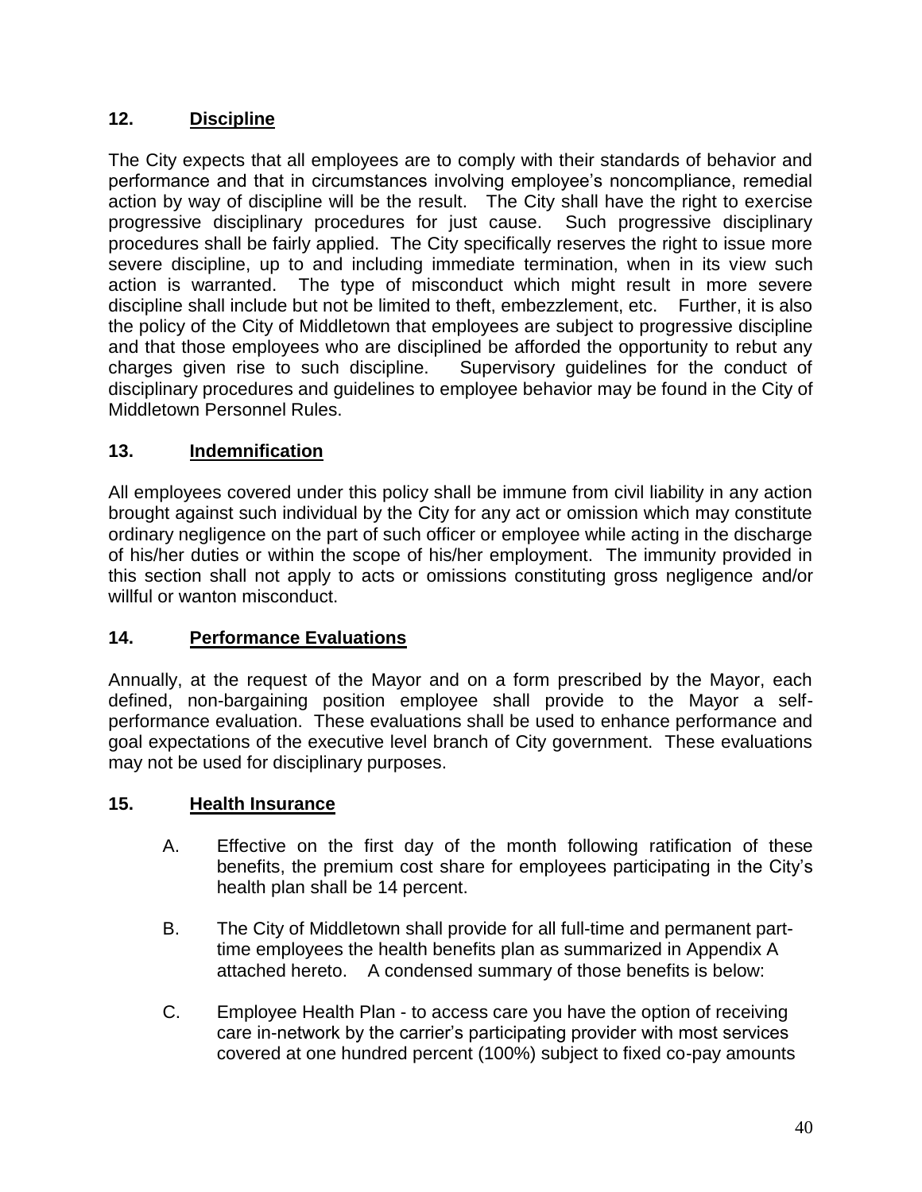## 12. Discipline

The City expects that all employees are to comply with their standards of behavior and performance and that in circumstances involving employee's noncompliance, remedial action by way of discipline will be the result. The City shall have the right to exercise progressive disciplinary procedures for just cause. Such progressive disciplinary procedures shall be fairly applied. The City specifically reserves the right to issue more severe discipline, up to and including immediate termination, when in its view such action is warranted. The type of misconduct which might result in more severe discipline shall include but not be limited to theft, embezzlement, etc. Further, it is also the policy of the City of Middletown that employees are subject to progressive discipline and that those employees who are disciplined be afforded the opportunity to rebut any charges given rise to such discipline. Supervisory guidelines for the conduct of disciplinary procedures and guidelines to employee behavior may be found in the City of Middletown Personnel Rules.

## 13. Indemnification

All employees covered under this policy shall be immune from civil liability in any action brought against such individual by the City for any act or omission which may constitute ordinary negligence on the part of such officer or employee while acting in the discharge of his/her duties or within the scope of his/her employment. The immunity provided in this section shall not apply to acts or omissions constituting gross negligence and/or willful or wanton misconduct.

## 14. Performance Evaluations

Annually, at the request of the Mayor and on a form prescribed by the Mayor, each defined, non-bargaining position employee shall provide to the Mayor a self-performance evaluation. These evaluations shall be used to enhance performance and goal expectations of the executive level branch of City government. These evaluations may not be used for disciplinary purposes.

## 15. Health Insurance

A. Effective on the first day of the month following ratification of these benefits, the premium cost share for employees participating in the City's health plan shall be 14 percent.

B. The City of Middletown shall provide for all full-time and permanent part-time employees the health benefits plan as summarized in Appendix A attached hereto. A condensed summary of those benefits is below:

C. Employee Health Plan - to access care you have the option of receiving care in-network by the carrier's participating provider with most services covered at one hundred percent (100%) subject to fixed co-pay amounts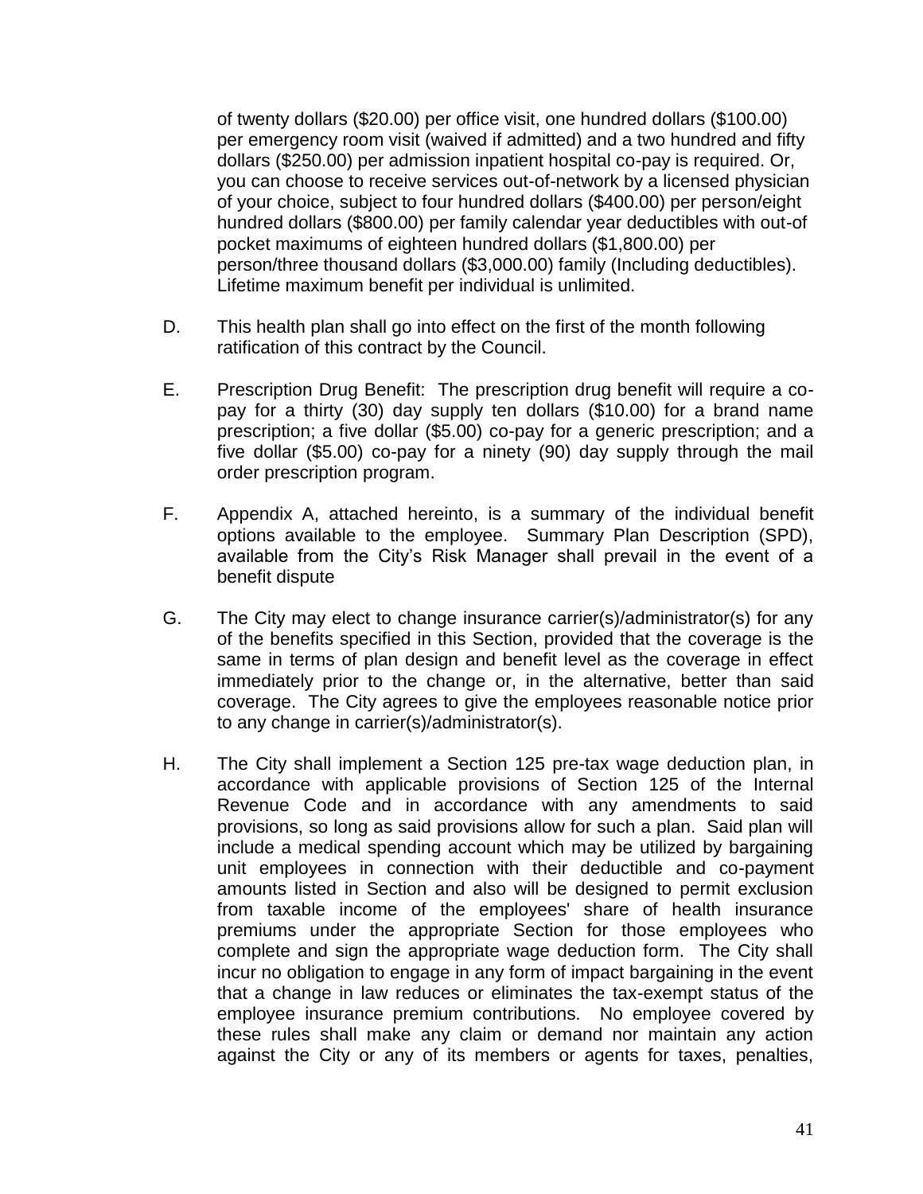of twenty dollars ($20.00) per office visit, one hundred dollars ($100.00) per emergency room visit (waived if admitted) and a two hundred and fifty dollars ($250.00) per admission inpatient hospital co-pay is required. Or, you can choose to receive services out-of-network by a licensed physician of your choice, subject to four hundred dollars ($400.00) per person/eight hundred dollars ($800.00) per family calendar year deductibles with out-of pocket maximums of eighteen hundred dollars ($1,800.00) per person/three thousand dollars ($3,000.00) family (Including deductibles). Lifetime maximum benefit per individual is unlimited.

D. This health plan shall go into effect on the first of the month following ratification of this contract by the Council.

E. Prescription Drug Benefit: The prescription drug benefit will require a co-pay for a thirty (30) day supply ten dollars ($10.00) for a brand name prescription; a five dollar ($5.00) co-pay for a generic prescription; and a five dollar ($5.00) co-pay for a ninety (90) day supply through the mail order prescription program.

F. Appendix A, attached hereinto, is a summary of the individual benefit options available to the employee. Summary Plan Description (SPD), available from the City's Risk Manager shall prevail in the event of a benefit dispute

G. The City may elect to change insurance carrier(s)/administrator(s) for any of the benefits specified in this Section, provided that the coverage is the same in terms of plan design and benefit level as the coverage in effect immediately prior to the change or, in the alternative, better than said coverage. The City agrees to give the employees reasonable notice prior to any change in carrier(s)/administrator(s).

H. The City shall implement a Section 125 pre-tax wage deduction plan, in accordance with applicable provisions of Section 125 of the Internal Revenue Code and in accordance with any amendments to said provisions, so long as said provisions allow for such a plan. Said plan will include a medical spending account which may be utilized by bargaining unit employees in connection with their deductible and co-payment amounts listed in Section and also will be designed to permit exclusion from taxable income of the employees' share of health insurance premiums under the appropriate Section for those employees who complete and sign the appropriate wage deduction form. The City shall incur no obligation to engage in any form of impact bargaining in the event that a change in law reduces or eliminates the tax-exempt status of the employee insurance premium contributions. No employee covered by these rules shall make any claim or demand nor maintain any action against the City or any of its members or agents for taxes, penalties,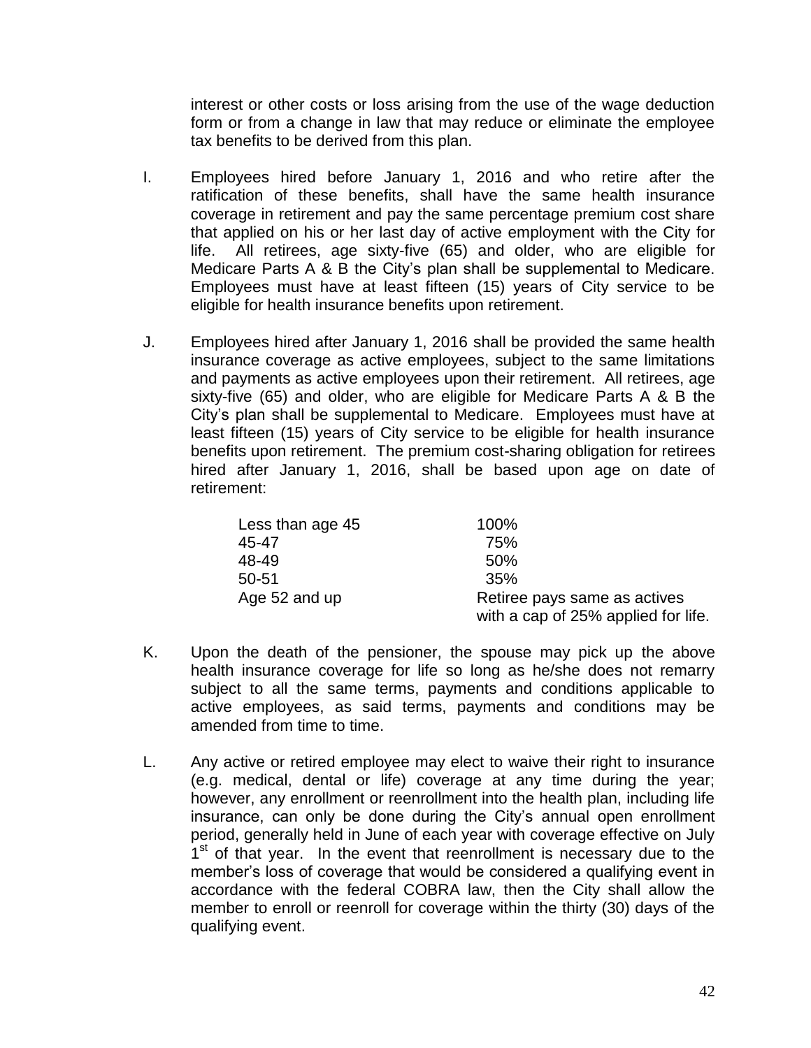interest or other costs or loss arising from the use of the wage deduction form or from a change in law that may reduce or eliminate the employee tax benefits to be derived from this plan.

I. Employees hired before January 1, 2016 and who retire after the ratification of these benefits, shall have the same health insurance coverage in retirement and pay the same percentage premium cost share that applied on his or her last day of active employment with the City for life. All retirees, age sixty-five (65) and older, who are eligible for Medicare Parts A & B the City's plan shall be supplemental to Medicare. Employees must have at least fifteen (15) years of City service to be eligible for health insurance benefits upon retirement.

J. Employees hired after January 1, 2016 shall be provided the same health insurance coverage as active employees, subject to the same limitations and payments as active employees upon their retirement. All retirees, age sixty-five (65) and older, who are eligible for Medicare Parts A & B the City's plan shall be supplemental to Medicare. Employees must have at least fifteen (15) years of City service to be eligible for health insurance benefits upon retirement. The premium cost-sharing obligation for retirees hired after January 1, 2016, shall be based upon age on date of retirement:

| Age | Premium Cost Share |
|---|---|
| Less than age 45 | 100% |
| 45-47 | 75% |
| 48-49 | 50% |
| 50-51 | 35% |
| Age 52 and up | Retiree pays same as actives with a cap of 25% applied for life. |

K. Upon the death of the pensioner, the spouse may pick up the above health insurance coverage for life so long as he/she does not remarry subject to all the same terms, payments and conditions applicable to active employees, as said terms, payments and conditions may be amended from time to time.

L. Any active or retired employee may elect to waive their right to insurance (e.g. medical, dental or life) coverage at any time during the year; however, any enrollment or reenrollment into the health plan, including life insurance, can only be done during the City's annual open enrollment period, generally held in June of each year with coverage effective on July 1st of that year. In the event that reenrollment is necessary due to the member's loss of coverage that would be considered a qualifying event in accordance with the federal COBRA law, then the City shall allow the member to enroll or reenroll for coverage within the thirty (30) days of the qualifying event.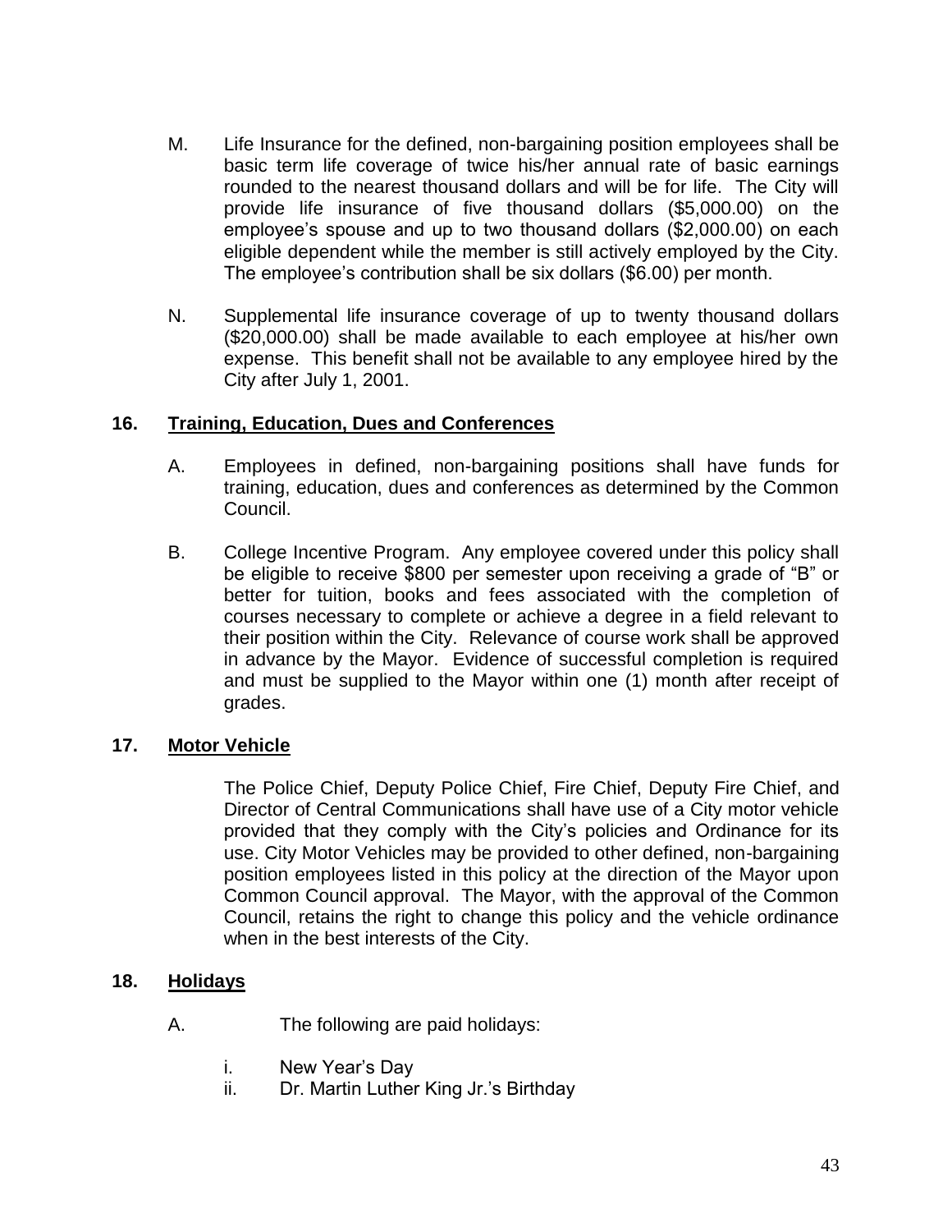M. Life Insurance for the defined, non-bargaining position employees shall be basic term life coverage of twice his/her annual rate of basic earnings rounded to the nearest thousand dollars and will be for life. The City will provide life insurance of five thousand dollars ($5,000.00) on the employee's spouse and up to two thousand dollars ($2,000.00) on each eligible dependent while the member is still actively employed by the City. The employee's contribution shall be six dollars ($6.00) per month.

N. Supplemental life insurance coverage of up to twenty thousand dollars ($20,000.00) shall be made available to each employee at his/her own expense. This benefit shall not be available to any employee hired by the City after July 1, 2001.

## 16. Training, Education, Dues and Conferences

A. Employees in defined, non-bargaining positions shall have funds for training, education, dues and conferences as determined by the Common Council.

B. College Incentive Program. Any employee covered under this policy shall be eligible to receive $800 per semester upon receiving a grade of "B" or better for tuition, books and fees associated with the completion of courses necessary to complete or achieve a degree in a field relevant to their position within the City. Relevance of course work shall be approved in advance by the Mayor. Evidence of successful completion is required and must be supplied to the Mayor within one (1) month after receipt of grades.

## 17. Motor Vehicle

The Police Chief, Deputy Police Chief, Fire Chief, Deputy Fire Chief, and Director of Central Communications shall have use of a City motor vehicle provided that they comply with the City's policies and Ordinance for its use. City Motor Vehicles may be provided to other defined, non-bargaining position employees listed in this policy at the direction of the Mayor upon Common Council approval. The Mayor, with the approval of the Common Council, retains the right to change this policy and the vehicle ordinance when in the best interests of the City.

## 18. Holidays

A. The following are paid holidays:

i. New Year's Day
ii. Dr. Martin Luther King Jr.'s Birthday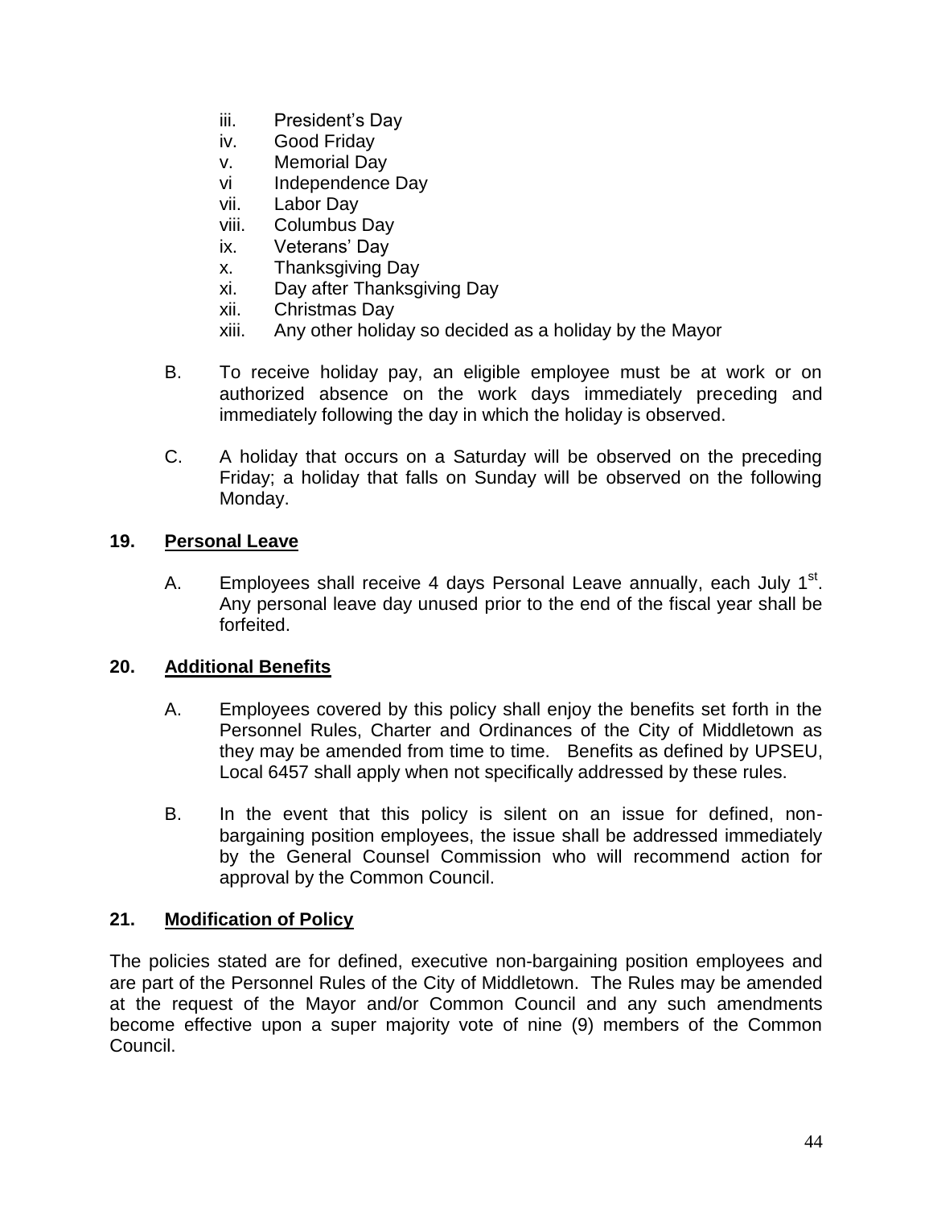iii. President's Day
iv. Good Friday
v. Memorial Day
vi Independence Day
vii. Labor Day
viii. Columbus Day
ix. Veterans' Day
x. Thanksgiving Day
xi. Day after Thanksgiving Day
xii. Christmas Day
xiii. Any other holiday so decided as a holiday by the Mayor

B. To receive holiday pay, an eligible employee must be at work or on authorized absence on the work days immediately preceding and immediately following the day in which the holiday is observed.

C. A holiday that occurs on a Saturday will be observed on the preceding Friday; a holiday that falls on Sunday will be observed on the following Monday.

**19. Personal Leave**

A. Employees shall receive 4 days Personal Leave annually, each July 1st. Any personal leave day unused prior to the end of the fiscal year shall be forfeited.

**20. Additional Benefits**

A. Employees covered by this policy shall enjoy the benefits set forth in the Personnel Rules, Charter and Ordinances of the City of Middletown as they may be amended from time to time. Benefits as defined by UPSEU, Local 6457 shall apply when not specifically addressed by these rules.

B. In the event that this policy is silent on an issue for defined, non-bargaining position employees, the issue shall be addressed immediately by the General Counsel Commission who will recommend action for approval by the Common Council.

**21. Modification of Policy**

The policies stated are for defined, executive non-bargaining position employees and are part of the Personnel Rules of the City of Middletown. The Rules may be amended at the request of the Mayor and/or Common Council and any such amendments become effective upon a super majority vote of nine (9) members of the Common Council.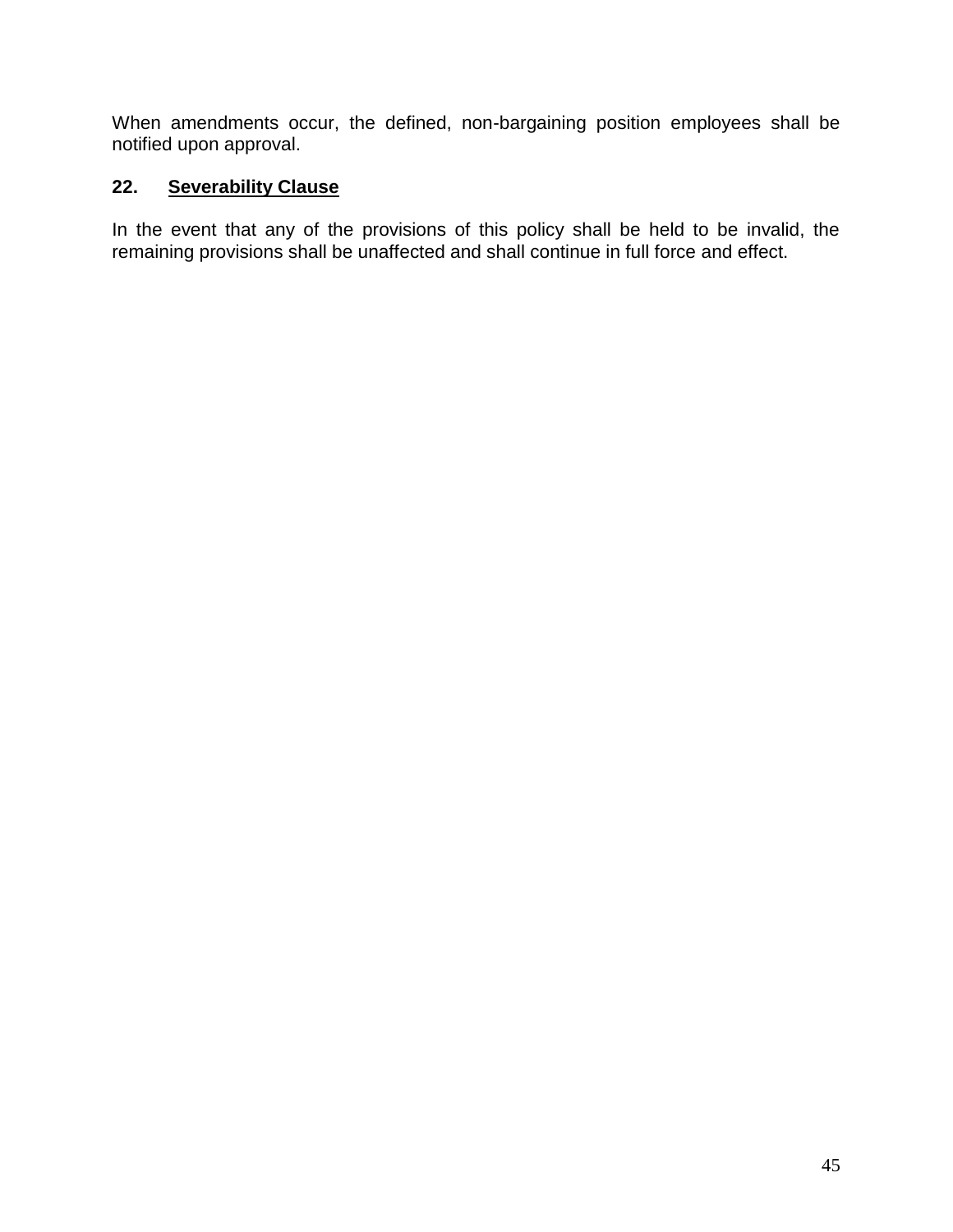When amendments occur, the defined, non-bargaining position employees shall be notified upon approval.

## 22. Severability Clause

In the event that any of the provisions of this policy shall be held to be invalid, the remaining provisions shall be unaffected and shall continue in full force and effect.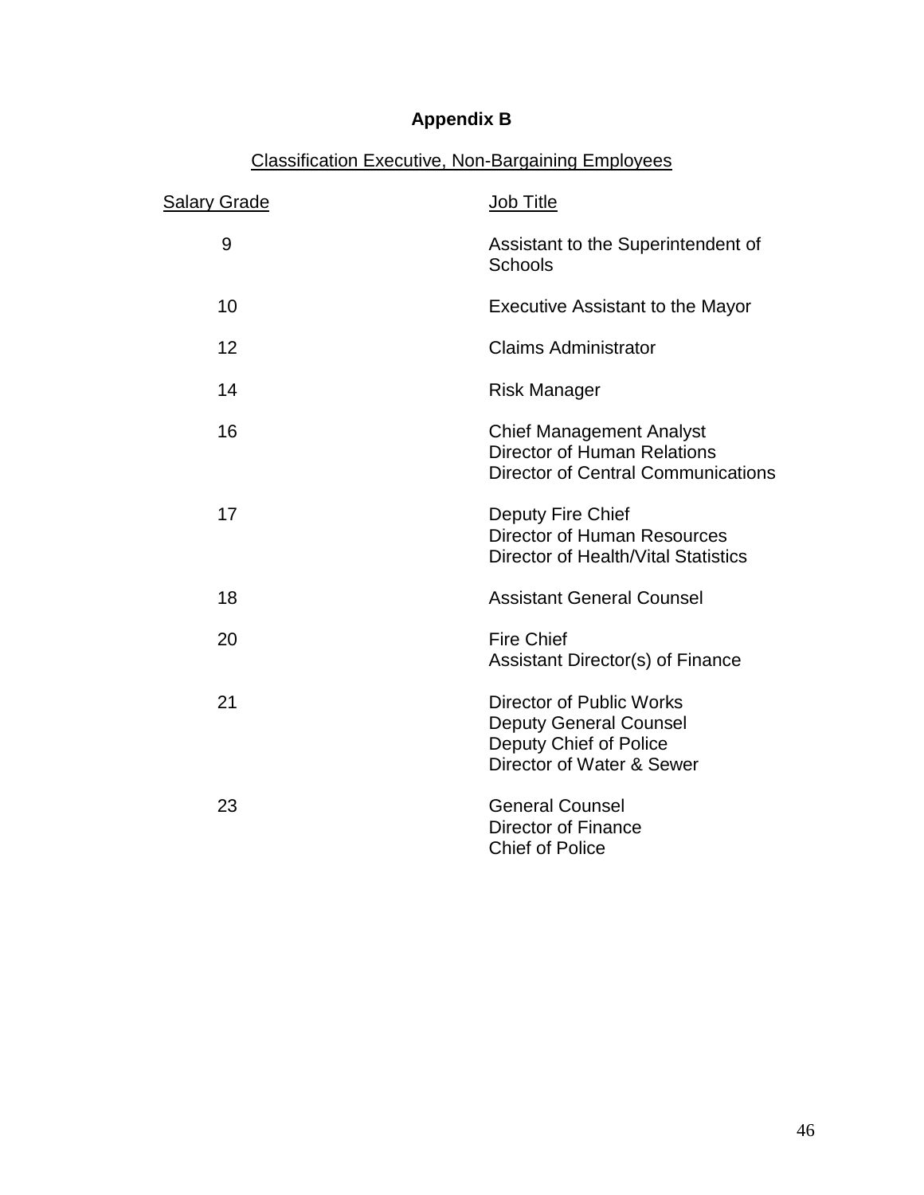# Appendix B

## Classification Executive, Non-Bargaining Employees

| Salary Grade | Job Title |
|---|---|
| 9 | Assistant to the Superintendent of Schools |
| 10 | Executive Assistant to the Mayor |
| 12 | Claims Administrator |
| 14 | Risk Manager |
| 16 | Chief Management Analyst<br>Director of Human Relations<br>Director of Central Communications |
| 17 | Deputy Fire Chief<br>Director of Human Resources<br>Director of Health/Vital Statistics |
| 18 | Assistant General Counsel |
| 20 | Fire Chief<br>Assistant Director(s) of Finance |
| 21 | Director of Public Works<br>Deputy General Counsel<br>Deputy Chief of Police<br>Director of Water & Sewer |
| 23 | General Counsel<br>Director of Finance<br>Chief of Police |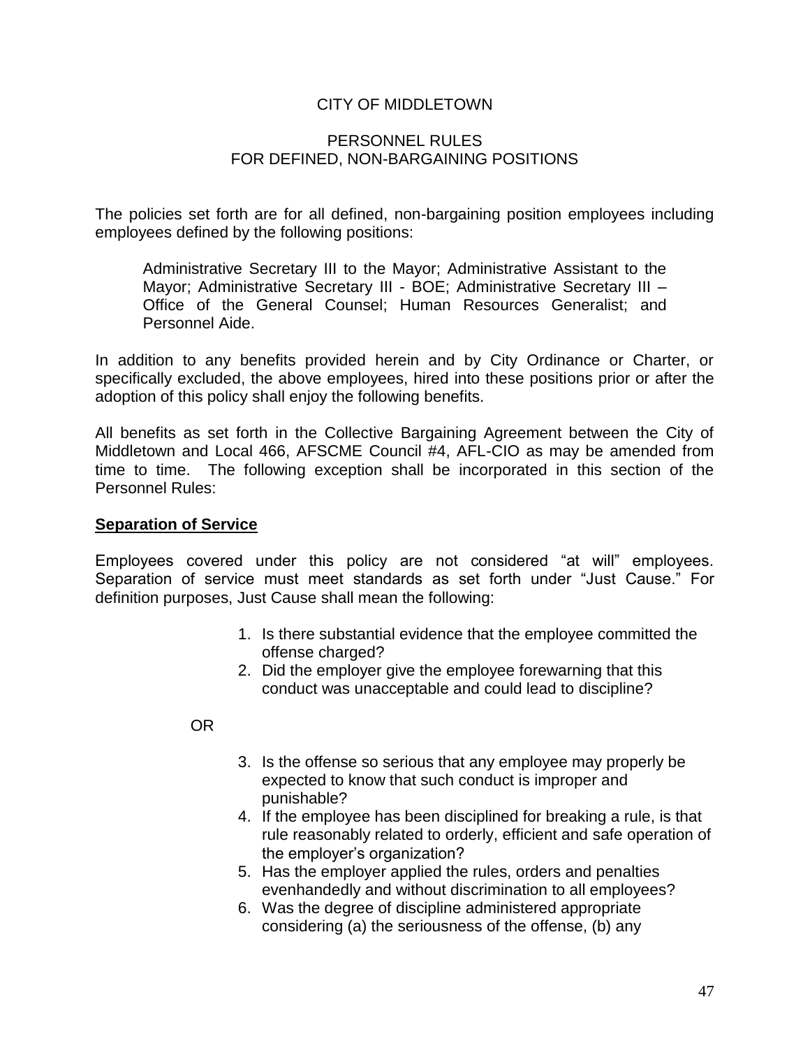CITY OF MIDDLETOWN

PERSONNEL RULES
FOR DEFINED, NON-BARGAINING POSITIONS

The policies set forth are for all defined, non-bargaining position employees including employees defined by the following positions:

> Administrative Secretary III to the Mayor; Administrative Assistant to the Mayor; Administrative Secretary III - BOE; Administrative Secretary III – Office of the General Counsel; Human Resources Generalist; and Personnel Aide.

In addition to any benefits provided herein and by City Ordinance or Charter, or specifically excluded, the above employees, hired into these positions prior or after the adoption of this policy shall enjoy the following benefits.

All benefits as set forth in the Collective Bargaining Agreement between the City of Middletown and Local 466, AFSCME Council #4, AFL-CIO as may be amended from time to time. The following exception shall be incorporated in this section of the Personnel Rules:

**Separation of Service**

Employees covered under this policy are not considered "at will" employees. Separation of service must meet standards as set forth under "Just Cause." For definition purposes, Just Cause shall mean the following:

1. Is there substantial evidence that the employee committed the offense charged?
2. Did the employer give the employee forewarning that this conduct was unacceptable and could lead to discipline?

OR

3. Is the offense so serious that any employee may properly be expected to know that such conduct is improper and punishable?
4. If the employee has been disciplined for breaking a rule, is that rule reasonably related to orderly, efficient and safe operation of the employer's organization?
5. Has the employer applied the rules, orders and penalties evenhandedly and without discrimination to all employees?
6. Was the degree of discipline administered appropriate considering (a) the seriousness of the offense, (b) any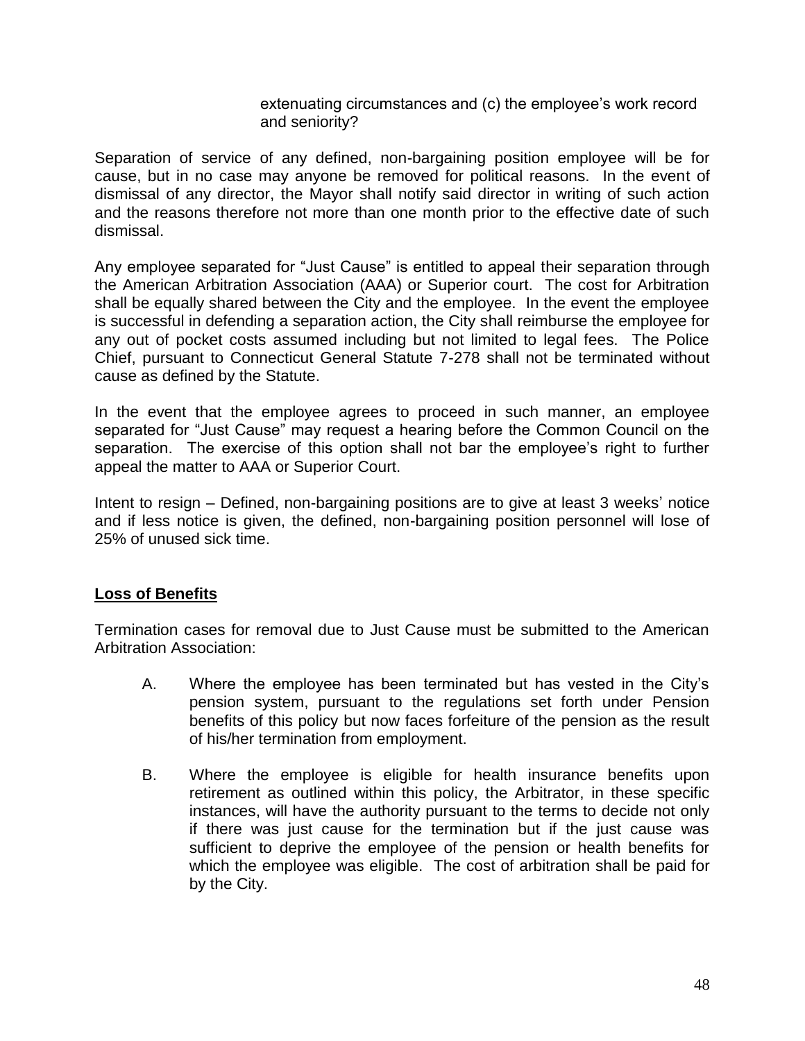extenuating circumstances and (c) the employee's work record and seniority?

Separation of service of any defined, non-bargaining position employee will be for cause, but in no case may anyone be removed for political reasons. In the event of dismissal of any director, the Mayor shall notify said director in writing of such action and the reasons therefore not more than one month prior to the effective date of such dismissal.

Any employee separated for "Just Cause" is entitled to appeal their separation through the American Arbitration Association (AAA) or Superior court. The cost for Arbitration shall be equally shared between the City and the employee. In the event the employee is successful in defending a separation action, the City shall reimburse the employee for any out of pocket costs assumed including but not limited to legal fees. The Police Chief, pursuant to Connecticut General Statute 7-278 shall not be terminated without cause as defined by the Statute.

In the event that the employee agrees to proceed in such manner, an employee separated for "Just Cause" may request a hearing before the Common Council on the separation. The exercise of this option shall not bar the employee's right to further appeal the matter to AAA or Superior Court.

Intent to resign – Defined, non-bargaining positions are to give at least 3 weeks' notice and if less notice is given, the defined, non-bargaining position personnel will lose of 25% of unused sick time.

## **Loss of Benefits**

Termination cases for removal due to Just Cause must be submitted to the American Arbitration Association:

A. Where the employee has been terminated but has vested in the City's pension system, pursuant to the regulations set forth under Pension benefits of this policy but now faces forfeiture of the pension as the result of his/her termination from employment.

B. Where the employee is eligible for health insurance benefits upon retirement as outlined within this policy, the Arbitrator, in these specific instances, will have the authority pursuant to the terms to decide not only if there was just cause for the termination but if the just cause was sufficient to deprive the employee of the pension or health benefits for which the employee was eligible. The cost of arbitration shall be paid for by the City.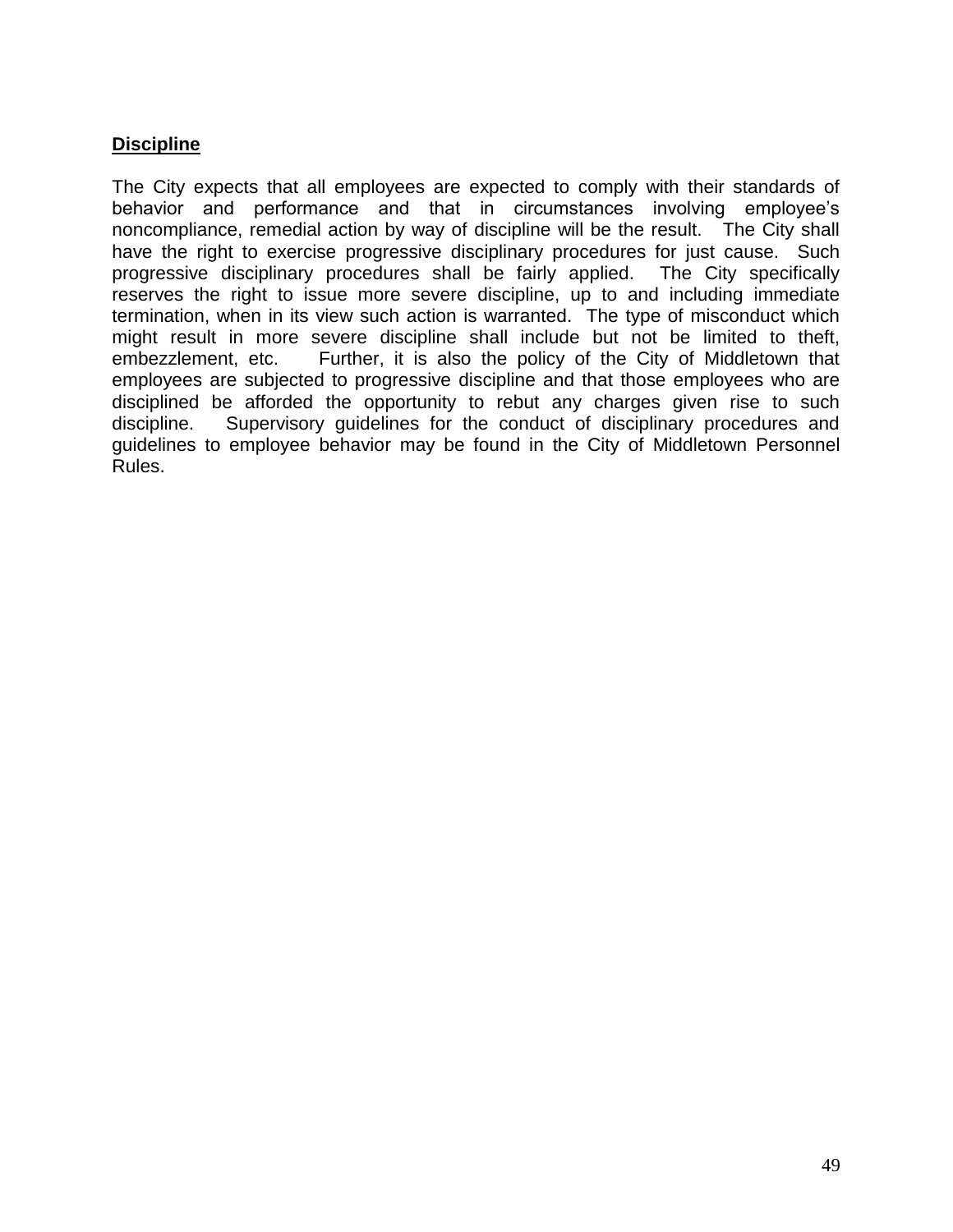**Discipline**

The City expects that all employees are expected to comply with their standards of behavior and performance and that in circumstances involving employee's noncompliance, remedial action by way of discipline will be the result. The City shall have the right to exercise progressive disciplinary procedures for just cause. Such progressive disciplinary procedures shall be fairly applied. The City specifically reserves the right to issue more severe discipline, up to and including immediate termination, when in its view such action is warranted. The type of misconduct which might result in more severe discipline shall include but not be limited to theft, embezzlement, etc. Further, it is also the policy of the City of Middletown that employees are subjected to progressive discipline and that those employees who are disciplined be afforded the opportunity to rebut any charges given rise to such discipline. Supervisory guidelines for the conduct of disciplinary procedures and guidelines to employee behavior may be found in the City of Middletown Personnel Rules.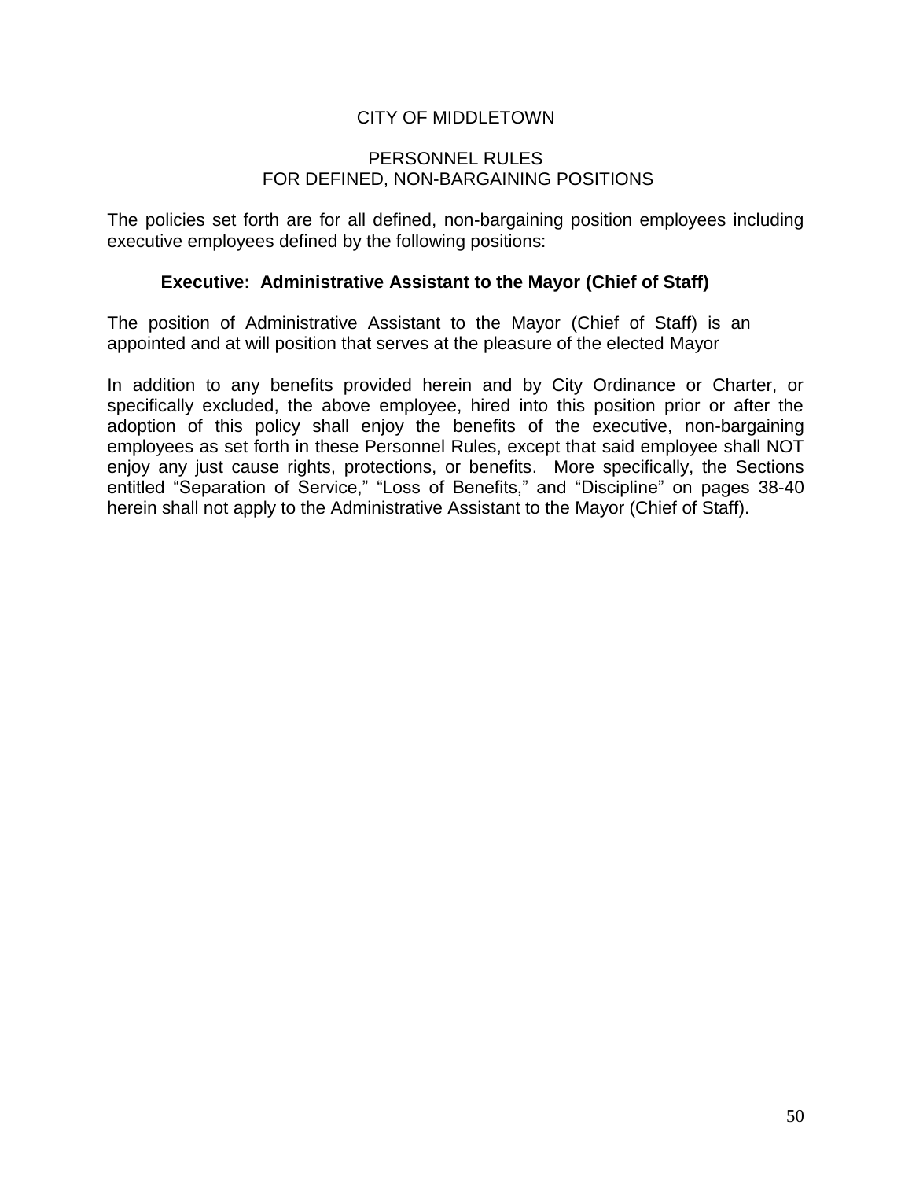CITY OF MIDDLETOWN

PERSONNEL RULES
FOR DEFINED, NON-BARGAINING POSITIONS

The policies set forth are for all defined, non-bargaining position employees including executive employees defined by the following positions:

**Executive: Administrative Assistant to the Mayor (Chief of Staff)**

The position of Administrative Assistant to the Mayor (Chief of Staff) is an appointed and at will position that serves at the pleasure of the elected Mayor

In addition to any benefits provided herein and by City Ordinance or Charter, or specifically excluded, the above employee, hired into this position prior or after the adoption of this policy shall enjoy the benefits of the executive, non-bargaining employees as set forth in these Personnel Rules, except that said employee shall NOT enjoy any just cause rights, protections, or benefits. More specifically, the Sections entitled "Separation of Service," "Loss of Benefits," and "Discipline" on pages 38-40 herein shall not apply to the Administrative Assistant to the Mayor (Chief of Staff).